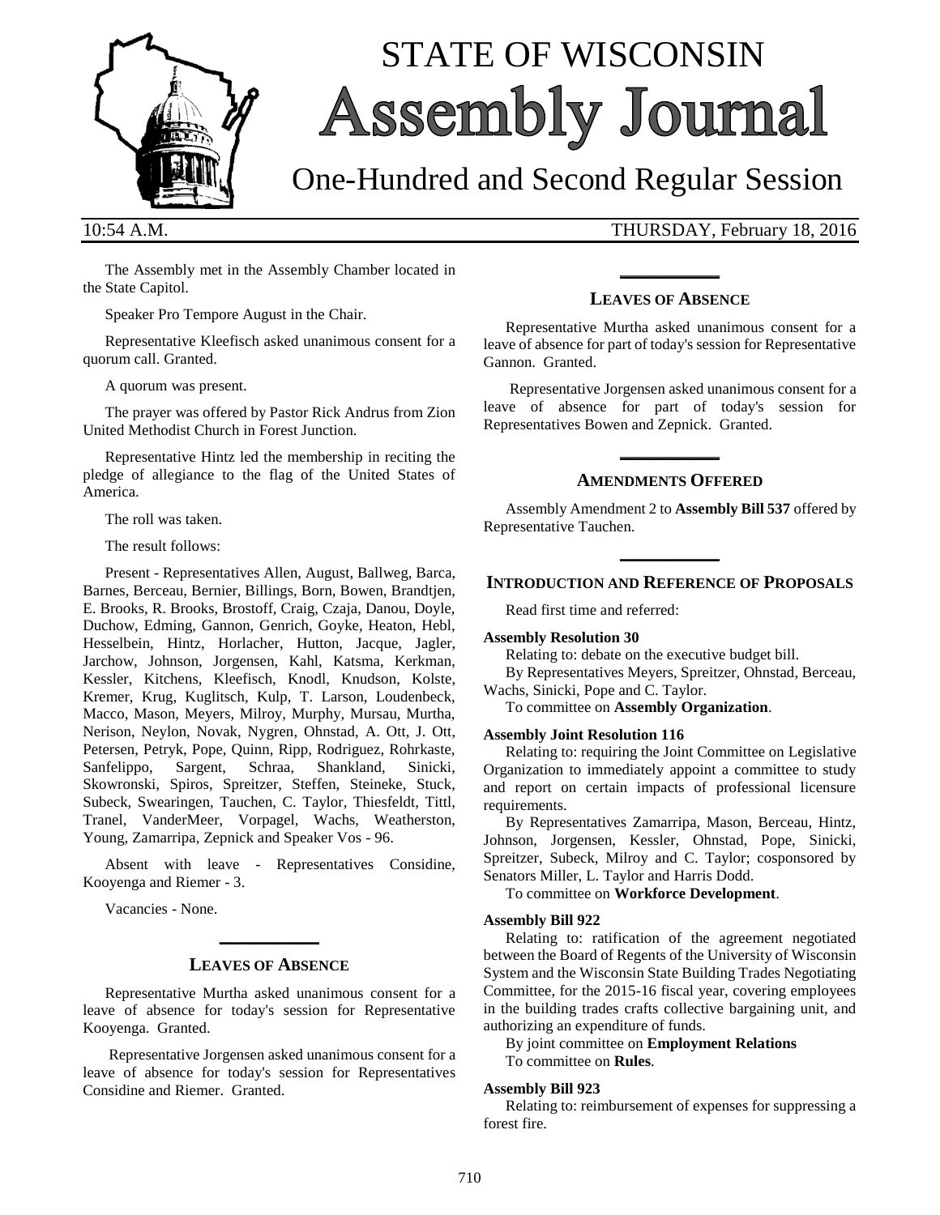# STATE OF WISCONSIN Assembly Journal

## One-Hundred and Second Regular Session

10:54 A.M. THURSDAY, February 18, 2016

The Assembly met in the Assembly Chamber located in the State Capitol.

Speaker Pro Tempore August in the Chair.

Representative Kleefisch asked unanimous consent for a quorum call. Granted.

A quorum was present.

The prayer was offered by Pastor Rick Andrus from Zion United Methodist Church in Forest Junction.

Representative Hintz led the membership in reciting the pledge of allegiance to the flag of the United States of America.

The roll was taken.

The result follows:

Present - Representatives Allen, August, Ballweg, Barca, Barnes, Berceau, Bernier, Billings, Born, Bowen, Brandtjen, E. Brooks, R. Brooks, Brostoff, Craig, Czaja, Danou, Doyle, Duchow, Edming, Gannon, Genrich, Goyke, Heaton, Hebl, Hesselbein, Hintz, Horlacher, Hutton, Jacque, Jagler, Jarchow, Johnson, Jorgensen, Kahl, Katsma, Kerkman, Kessler, Kitchens, Kleefisch, Knodl, Knudson, Kolste, Kremer, Krug, Kuglitsch, Kulp, T. Larson, Loudenbeck, Macco, Mason, Meyers, Milroy, Murphy, Mursau, Murtha, Nerison, Neylon, Novak, Nygren, Ohnstad, A. Ott, J. Ott, Petersen, Petryk, Pope, Quinn, Ripp, Rodriguez, Rohrkaste, Sanfelippo, Sargent, Schraa, Shankland, Sinicki, Skowronski, Spiros, Spreitzer, Steffen, Steineke, Stuck, Subeck, Swearingen, Tauchen, C. Taylor, Thiesfeldt, Tittl, Tranel, VanderMeer, Vorpagel, Wachs, Weatherston, Young, Zamarripa, Zepnick and Speaker Vos - 96.

Absent with leave - Representatives Considine, Kooyenga and Riemer - 3.

Vacancies - None.

## LEAVES OF ABSENCE

Representative Murtha asked unanimous consent for a leave of absence for today's session for Representative Kooyenga. Granted.

Representative Jorgensen asked unanimous consent for a leave of absence for today's session for Representatives Considine and Riemer. Granted.

## LEAVES OF ABSENCE

Representative Murtha asked unanimous consent for a leave of absence for part of today's session for Representative Gannon. Granted.

Representative Jorgensen asked unanimous consent for a leave of absence for part of today's session for Representatives Bowen and Zepnick. Granted.

## AMENDMENTS OFFERED

Assembly Amendment 2 to **Assembly Bill 537** offered by Representative Tauchen.

## INTRODUCTION AND REFERENCE OF PROPOSALS

Read first time and referred:

**Assembly Resolution 30**

Relating to: debate on the executive budget bill.

By Representatives Meyers, Spreitzer, Ohnstad, Berceau, Wachs, Sinicki, Pope and C. Taylor.

To committee on **Assembly Organization**.

**Assembly Joint Resolution 116**

Relating to: requiring the Joint Committee on Legislative Organization to immediately appoint a committee to study and report on certain impacts of professional licensure requirements.

By Representatives Zamarripa, Mason, Berceau, Hintz, Johnson, Jorgensen, Kessler, Ohnstad, Pope, Sinicki, Spreitzer, Subeck, Milroy and C. Taylor; cosponsored by Senators Miller, L. Taylor and Harris Dodd.

To committee on **Workforce Development**.

**Assembly Bill 922**

Relating to: ratification of the agreement negotiated between the Board of Regents of the University of Wisconsin System and the Wisconsin State Building Trades Negotiating Committee, for the 2015-16 fiscal year, covering employees in the building trades crafts collective bargaining unit, and authorizing an expenditure of funds.

By joint committee on **Employment Relations**

To committee on **Rules**.

**Assembly Bill 923**

Relating to: reimbursement of expenses for suppressing a forest fire.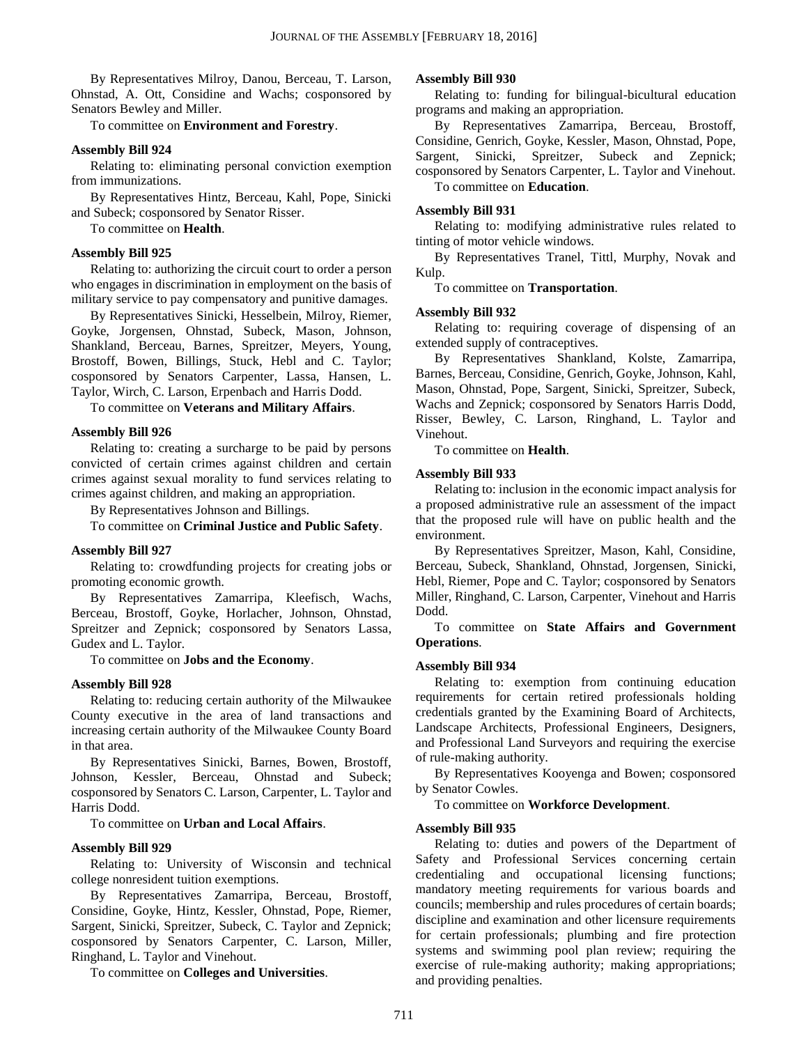By Representatives Milroy, Danou, Berceau, T. Larson, Ohnstad, A. Ott, Considine and Wachs; cosponsored by Senators Bewley and Miller.

To committee on **Environment and Forestry**.

**Assembly Bill 924**

Relating to: eliminating personal conviction exemption from immunizations.

By Representatives Hintz, Berceau, Kahl, Pope, Sinicki and Subeck; cosponsored by Senator Risser.

To committee on **Health**.

**Assembly Bill 925**

Relating to: authorizing the circuit court to order a person who engages in discrimination in employment on the basis of military service to pay compensatory and punitive damages.

By Representatives Sinicki, Hesselbein, Milroy, Riemer, Goyke, Jorgensen, Ohnstad, Subeck, Mason, Johnson, Shankland, Berceau, Barnes, Spreitzer, Meyers, Young, Brostoff, Bowen, Billings, Stuck, Hebl and C. Taylor; cosponsored by Senators Carpenter, Lassa, Hansen, L. Taylor, Wirch, C. Larson, Erpenbach and Harris Dodd.

To committee on **Veterans and Military Affairs**.

**Assembly Bill 926**

Relating to: creating a surcharge to be paid by persons convicted of certain crimes against children and certain crimes against sexual morality to fund services relating to crimes against children, and making an appropriation.

By Representatives Johnson and Billings.

To committee on **Criminal Justice and Public Safety**.

**Assembly Bill 927**

Relating to: crowdfunding projects for creating jobs or promoting economic growth.

By Representatives Zamarripa, Kleefisch, Wachs, Berceau, Brostoff, Goyke, Horlacher, Johnson, Ohnstad, Spreitzer and Zepnick; cosponsored by Senators Lassa, Gudex and L. Taylor.

To committee on **Jobs and the Economy**.

**Assembly Bill 928**

Relating to: reducing certain authority of the Milwaukee County executive in the area of land transactions and increasing certain authority of the Milwaukee County Board in that area.

By Representatives Sinicki, Barnes, Bowen, Brostoff, Johnson, Kessler, Berceau, Ohnstad and Subeck; cosponsored by Senators C. Larson, Carpenter, L. Taylor and Harris Dodd.

To committee on **Urban and Local Affairs**.

**Assembly Bill 929**

Relating to: University of Wisconsin and technical college nonresident tuition exemptions.

By Representatives Zamarripa, Berceau, Brostoff, Considine, Goyke, Hintz, Kessler, Ohnstad, Pope, Riemer, Sargent, Sinicki, Spreitzer, Subeck, C. Taylor and Zepnick; cosponsored by Senators Carpenter, C. Larson, Miller, Ringhand, L. Taylor and Vinehout.

To committee on **Colleges and Universities**.

**Assembly Bill 930**

Relating to: funding for bilingual-bicultural education programs and making an appropriation.

By Representatives Zamarripa, Berceau, Brostoff, Considine, Genrich, Goyke, Kessler, Mason, Ohnstad, Pope, Sargent, Sinicki, Spreitzer, Subeck and Zepnick; cosponsored by Senators Carpenter, L. Taylor and Vinehout.

To committee on **Education**.

**Assembly Bill 931**

Relating to: modifying administrative rules related to tinting of motor vehicle windows.

By Representatives Tranel, Tittl, Murphy, Novak and Kulp.

To committee on **Transportation**.

**Assembly Bill 932**

Relating to: requiring coverage of dispensing of an extended supply of contraceptives.

By Representatives Shankland, Kolste, Zamarripa, Barnes, Berceau, Considine, Genrich, Goyke, Johnson, Kahl, Mason, Ohnstad, Pope, Sargent, Sinicki, Spreitzer, Subeck, Wachs and Zepnick; cosponsored by Senators Harris Dodd, Risser, Bewley, C. Larson, Ringhand, L. Taylor and Vinehout.

To committee on **Health**.

**Assembly Bill 933**

Relating to: inclusion in the economic impact analysis for a proposed administrative rule an assessment of the impact that the proposed rule will have on public health and the environment.

By Representatives Spreitzer, Mason, Kahl, Considine, Berceau, Subeck, Shankland, Ohnstad, Jorgensen, Sinicki, Hebl, Riemer, Pope and C. Taylor; cosponsored by Senators Miller, Ringhand, C. Larson, Carpenter, Vinehout and Harris Dodd.

To committee on **State Affairs and Government Operations**.

**Assembly Bill 934**

Relating to: exemption from continuing education requirements for certain retired professionals holding credentials granted by the Examining Board of Architects, Landscape Architects, Professional Engineers, Designers, and Professional Land Surveyors and requiring the exercise of rule-making authority.

By Representatives Kooyenga and Bowen; cosponsored by Senator Cowles.

To committee on **Workforce Development**.

**Assembly Bill 935**

Relating to: duties and powers of the Department of Safety and Professional Services concerning certain credentialing and occupational licensing functions; mandatory meeting requirements for various boards and councils; membership and rules procedures of certain boards; discipline and examination and other licensure requirements for certain professionals; plumbing and fire protection systems and swimming pool plan review; requiring the exercise of rule-making authority; making appropriations; and providing penalties.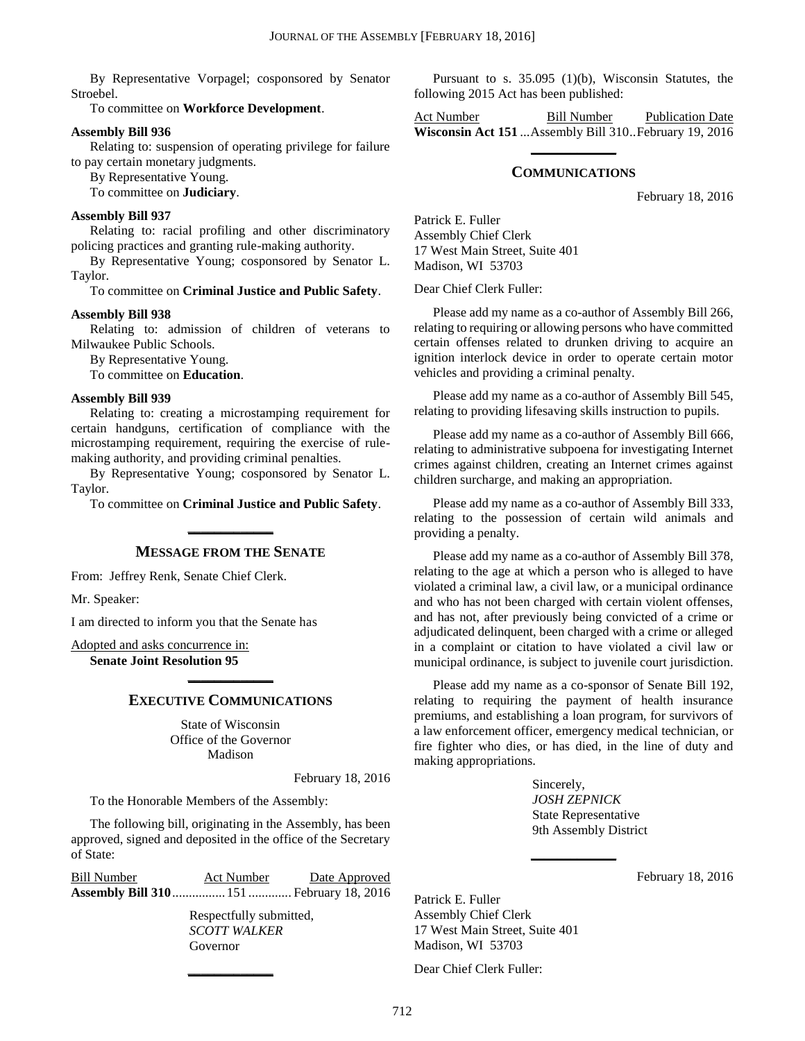By Representative Vorpagel; cosponsored by Senator Stroebel.

To committee on **Workforce Development**.

**Assembly Bill 936**

Relating to: suspension of operating privilege for failure to pay certain monetary judgments.

By Representative Young.

To committee on **Judiciary**.

**Assembly Bill 937**

Relating to: racial profiling and other discriminatory policing practices and granting rule-making authority.

By Representative Young; cosponsored by Senator L. Taylor.

To committee on **Criminal Justice and Public Safety**.

**Assembly Bill 938**

Relating to: admission of children of veterans to Milwaukee Public Schools.

By Representative Young.

To committee on **Education**.

**Assembly Bill 939**

Relating to: creating a microstamping requirement for certain handguns, certification of compliance with the microstamping requirement, requiring the exercise of rule-making authority, and providing criminal penalties.

By Representative Young; cosponsored by Senator L. Taylor.

To committee on **Criminal Justice and Public Safety**.

## MESSAGE FROM THE SENATE

From: Jeffrey Renk, Senate Chief Clerk.

Mr. Speaker:

I am directed to inform you that the Senate has

Adopted and asks concurrence in:

**Senate Joint Resolution 95**

## EXECUTIVE COMMUNICATIONS

State of Wisconsin
Office of the Governor
Madison

February 18, 2016

To the Honorable Members of the Assembly:

The following bill, originating in the Assembly, has been approved, signed and deposited in the office of the Secretary of State:

| Bill Number | Act Number | Date Approved |
|---|---|---|
| **Assembly Bill 310** | 151 | February 18, 2016 |

Respectfully submitted,
*SCOTT WALKER*
Governor

Pursuant to s. 35.095 (1)(b), Wisconsin Statutes, the following 2015 Act has been published:

| Act Number | Bill Number | Publication Date |
|---|---|---|
| **Wisconsin Act 151** | Assembly Bill 310 | February 19, 2016 |

## COMMUNICATIONS

February 18, 2016

Patrick E. Fuller
Assembly Chief Clerk
17 West Main Street, Suite 401
Madison, WI 53703

Dear Chief Clerk Fuller:

Please add my name as a co-author of Assembly Bill 266, relating to requiring or allowing persons who have committed certain offenses related to drunken driving to acquire an ignition interlock device in order to operate certain motor vehicles and providing a criminal penalty.

Please add my name as a co-author of Assembly Bill 545, relating to providing lifesaving skills instruction to pupils.

Please add my name as a co-author of Assembly Bill 666, relating to administrative subpoena for investigating Internet crimes against children, creating an Internet crimes against children surcharge, and making an appropriation.

Please add my name as a co-author of Assembly Bill 333, relating to the possession of certain wild animals and providing a penalty.

Please add my name as a co-author of Assembly Bill 378, relating to the age at which a person who is alleged to have violated a criminal law, a civil law, or a municipal ordinance and who has not been charged with certain violent offenses, and has not, after previously being convicted of a crime or adjudicated delinquent, been charged with a crime or alleged in a complaint or citation to have violated a civil law or municipal ordinance, is subject to juvenile court jurisdiction.

Please add my name as a co-sponsor of Senate Bill 192, relating to requiring the payment of health insurance premiums, and establishing a loan program, for survivors of a law enforcement officer, emergency medical technician, or fire fighter who dies, or has died, in the line of duty and making appropriations.

Sincerely,
*JOSH ZEPNICK*
State Representative
9th Assembly District

February 18, 2016

Patrick E. Fuller
Assembly Chief Clerk
17 West Main Street, Suite 401
Madison, WI 53703

Dear Chief Clerk Fuller: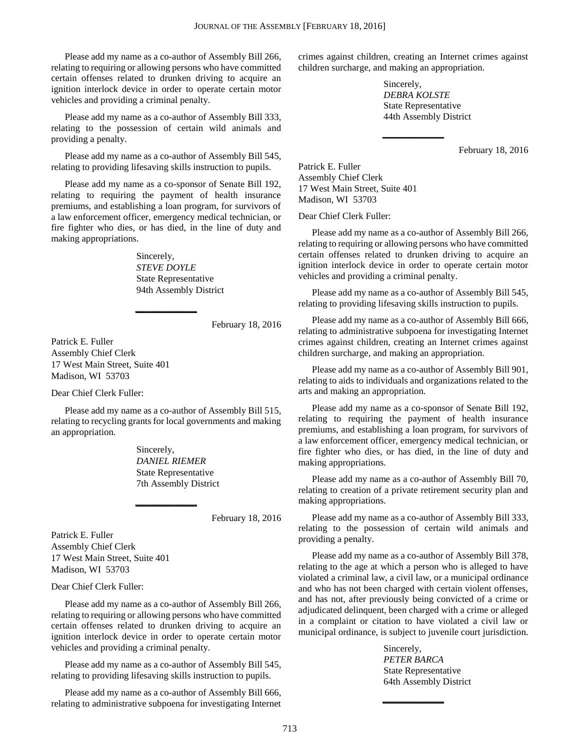Please add my name as a co-author of Assembly Bill 266, relating to requiring or allowing persons who have committed certain offenses related to drunken driving to acquire an ignition interlock device in order to operate certain motor vehicles and providing a criminal penalty.

Please add my name as a co-author of Assembly Bill 333, relating to the possession of certain wild animals and providing a penalty.

Please add my name as a co-author of Assembly Bill 545, relating to providing lifesaving skills instruction to pupils.

Please add my name as a co-sponsor of Senate Bill 192, relating to requiring the payment of health insurance premiums, and establishing a loan program, for survivors of a law enforcement officer, emergency medical technician, or fire fighter who dies, or has died, in the line of duty and making appropriations.

Sincerely,
*STEVE DOYLE*
State Representative
94th Assembly District

---

February 18, 2016

Patrick E. Fuller
Assembly Chief Clerk
17 West Main Street, Suite 401
Madison, WI 53703

Dear Chief Clerk Fuller:

Please add my name as a co-author of Assembly Bill 515, relating to recycling grants for local governments and making an appropriation.

Sincerely,
*DANIEL RIEMER*
State Representative
7th Assembly District

---

February 18, 2016

Patrick E. Fuller
Assembly Chief Clerk
17 West Main Street, Suite 401
Madison, WI 53703

Dear Chief Clerk Fuller:

Please add my name as a co-author of Assembly Bill 266, relating to requiring or allowing persons who have committed certain offenses related to drunken driving to acquire an ignition interlock device in order to operate certain motor vehicles and providing a criminal penalty.

Please add my name as a co-author of Assembly Bill 545, relating to providing lifesaving skills instruction to pupils.

Please add my name as a co-author of Assembly Bill 666, relating to administrative subpoena for investigating Internet crimes against children, creating an Internet crimes against children surcharge, and making an appropriation.

Sincerely,
*DEBRA KOLSTE*
State Representative
44th Assembly District

---

February 18, 2016

Patrick E. Fuller
Assembly Chief Clerk
17 West Main Street, Suite 401
Madison, WI 53703

Dear Chief Clerk Fuller:

Please add my name as a co-author of Assembly Bill 266, relating to requiring or allowing persons who have committed certain offenses related to drunken driving to acquire an ignition interlock device in order to operate certain motor vehicles and providing a criminal penalty.

Please add my name as a co-author of Assembly Bill 545, relating to providing lifesaving skills instruction to pupils.

Please add my name as a co-author of Assembly Bill 666, relating to administrative subpoena for investigating Internet crimes against children, creating an Internet crimes against children surcharge, and making an appropriation.

Please add my name as a co-author of Assembly Bill 901, relating to aids to individuals and organizations related to the arts and making an appropriation.

Please add my name as a co-sponsor of Senate Bill 192, relating to requiring the payment of health insurance premiums, and establishing a loan program, for survivors of a law enforcement officer, emergency medical technician, or fire fighter who dies, or has died, in the line of duty and making appropriations.

Please add my name as a co-author of Assembly Bill 70, relating to creation of a private retirement security plan and making appropriations.

Please add my name as a co-author of Assembly Bill 333, relating to the possession of certain wild animals and providing a penalty.

Please add my name as a co-author of Assembly Bill 378, relating to the age at which a person who is alleged to have violated a criminal law, a civil law, or a municipal ordinance and who has not been charged with certain violent offenses, and has not, after previously being convicted of a crime or adjudicated delinquent, been charged with a crime or alleged in a complaint or citation to have violated a civil law or municipal ordinance, is subject to juvenile court jurisdiction.

Sincerely,
*PETER BARCA*
State Representative
64th Assembly District

---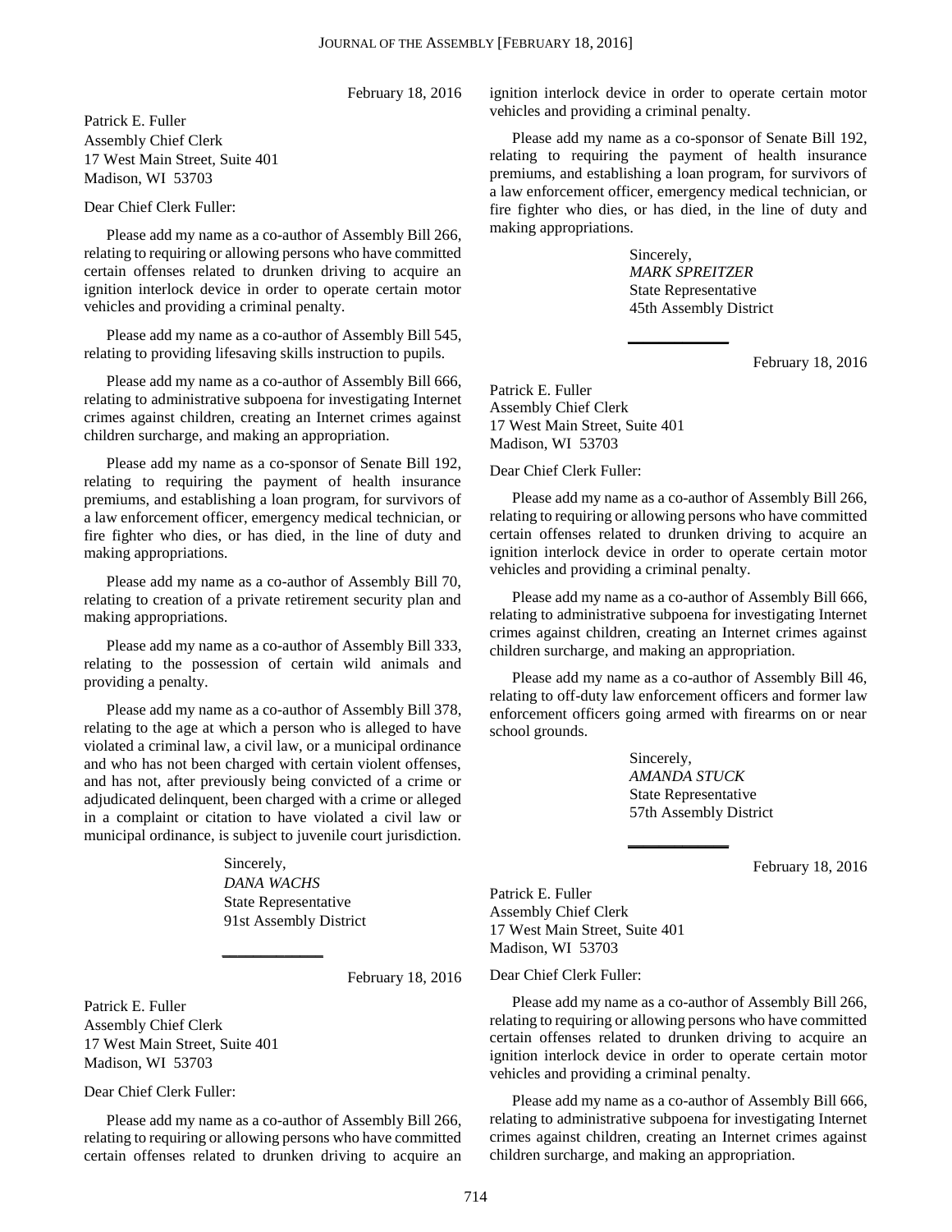February 18, 2016

Patrick E. Fuller
Assembly Chief Clerk
17 West Main Street, Suite 401
Madison, WI 53703

Dear Chief Clerk Fuller:

Please add my name as a co-author of Assembly Bill 266, relating to requiring or allowing persons who have committed certain offenses related to drunken driving to acquire an ignition interlock device in order to operate certain motor vehicles and providing a criminal penalty.

Please add my name as a co-author of Assembly Bill 545, relating to providing lifesaving skills instruction to pupils.

Please add my name as a co-author of Assembly Bill 666, relating to administrative subpoena for investigating Internet crimes against children, creating an Internet crimes against children surcharge, and making an appropriation.

Please add my name as a co-sponsor of Senate Bill 192, relating to requiring the payment of health insurance premiums, and establishing a loan program, for survivors of a law enforcement officer, emergency medical technician, or fire fighter who dies, or has died, in the line of duty and making appropriations.

Please add my name as a co-author of Assembly Bill 70, relating to creation of a private retirement security plan and making appropriations.

Please add my name as a co-author of Assembly Bill 333, relating to the possession of certain wild animals and providing a penalty.

Please add my name as a co-author of Assembly Bill 378, relating to the age at which a person who is alleged to have violated a criminal law, a civil law, or a municipal ordinance and who has not been charged with certain violent offenses, and has not, after previously being convicted of a crime or adjudicated delinquent, been charged with a crime or alleged in a complaint or citation to have violated a civil law or municipal ordinance, is subject to juvenile court jurisdiction.

Sincerely,
*DANA WACHS*
State Representative
91st Assembly District

---

February 18, 2016

Patrick E. Fuller
Assembly Chief Clerk
17 West Main Street, Suite 401
Madison, WI 53703

Dear Chief Clerk Fuller:

Please add my name as a co-author of Assembly Bill 266, relating to requiring or allowing persons who have committed certain offenses related to drunken driving to acquire an ignition interlock device in order to operate certain motor vehicles and providing a criminal penalty.

Please add my name as a co-sponsor of Senate Bill 192, relating to requiring the payment of health insurance premiums, and establishing a loan program, for survivors of a law enforcement officer, emergency medical technician, or fire fighter who dies, or has died, in the line of duty and making appropriations.

Sincerely,
*MARK SPREITZER*
State Representative
45th Assembly District

---

February 18, 2016

Patrick E. Fuller
Assembly Chief Clerk
17 West Main Street, Suite 401
Madison, WI 53703

Dear Chief Clerk Fuller:

Please add my name as a co-author of Assembly Bill 266, relating to requiring or allowing persons who have committed certain offenses related to drunken driving to acquire an ignition interlock device in order to operate certain motor vehicles and providing a criminal penalty.

Please add my name as a co-author of Assembly Bill 666, relating to administrative subpoena for investigating Internet crimes against children, creating an Internet crimes against children surcharge, and making an appropriation.

Please add my name as a co-author of Assembly Bill 46, relating to off-duty law enforcement officers and former law enforcement officers going armed with firearms on or near school grounds.

Sincerely,
*AMANDA STUCK*
State Representative
57th Assembly District

---

February 18, 2016

Patrick E. Fuller
Assembly Chief Clerk
17 West Main Street, Suite 401
Madison, WI 53703

Dear Chief Clerk Fuller:

Please add my name as a co-author of Assembly Bill 266, relating to requiring or allowing persons who have committed certain offenses related to drunken driving to acquire an ignition interlock device in order to operate certain motor vehicles and providing a criminal penalty.

Please add my name as a co-author of Assembly Bill 666, relating to administrative subpoena for investigating Internet crimes against children, creating an Internet crimes against children surcharge, and making an appropriation.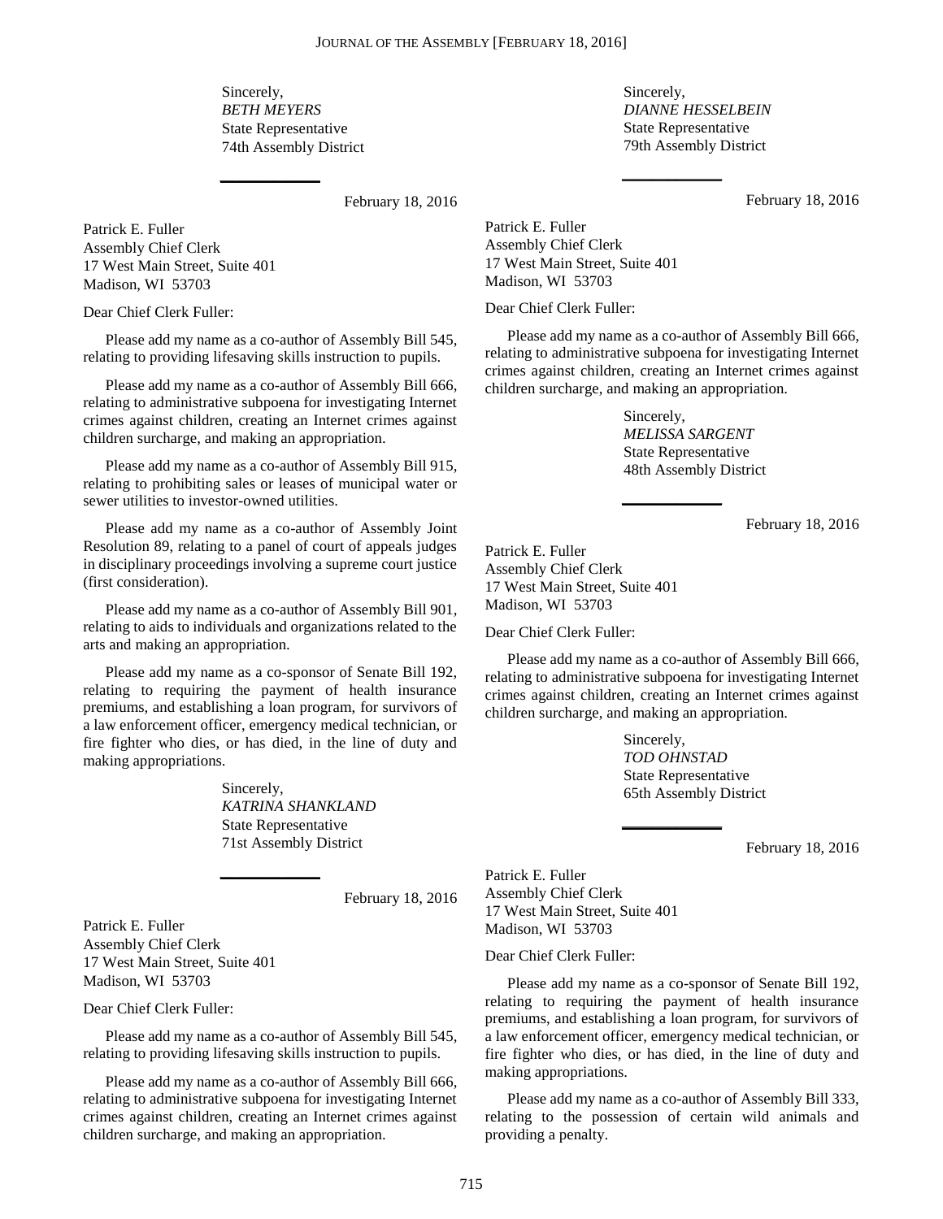Sincerely,
*BETH MEYERS*
State Representative
74th Assembly District

February 18, 2016

Patrick E. Fuller
Assembly Chief Clerk
17 West Main Street, Suite 401
Madison, WI 53703

Dear Chief Clerk Fuller:

Please add my name as a co-author of Assembly Bill 545, relating to providing lifesaving skills instruction to pupils.

Please add my name as a co-author of Assembly Bill 666, relating to administrative subpoena for investigating Internet crimes against children, creating an Internet crimes against children surcharge, and making an appropriation.

Please add my name as a co-author of Assembly Bill 915, relating to prohibiting sales or leases of municipal water or sewer utilities to investor-owned utilities.

Please add my name as a co-author of Assembly Joint Resolution 89, relating to a panel of court of appeals judges in disciplinary proceedings involving a supreme court justice (first consideration).

Please add my name as a co-author of Assembly Bill 901, relating to aids to individuals and organizations related to the arts and making an appropriation.

Please add my name as a co-sponsor of Senate Bill 192, relating to requiring the payment of health insurance premiums, and establishing a loan program, for survivors of a law enforcement officer, emergency medical technician, or fire fighter who dies, or has died, in the line of duty and making appropriations.

Sincerely,
*KATRINA SHANKLAND*
State Representative
71st Assembly District

February 18, 2016

Patrick E. Fuller
Assembly Chief Clerk
17 West Main Street, Suite 401
Madison, WI 53703

Dear Chief Clerk Fuller:

Please add my name as a co-author of Assembly Bill 545, relating to providing lifesaving skills instruction to pupils.

Please add my name as a co-author of Assembly Bill 666, relating to administrative subpoena for investigating Internet crimes against children, creating an Internet crimes against children surcharge, and making an appropriation.

Sincerely,
*DIANNE HESSELBEIN*
State Representative
79th Assembly District

February 18, 2016

Patrick E. Fuller
Assembly Chief Clerk
17 West Main Street, Suite 401
Madison, WI 53703

Dear Chief Clerk Fuller:

Please add my name as a co-author of Assembly Bill 666, relating to administrative subpoena for investigating Internet crimes against children, creating an Internet crimes against children surcharge, and making an appropriation.

Sincerely,
*MELISSA SARGENT*
State Representative
48th Assembly District

February 18, 2016

Patrick E. Fuller
Assembly Chief Clerk
17 West Main Street, Suite 401
Madison, WI 53703

Dear Chief Clerk Fuller:

Please add my name as a co-author of Assembly Bill 666, relating to administrative subpoena for investigating Internet crimes against children, creating an Internet crimes against children surcharge, and making an appropriation.

Sincerely,
*TOD OHNSTAD*
State Representative
65th Assembly District

February 18, 2016

Patrick E. Fuller
Assembly Chief Clerk
17 West Main Street, Suite 401
Madison, WI 53703

Dear Chief Clerk Fuller:

Please add my name as a co-sponsor of Senate Bill 192, relating to requiring the payment of health insurance premiums, and establishing a loan program, for survivors of a law enforcement officer, emergency medical technician, or fire fighter who dies, or has died, in the line of duty and making appropriations.

Please add my name as a co-author of Assembly Bill 333, relating to the possession of certain wild animals and providing a penalty.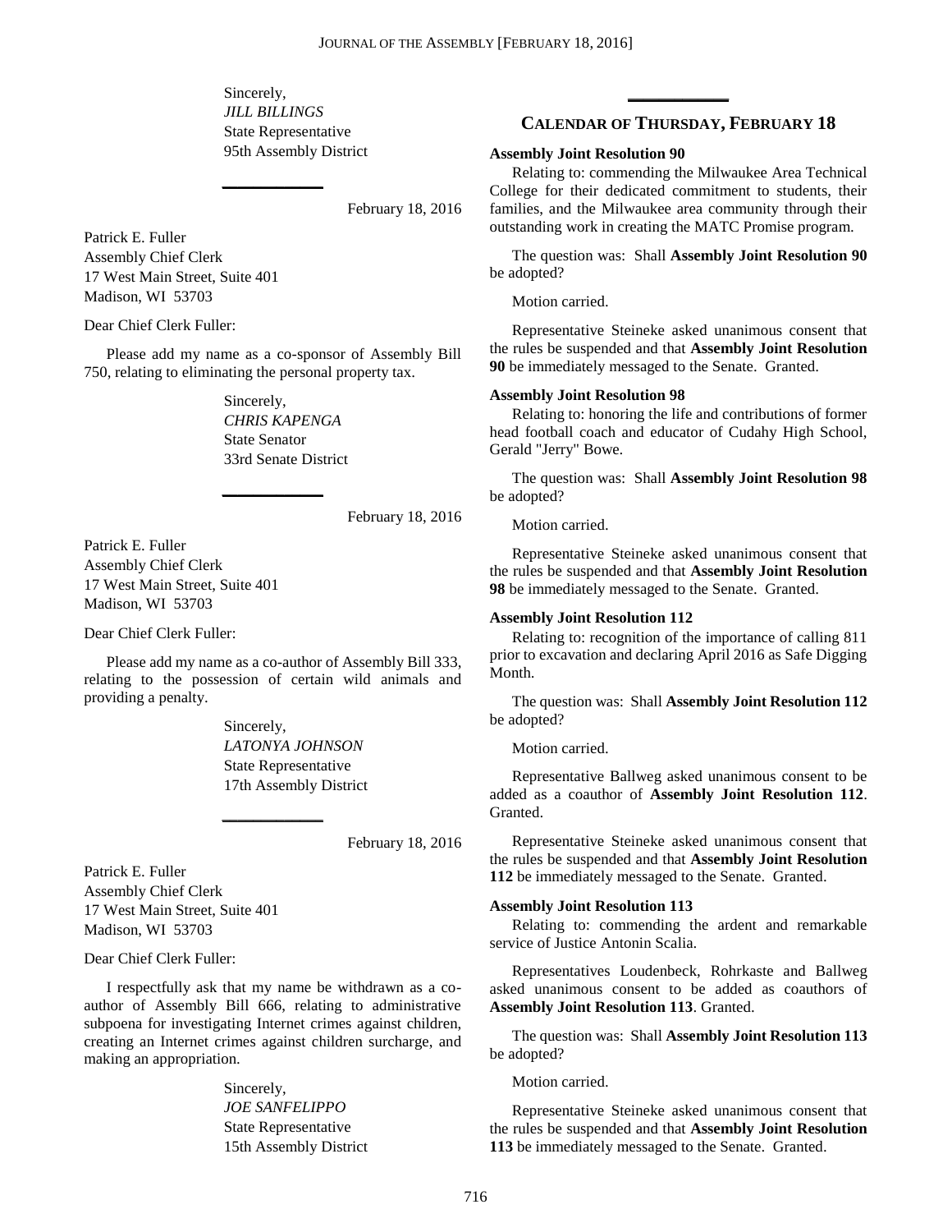Sincerely,
*JILL BILLINGS*
State Representative
95th Assembly District

---

February 18, 2016

Patrick E. Fuller
Assembly Chief Clerk
17 West Main Street, Suite 401
Madison, WI 53703

Dear Chief Clerk Fuller:

Please add my name as a co-sponsor of Assembly Bill 750, relating to eliminating the personal property tax.

Sincerely,
*CHRIS KAPENGA*
State Senator
33rd Senate District

---

February 18, 2016

Patrick E. Fuller
Assembly Chief Clerk
17 West Main Street, Suite 401
Madison, WI 53703

Dear Chief Clerk Fuller:

Please add my name as a co-author of Assembly Bill 333, relating to the possession of certain wild animals and providing a penalty.

Sincerely,
*LATONYA JOHNSON*
State Representative
17th Assembly District

---

February 18, 2016

Patrick E. Fuller
Assembly Chief Clerk
17 West Main Street, Suite 401
Madison, WI 53703

Dear Chief Clerk Fuller:

I respectfully ask that my name be withdrawn as a co-author of Assembly Bill 666, relating to administrative subpoena for investigating Internet crimes against children, creating an Internet crimes against children surcharge, and making an appropriation.

Sincerely,
*JOE SANFELIPPO*
State Representative
15th Assembly District

---

## CALENDAR OF THURSDAY, FEBRUARY 18

**Assembly Joint Resolution 90**

Relating to: commending the Milwaukee Area Technical College for their dedicated commitment to students, their families, and the Milwaukee area community through their outstanding work in creating the MATC Promise program.

The question was: Shall **Assembly Joint Resolution 90** be adopted?

Motion carried.

Representative Steineke asked unanimous consent that the rules be suspended and that **Assembly Joint Resolution 90** be immediately messaged to the Senate. Granted.

**Assembly Joint Resolution 98**

Relating to: honoring the life and contributions of former head football coach and educator of Cudahy High School, Gerald "Jerry" Bowe.

The question was: Shall **Assembly Joint Resolution 98** be adopted?

Motion carried.

Representative Steineke asked unanimous consent that the rules be suspended and that **Assembly Joint Resolution 98** be immediately messaged to the Senate. Granted.

**Assembly Joint Resolution 112**

Relating to: recognition of the importance of calling 811 prior to excavation and declaring April 2016 as Safe Digging Month.

The question was: Shall **Assembly Joint Resolution 112** be adopted?

Motion carried.

Representative Ballweg asked unanimous consent to be added as a coauthor of **Assembly Joint Resolution 112**. Granted.

Representative Steineke asked unanimous consent that the rules be suspended and that **Assembly Joint Resolution 112** be immediately messaged to the Senate. Granted.

**Assembly Joint Resolution 113**

Relating to: commending the ardent and remarkable service of Justice Antonin Scalia.

Representatives Loudenbeck, Rohrkaste and Ballweg asked unanimous consent to be added as coauthors of **Assembly Joint Resolution 113**. Granted.

The question was: Shall **Assembly Joint Resolution 113** be adopted?

Motion carried.

Representative Steineke asked unanimous consent that the rules be suspended and that **Assembly Joint Resolution 113** be immediately messaged to the Senate. Granted.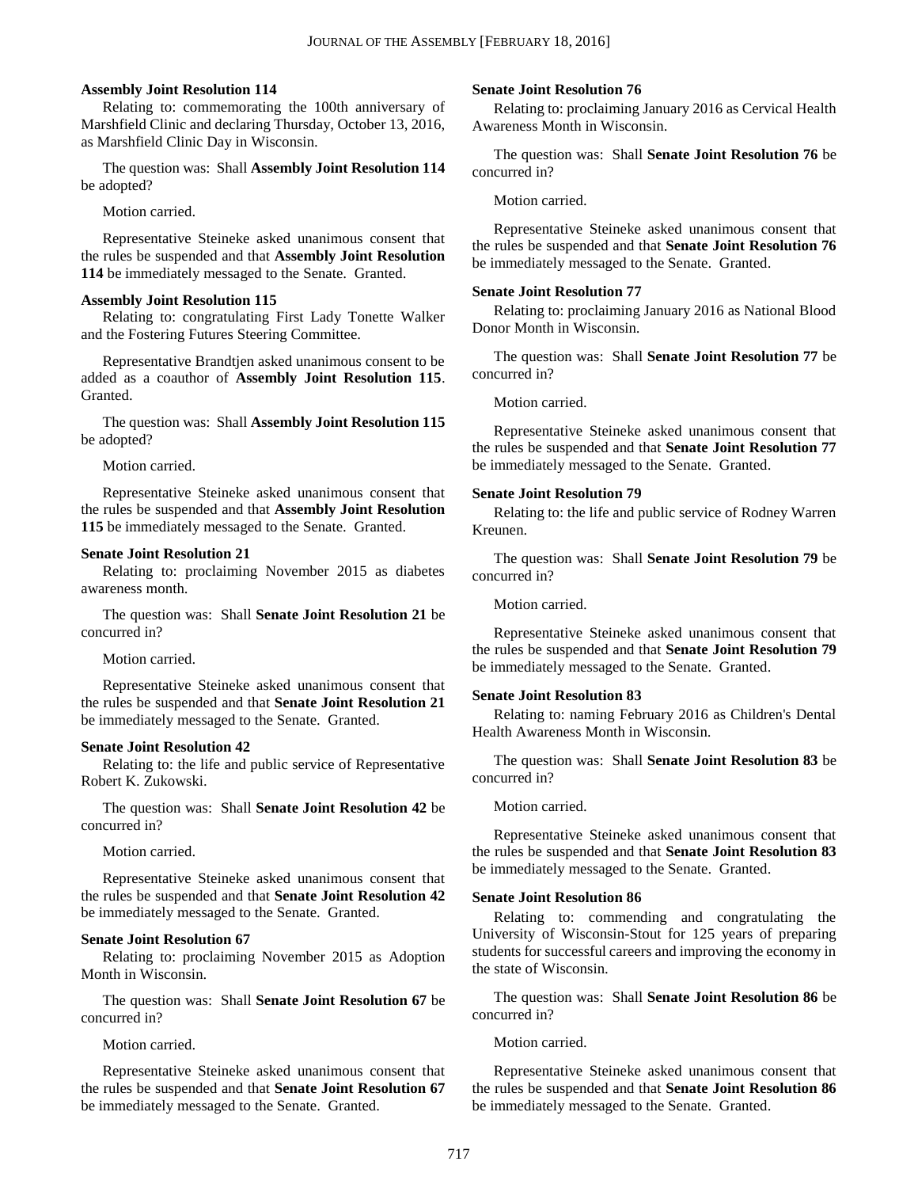**Assembly Joint Resolution 114**

Relating to: commemorating the 100th anniversary of Marshfield Clinic and declaring Thursday, October 13, 2016, as Marshfield Clinic Day in Wisconsin.

The question was: Shall **Assembly Joint Resolution 114** be adopted?

Motion carried.

Representative Steineke asked unanimous consent that the rules be suspended and that **Assembly Joint Resolution 114** be immediately messaged to the Senate. Granted.

**Assembly Joint Resolution 115**

Relating to: congratulating First Lady Tonette Walker and the Fostering Futures Steering Committee.

Representative Brandtjen asked unanimous consent to be added as a coauthor of **Assembly Joint Resolution 115**. Granted.

The question was: Shall **Assembly Joint Resolution 115** be adopted?

Motion carried.

Representative Steineke asked unanimous consent that the rules be suspended and that **Assembly Joint Resolution 115** be immediately messaged to the Senate. Granted.

**Senate Joint Resolution 21**

Relating to: proclaiming November 2015 as diabetes awareness month.

The question was: Shall **Senate Joint Resolution 21** be concurred in?

Motion carried.

Representative Steineke asked unanimous consent that the rules be suspended and that **Senate Joint Resolution 21** be immediately messaged to the Senate. Granted.

**Senate Joint Resolution 42**

Relating to: the life and public service of Representative Robert K. Zukowski.

The question was: Shall **Senate Joint Resolution 42** be concurred in?

Motion carried.

Representative Steineke asked unanimous consent that the rules be suspended and that **Senate Joint Resolution 42** be immediately messaged to the Senate. Granted.

**Senate Joint Resolution 67**

Relating to: proclaiming November 2015 as Adoption Month in Wisconsin.

The question was: Shall **Senate Joint Resolution 67** be concurred in?

Motion carried.

Representative Steineke asked unanimous consent that the rules be suspended and that **Senate Joint Resolution 67** be immediately messaged to the Senate. Granted.

**Senate Joint Resolution 76**

Relating to: proclaiming January 2016 as Cervical Health Awareness Month in Wisconsin.

The question was: Shall **Senate Joint Resolution 76** be concurred in?

Motion carried.

Representative Steineke asked unanimous consent that the rules be suspended and that **Senate Joint Resolution 76** be immediately messaged to the Senate. Granted.

**Senate Joint Resolution 77**

Relating to: proclaiming January 2016 as National Blood Donor Month in Wisconsin.

The question was: Shall **Senate Joint Resolution 77** be concurred in?

Motion carried.

Representative Steineke asked unanimous consent that the rules be suspended and that **Senate Joint Resolution 77** be immediately messaged to the Senate. Granted.

**Senate Joint Resolution 79**

Relating to: the life and public service of Rodney Warren Kreunen.

The question was: Shall **Senate Joint Resolution 79** be concurred in?

Motion carried.

Representative Steineke asked unanimous consent that the rules be suspended and that **Senate Joint Resolution 79** be immediately messaged to the Senate. Granted.

**Senate Joint Resolution 83**

Relating to: naming February 2016 as Children's Dental Health Awareness Month in Wisconsin.

The question was: Shall **Senate Joint Resolution 83** be concurred in?

Motion carried.

Representative Steineke asked unanimous consent that the rules be suspended and that **Senate Joint Resolution 83** be immediately messaged to the Senate. Granted.

**Senate Joint Resolution 86**

Relating to: commending and congratulating the University of Wisconsin-Stout for 125 years of preparing students for successful careers and improving the economy in the state of Wisconsin.

The question was: Shall **Senate Joint Resolution 86** be concurred in?

Motion carried.

Representative Steineke asked unanimous consent that the rules be suspended and that **Senate Joint Resolution 86** be immediately messaged to the Senate. Granted.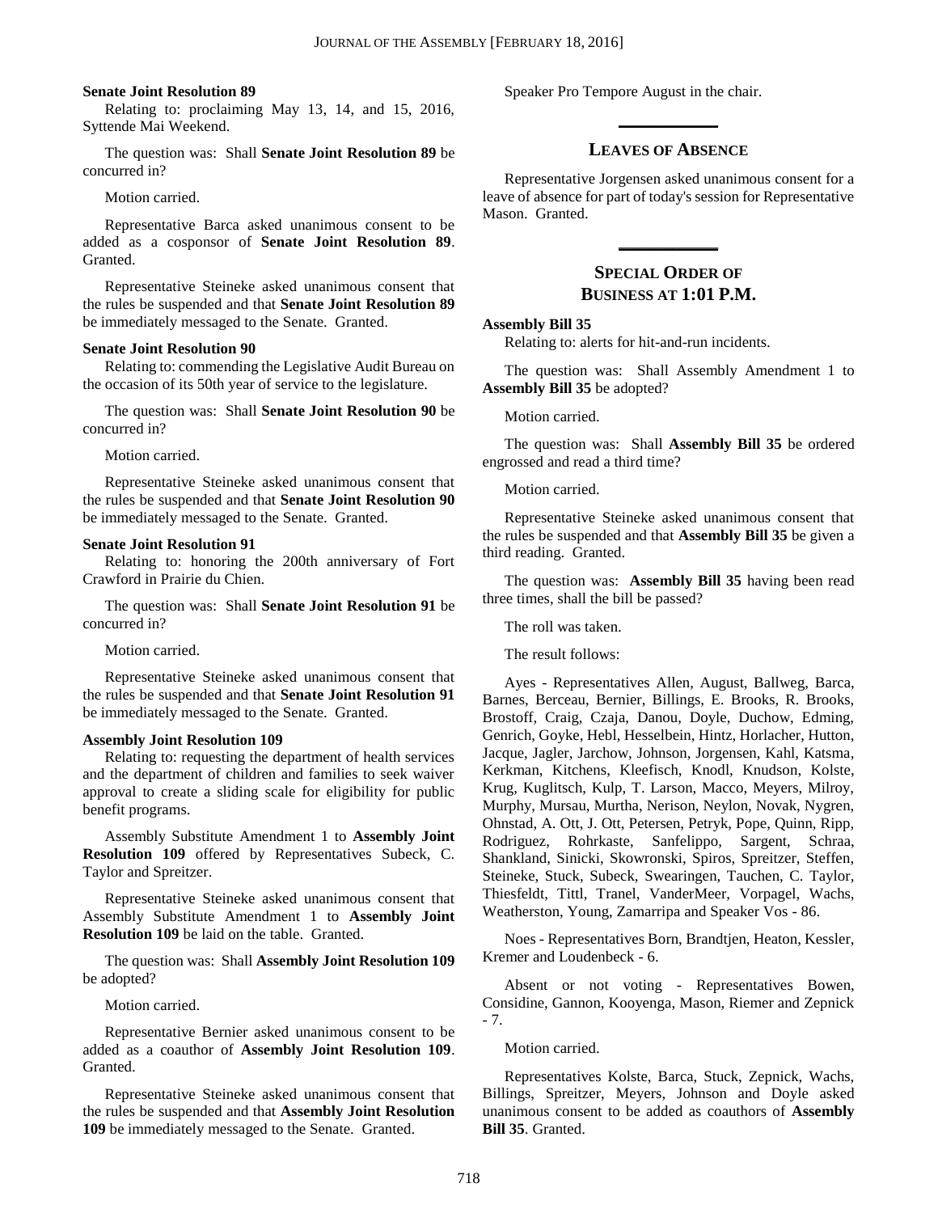**Senate Joint Resolution 89**

Relating to: proclaiming May 13, 14, and 15, 2016, Syttende Mai Weekend.

The question was: Shall **Senate Joint Resolution 89** be concurred in?

Motion carried.

Representative Barca asked unanimous consent to be added as a cosponsor of **Senate Joint Resolution 89**. Granted.

Representative Steineke asked unanimous consent that the rules be suspended and that **Senate Joint Resolution 89** be immediately messaged to the Senate. Granted.

**Senate Joint Resolution 90**

Relating to: commending the Legislative Audit Bureau on the occasion of its 50th year of service to the legislature.

The question was: Shall **Senate Joint Resolution 90** be concurred in?

Motion carried.

Representative Steineke asked unanimous consent that the rules be suspended and that **Senate Joint Resolution 90** be immediately messaged to the Senate. Granted.

**Senate Joint Resolution 91**

Relating to: honoring the 200th anniversary of Fort Crawford in Prairie du Chien.

The question was: Shall **Senate Joint Resolution 91** be concurred in?

Motion carried.

Representative Steineke asked unanimous consent that the rules be suspended and that **Senate Joint Resolution 91** be immediately messaged to the Senate. Granted.

**Assembly Joint Resolution 109**

Relating to: requesting the department of health services and the department of children and families to seek waiver approval to create a sliding scale for eligibility for public benefit programs.

Assembly Substitute Amendment 1 to **Assembly Joint Resolution 109** offered by Representatives Subeck, C. Taylor and Spreitzer.

Representative Steineke asked unanimous consent that Assembly Substitute Amendment 1 to **Assembly Joint Resolution 109** be laid on the table. Granted.

The question was: Shall **Assembly Joint Resolution 109** be adopted?

Motion carried.

Representative Bernier asked unanimous consent to be added as a coauthor of **Assembly Joint Resolution 109**. Granted.

Representative Steineke asked unanimous consent that the rules be suspended and that **Assembly Joint Resolution 109** be immediately messaged to the Senate. Granted.

Speaker Pro Tempore August in the chair.

## Leaves of Absence

Representative Jorgensen asked unanimous consent for a leave of absence for part of today's session for Representative Mason. Granted.

## Special Order of Business at 1:01 P.M.

**Assembly Bill 35**

Relating to: alerts for hit-and-run incidents.

The question was: Shall Assembly Amendment 1 to **Assembly Bill 35** be adopted?

Motion carried.

The question was: Shall **Assembly Bill 35** be ordered engrossed and read a third time?

Motion carried.

Representative Steineke asked unanimous consent that the rules be suspended and that **Assembly Bill 35** be given a third reading. Granted.

The question was: **Assembly Bill 35** having been read three times, shall the bill be passed?

The roll was taken.

The result follows:

Ayes - Representatives Allen, August, Ballweg, Barca, Barnes, Berceau, Bernier, Billings, E. Brooks, R. Brooks, Brostoff, Craig, Czaja, Danou, Doyle, Duchow, Edming, Genrich, Goyke, Hebl, Hesselbein, Hintz, Horlacher, Hutton, Jacque, Jagler, Jarchow, Johnson, Jorgensen, Kahl, Katsma, Kerkman, Kitchens, Kleefisch, Knodl, Knudson, Kolste, Krug, Kuglitsch, Kulp, T. Larson, Macco, Meyers, Milroy, Murphy, Mursau, Murtha, Nerison, Neylon, Novak, Nygren, Ohnstad, A. Ott, J. Ott, Petersen, Petryk, Pope, Quinn, Ripp, Rodriguez, Rohrkaste, Sanfelippo, Sargent, Schraa, Shankland, Sinicki, Skowronski, Spiros, Spreitzer, Steffen, Steineke, Stuck, Subeck, Swearingen, Tauchen, C. Taylor, Thiesfeldt, Tittl, Tranel, VanderMeer, Vorpagel, Wachs, Weatherston, Young, Zamarripa and Speaker Vos - 86.

Noes - Representatives Born, Brandtjen, Heaton, Kessler, Kremer and Loudenbeck - 6.

Absent or not voting - Representatives Bowen, Considine, Gannon, Kooyenga, Mason, Riemer and Zepnick - 7.

Motion carried.

Representatives Kolste, Barca, Stuck, Zepnick, Wachs, Billings, Spreitzer, Meyers, Johnson and Doyle asked unanimous consent to be added as coauthors of **Assembly Bill 35**. Granted.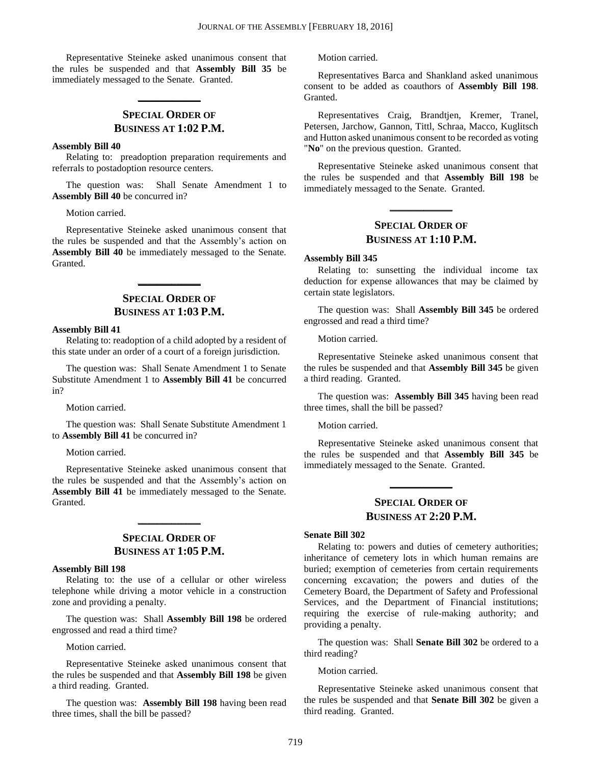Representative Steineke asked unanimous consent that the rules be suspended and that **Assembly Bill 35** be immediately messaged to the Senate. Granted.

## SPECIAL ORDER OF BUSINESS AT 1:02 P.M.

**Assembly Bill 40**

Relating to: preadoption preparation requirements and referrals to postadoption resource centers.

The question was: Shall Senate Amendment 1 to **Assembly Bill 40** be concurred in?

Motion carried.

Representative Steineke asked unanimous consent that the rules be suspended and that the Assembly's action on **Assembly Bill 40** be immediately messaged to the Senate. Granted.

## SPECIAL ORDER OF BUSINESS AT 1:03 P.M.

**Assembly Bill 41**

Relating to: readoption of a child adopted by a resident of this state under an order of a court of a foreign jurisdiction.

The question was: Shall Senate Amendment 1 to Senate Substitute Amendment 1 to **Assembly Bill 41** be concurred in?

Motion carried.

The question was: Shall Senate Substitute Amendment 1 to **Assembly Bill 41** be concurred in?

Motion carried.

Representative Steineke asked unanimous consent that the rules be suspended and that the Assembly's action on **Assembly Bill 41** be immediately messaged to the Senate. Granted.

## SPECIAL ORDER OF BUSINESS AT 1:05 P.M.

**Assembly Bill 198**

Relating to: the use of a cellular or other wireless telephone while driving a motor vehicle in a construction zone and providing a penalty.

The question was: Shall **Assembly Bill 198** be ordered engrossed and read a third time?

Motion carried.

Representative Steineke asked unanimous consent that the rules be suspended and that **Assembly Bill 198** be given a third reading. Granted.

The question was: **Assembly Bill 198** having been read three times, shall the bill be passed?

Motion carried.

Representatives Barca and Shankland asked unanimous consent to be added as coauthors of **Assembly Bill 198**. Granted.

Representatives Craig, Brandtjen, Kremer, Tranel, Petersen, Jarchow, Gannon, Tittl, Schraa, Macco, Kuglitsch and Hutton asked unanimous consent to be recorded as voting "**No**" on the previous question. Granted.

Representative Steineke asked unanimous consent that the rules be suspended and that **Assembly Bill 198** be immediately messaged to the Senate. Granted.

## SPECIAL ORDER OF BUSINESS AT 1:10 P.M.

**Assembly Bill 345**

Relating to: sunsetting the individual income tax deduction for expense allowances that may be claimed by certain state legislators.

The question was: Shall **Assembly Bill 345** be ordered engrossed and read a third time?

Motion carried.

Representative Steineke asked unanimous consent that the rules be suspended and that **Assembly Bill 345** be given a third reading. Granted.

The question was: **Assembly Bill 345** having been read three times, shall the bill be passed?

Motion carried.

Representative Steineke asked unanimous consent that the rules be suspended and that **Assembly Bill 345** be immediately messaged to the Senate. Granted.

## SPECIAL ORDER OF BUSINESS AT 2:20 P.M.

**Senate Bill 302**

Relating to: powers and duties of cemetery authorities; inheritance of cemetery lots in which human remains are buried; exemption of cemeteries from certain requirements concerning excavation; the powers and duties of the Cemetery Board, the Department of Safety and Professional Services, and the Department of Financial institutions; requiring the exercise of rule-making authority; and providing a penalty.

The question was: Shall **Senate Bill 302** be ordered to a third reading?

Motion carried.

Representative Steineke asked unanimous consent that the rules be suspended and that **Senate Bill 302** be given a third reading. Granted.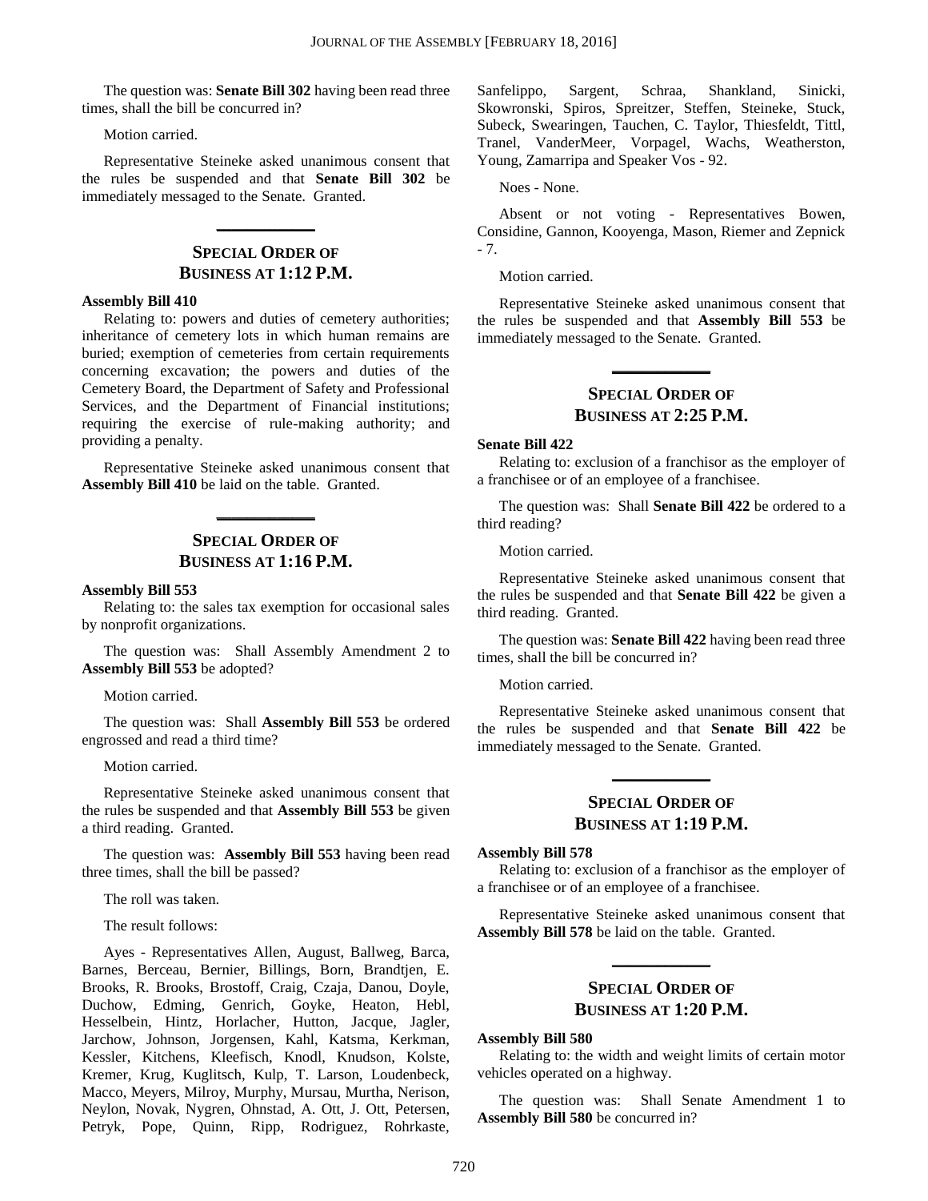The question was: **Senate Bill 302** having been read three times, shall the bill be concurred in?

Motion carried.

Representative Steineke asked unanimous consent that the rules be suspended and that **Senate Bill 302** be immediately messaged to the Senate. Granted.

## SPECIAL ORDER OF BUSINESS AT 1:12 P.M.

**Assembly Bill 410**

Relating to: powers and duties of cemetery authorities; inheritance of cemetery lots in which human remains are buried; exemption of cemeteries from certain requirements concerning excavation; the powers and duties of the Cemetery Board, the Department of Safety and Professional Services, and the Department of Financial institutions; requiring the exercise of rule-making authority; and providing a penalty.

Representative Steineke asked unanimous consent that **Assembly Bill 410** be laid on the table. Granted.

## SPECIAL ORDER OF BUSINESS AT 1:16 P.M.

**Assembly Bill 553**

Relating to: the sales tax exemption for occasional sales by nonprofit organizations.

The question was: Shall Assembly Amendment 2 to **Assembly Bill 553** be adopted?

Motion carried.

The question was: Shall **Assembly Bill 553** be ordered engrossed and read a third time?

Motion carried.

Representative Steineke asked unanimous consent that the rules be suspended and that **Assembly Bill 553** be given a third reading. Granted.

The question was: **Assembly Bill 553** having been read three times, shall the bill be passed?

The roll was taken.

The result follows:

Ayes - Representatives Allen, August, Ballweg, Barca, Barnes, Berceau, Bernier, Billings, Born, Brandtjen, E. Brooks, R. Brooks, Brostoff, Craig, Czaja, Danou, Doyle, Duchow, Edming, Genrich, Goyke, Heaton, Hebl, Hesselbein, Hintz, Horlacher, Hutton, Jacque, Jagler, Jarchow, Johnson, Jorgensen, Kahl, Katsma, Kerkman, Kessler, Kitchens, Kleefisch, Knodl, Knudson, Kolste, Kremer, Krug, Kuglitsch, Kulp, T. Larson, Loudenbeck, Macco, Meyers, Milroy, Murphy, Mursau, Murtha, Nerison, Neylon, Novak, Nygren, Ohnstad, A. Ott, J. Ott, Petersen, Petryk, Pope, Quinn, Ripp, Rodriguez, Rohrkaste, Sanfelippo, Sargent, Schraa, Shankland, Sinicki, Skowronski, Spiros, Spreitzer, Steffen, Steineke, Stuck, Subeck, Swearingen, Tauchen, C. Taylor, Thiesfeldt, Tittl, Tranel, VanderMeer, Vorpagel, Wachs, Weatherston, Young, Zamarripa and Speaker Vos - 92.

Noes - None.

Absent or not voting - Representatives Bowen, Considine, Gannon, Kooyenga, Mason, Riemer and Zepnick - 7.

Motion carried.

Representative Steineke asked unanimous consent that the rules be suspended and that **Assembly Bill 553** be immediately messaged to the Senate. Granted.

## SPECIAL ORDER OF BUSINESS AT 2:25 P.M.

**Senate Bill 422**

Relating to: exclusion of a franchisor as the employer of a franchisee or of an employee of a franchisee.

The question was: Shall **Senate Bill 422** be ordered to a third reading?

Motion carried.

Representative Steineke asked unanimous consent that the rules be suspended and that **Senate Bill 422** be given a third reading. Granted.

The question was: **Senate Bill 422** having been read three times, shall the bill be concurred in?

Motion carried.

Representative Steineke asked unanimous consent that the rules be suspended and that **Senate Bill 422** be immediately messaged to the Senate. Granted.

## SPECIAL ORDER OF BUSINESS AT 1:19 P.M.

**Assembly Bill 578**

Relating to: exclusion of a franchisor as the employer of a franchisee or of an employee of a franchisee.

Representative Steineke asked unanimous consent that **Assembly Bill 578** be laid on the table. Granted.

## SPECIAL ORDER OF BUSINESS AT 1:20 P.M.

**Assembly Bill 580**

Relating to: the width and weight limits of certain motor vehicles operated on a highway.

The question was: Shall Senate Amendment 1 to **Assembly Bill 580** be concurred in?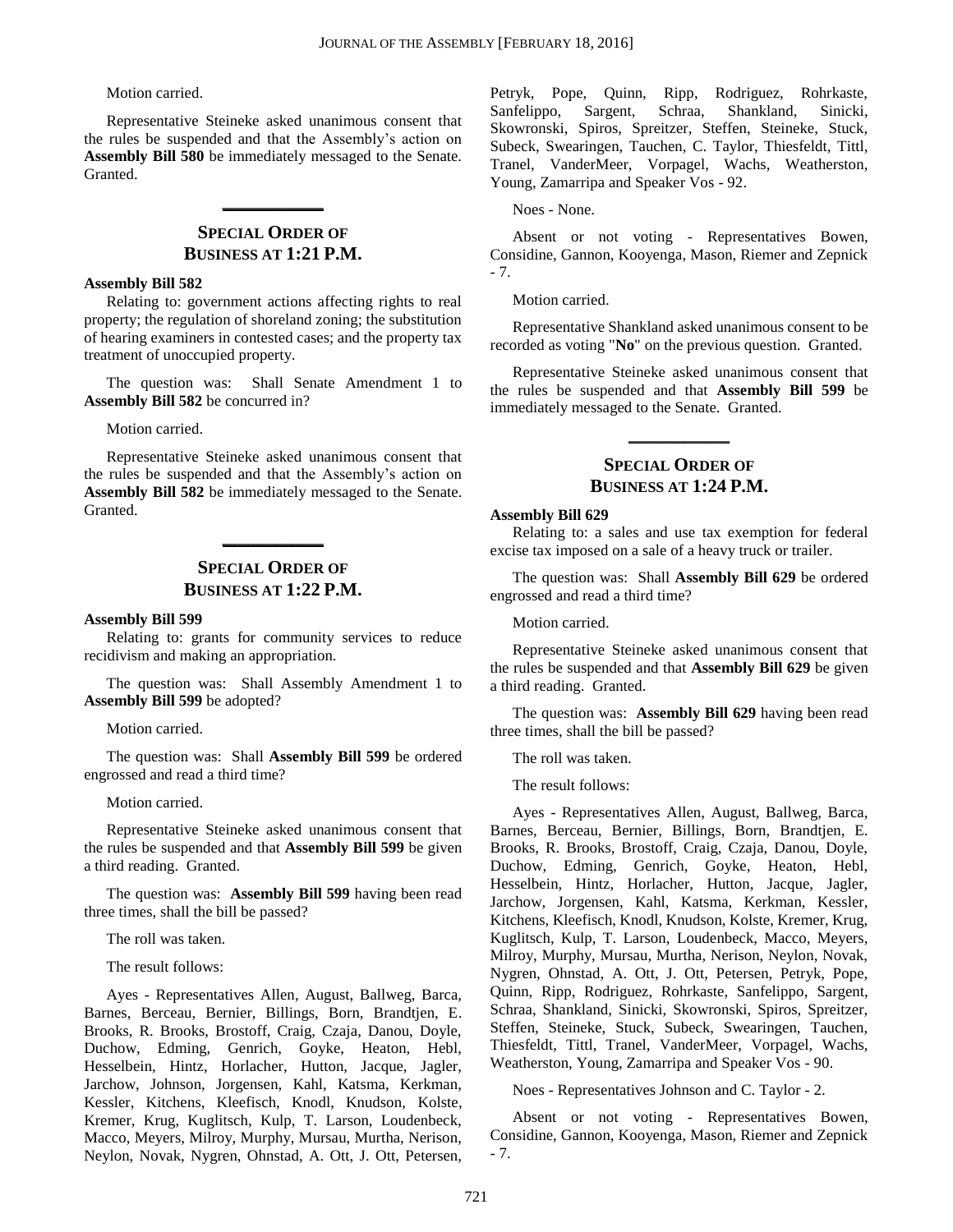Motion carried.

Representative Steineke asked unanimous consent that the rules be suspended and that the Assembly's action on **Assembly Bill 580** be immediately messaged to the Senate. Granted.

## SPECIAL ORDER OF BUSINESS AT 1:21 P.M.

**Assembly Bill 582**

Relating to: government actions affecting rights to real property; the regulation of shoreland zoning; the substitution of hearing examiners in contested cases; and the property tax treatment of unoccupied property.

The question was: Shall Senate Amendment 1 to **Assembly Bill 582** be concurred in?

Motion carried.

Representative Steineke asked unanimous consent that the rules be suspended and that the Assembly's action on **Assembly Bill 582** be immediately messaged to the Senate. Granted.

## SPECIAL ORDER OF BUSINESS AT 1:22 P.M.

**Assembly Bill 599**

Relating to: grants for community services to reduce recidivism and making an appropriation.

The question was: Shall Assembly Amendment 1 to **Assembly Bill 599** be adopted?

Motion carried.

The question was: Shall **Assembly Bill 599** be ordered engrossed and read a third time?

Motion carried.

Representative Steineke asked unanimous consent that the rules be suspended and that **Assembly Bill 599** be given a third reading. Granted.

The question was: **Assembly Bill 599** having been read three times, shall the bill be passed?

The roll was taken.

The result follows:

Ayes - Representatives Allen, August, Ballweg, Barca, Barnes, Berceau, Bernier, Billings, Born, Brandtjen, E. Brooks, R. Brooks, Brostoff, Craig, Czaja, Danou, Doyle, Duchow, Edming, Genrich, Goyke, Heaton, Hebl, Hesselbein, Hintz, Horlacher, Hutton, Jacque, Jagler, Jarchow, Johnson, Jorgensen, Kahl, Katsma, Kerkman, Kessler, Kitchens, Kleefisch, Knodl, Knudson, Kolste, Kremer, Krug, Kuglitsch, Kulp, T. Larson, Loudenbeck, Macco, Meyers, Milroy, Murphy, Mursau, Murtha, Nerison, Neylon, Novak, Nygren, Ohnstad, A. Ott, J. Ott, Petersen, Petryk, Pope, Quinn, Ripp, Rodriguez, Rohrkaste, Sanfelippo, Sargent, Schraa, Shankland, Sinicki, Skowronski, Spiros, Spreitzer, Steffen, Steineke, Stuck, Subeck, Swearingen, Tauchen, C. Taylor, Thiesfeldt, Tittl, Tranel, VanderMeer, Vorpagel, Wachs, Weatherston, Young, Zamarripa and Speaker Vos - 92.

Noes - None.

Absent or not voting - Representatives Bowen, Considine, Gannon, Kooyenga, Mason, Riemer and Zepnick - 7.

Motion carried.

Representative Shankland asked unanimous consent to be recorded as voting "**No**" on the previous question. Granted.

Representative Steineke asked unanimous consent that the rules be suspended and that **Assembly Bill 599** be immediately messaged to the Senate. Granted.

## SPECIAL ORDER OF BUSINESS AT 1:24 P.M.

**Assembly Bill 629**

Relating to: a sales and use tax exemption for federal excise tax imposed on a sale of a heavy truck or trailer.

The question was: Shall **Assembly Bill 629** be ordered engrossed and read a third time?

Motion carried.

Representative Steineke asked unanimous consent that the rules be suspended and that **Assembly Bill 629** be given a third reading. Granted.

The question was: **Assembly Bill 629** having been read three times, shall the bill be passed?

The roll was taken.

The result follows:

Ayes - Representatives Allen, August, Ballweg, Barca, Barnes, Berceau, Bernier, Billings, Born, Brandtjen, E. Brooks, R. Brooks, Brostoff, Craig, Czaja, Danou, Doyle, Duchow, Edming, Genrich, Goyke, Heaton, Hebl, Hesselbein, Hintz, Horlacher, Hutton, Jacque, Jagler, Jarchow, Jorgensen, Kahl, Katsma, Kerkman, Kessler, Kitchens, Kleefisch, Knodl, Knudson, Kolste, Kremer, Krug, Kuglitsch, Kulp, T. Larson, Loudenbeck, Macco, Meyers, Milroy, Murphy, Mursau, Murtha, Nerison, Neylon, Novak, Nygren, Ohnstad, A. Ott, J. Ott, Petersen, Petryk, Pope, Quinn, Ripp, Rodriguez, Rohrkaste, Sanfelippo, Sargent, Schraa, Shankland, Sinicki, Skowronski, Spiros, Spreitzer, Steffen, Steineke, Stuck, Subeck, Swearingen, Tauchen, Thiesfeldt, Tittl, Tranel, VanderMeer, Vorpagel, Wachs, Weatherston, Young, Zamarripa and Speaker Vos - 90.

Noes - Representatives Johnson and C. Taylor - 2.

Absent or not voting - Representatives Bowen, Considine, Gannon, Kooyenga, Mason, Riemer and Zepnick - 7.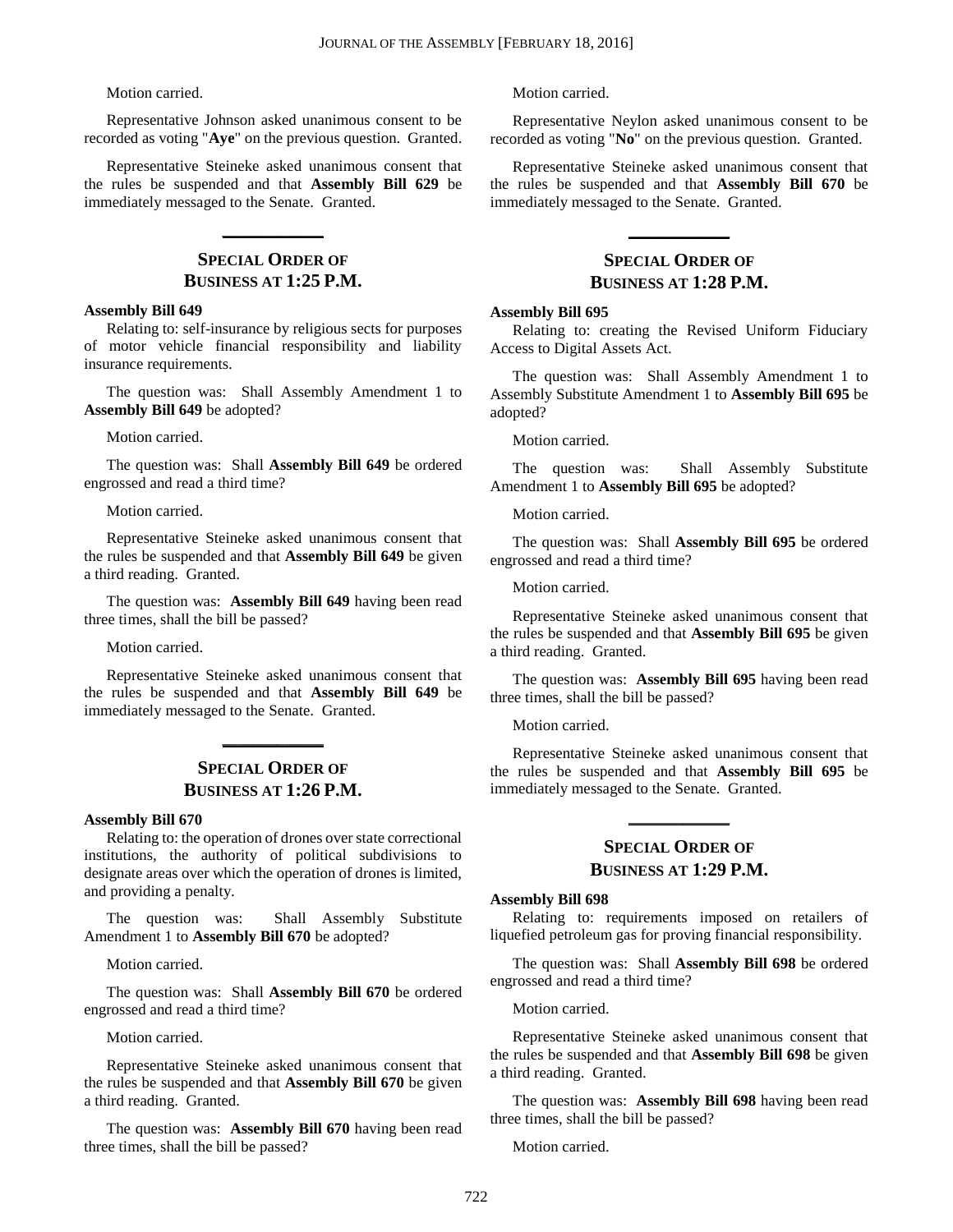Motion carried.

Representative Johnson asked unanimous consent to be recorded as voting "**Aye**" on the previous question. Granted.

Representative Steineke asked unanimous consent that the rules be suspended and that **Assembly Bill 629** be immediately messaged to the Senate. Granted.

---

## SPECIAL ORDER OF BUSINESS AT 1:25 P.M.

**Assembly Bill 649**

Relating to: self-insurance by religious sects for purposes of motor vehicle financial responsibility and liability insurance requirements.

The question was: Shall Assembly Amendment 1 to **Assembly Bill 649** be adopted?

Motion carried.

The question was: Shall **Assembly Bill 649** be ordered engrossed and read a third time?

Motion carried.

Representative Steineke asked unanimous consent that the rules be suspended and that **Assembly Bill 649** be given a third reading. Granted.

The question was: **Assembly Bill 649** having been read three times, shall the bill be passed?

Motion carried.

Representative Steineke asked unanimous consent that the rules be suspended and that **Assembly Bill 649** be immediately messaged to the Senate. Granted.

---

## SPECIAL ORDER OF BUSINESS AT 1:26 P.M.

**Assembly Bill 670**

Relating to: the operation of drones over state correctional institutions, the authority of political subdivisions to designate areas over which the operation of drones is limited, and providing a penalty.

The question was: Shall Assembly Substitute Amendment 1 to **Assembly Bill 670** be adopted?

Motion carried.

The question was: Shall **Assembly Bill 670** be ordered engrossed and read a third time?

Motion carried.

Representative Steineke asked unanimous consent that the rules be suspended and that **Assembly Bill 670** be given a third reading. Granted.

The question was: **Assembly Bill 670** having been read three times, shall the bill be passed?

Motion carried.

Representative Neylon asked unanimous consent to be recorded as voting "**No**" on the previous question. Granted.

Representative Steineke asked unanimous consent that the rules be suspended and that **Assembly Bill 670** be immediately messaged to the Senate. Granted.

---

## SPECIAL ORDER OF BUSINESS AT 1:28 P.M.

**Assembly Bill 695**

Relating to: creating the Revised Uniform Fiduciary Access to Digital Assets Act.

The question was: Shall Assembly Amendment 1 to Assembly Substitute Amendment 1 to **Assembly Bill 695** be adopted?

Motion carried.

The question was: Shall Assembly Substitute Amendment 1 to **Assembly Bill 695** be adopted?

Motion carried.

The question was: Shall **Assembly Bill 695** be ordered engrossed and read a third time?

Motion carried.

Representative Steineke asked unanimous consent that the rules be suspended and that **Assembly Bill 695** be given a third reading. Granted.

The question was: **Assembly Bill 695** having been read three times, shall the bill be passed?

Motion carried.

Representative Steineke asked unanimous consent that the rules be suspended and that **Assembly Bill 695** be immediately messaged to the Senate. Granted.

---

## SPECIAL ORDER OF BUSINESS AT 1:29 P.M.

**Assembly Bill 698**

Relating to: requirements imposed on retailers of liquefied petroleum gas for proving financial responsibility.

The question was: Shall **Assembly Bill 698** be ordered engrossed and read a third time?

Motion carried.

Representative Steineke asked unanimous consent that the rules be suspended and that **Assembly Bill 698** be given a third reading. Granted.

The question was: **Assembly Bill 698** having been read three times, shall the bill be passed?

Motion carried.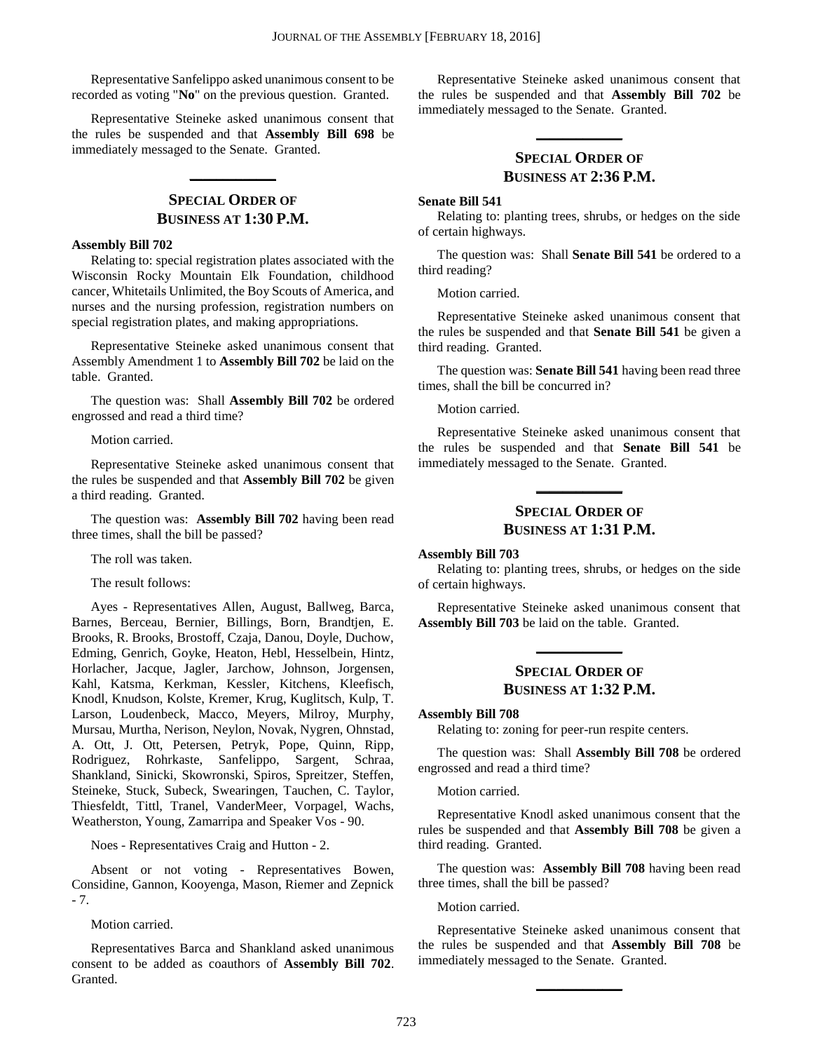Representative Sanfelippo asked unanimous consent to be recorded as voting "**No**" on the previous question. Granted.

Representative Steineke asked unanimous consent that the rules be suspended and that **Assembly Bill 698** be immediately messaged to the Senate. Granted.

## Special Order of Business at 1:30 P.M.

**Assembly Bill 702**

Relating to: special registration plates associated with the Wisconsin Rocky Mountain Elk Foundation, childhood cancer, Whitetails Unlimited, the Boy Scouts of America, and nurses and the nursing profession, registration numbers on special registration plates, and making appropriations.

Representative Steineke asked unanimous consent that Assembly Amendment 1 to **Assembly Bill 702** be laid on the table. Granted.

The question was: Shall **Assembly Bill 702** be ordered engrossed and read a third time?

Motion carried.

Representative Steineke asked unanimous consent that the rules be suspended and that **Assembly Bill 702** be given a third reading. Granted.

The question was: **Assembly Bill 702** having been read three times, shall the bill be passed?

The roll was taken.

The result follows:

Ayes - Representatives Allen, August, Ballweg, Barca, Barnes, Berceau, Bernier, Billings, Born, Brandtjen, E. Brooks, R. Brooks, Brostoff, Czaja, Danou, Doyle, Duchow, Edming, Genrich, Goyke, Heaton, Hebl, Hesselbein, Hintz, Horlacher, Jacque, Jagler, Jarchow, Johnson, Jorgensen, Kahl, Katsma, Kerkman, Kessler, Kitchens, Kleefisch, Knodl, Knudson, Kolste, Kremer, Krug, Kuglitsch, Kulp, T. Larson, Loudenbeck, Macco, Meyers, Milroy, Murphy, Mursau, Murtha, Nerison, Neylon, Novak, Nygren, Ohnstad, A. Ott, J. Ott, Petersen, Petryk, Pope, Quinn, Ripp, Rodriguez, Rohrkaste, Sanfelippo, Sargent, Schraa, Shankland, Sinicki, Skowronski, Spiros, Spreitzer, Steffen, Steineke, Stuck, Subeck, Swearingen, Tauchen, C. Taylor, Thiesfeldt, Tittl, Tranel, VanderMeer, Vorpagel, Wachs, Weatherston, Young, Zamarripa and Speaker Vos - 90.

Noes - Representatives Craig and Hutton - 2.

Absent or not voting - Representatives Bowen, Considine, Gannon, Kooyenga, Mason, Riemer and Zepnick - 7.

Motion carried.

Representatives Barca and Shankland asked unanimous consent to be added as coauthors of **Assembly Bill 702**. Granted.

Representative Steineke asked unanimous consent that the rules be suspended and that **Assembly Bill 702** be immediately messaged to the Senate. Granted.

## Special Order of Business at 2:36 P.M.

**Senate Bill 541**

Relating to: planting trees, shrubs, or hedges on the side of certain highways.

The question was: Shall **Senate Bill 541** be ordered to a third reading?

Motion carried.

Representative Steineke asked unanimous consent that the rules be suspended and that **Senate Bill 541** be given a third reading. Granted.

The question was: **Senate Bill 541** having been read three times, shall the bill be concurred in?

Motion carried.

Representative Steineke asked unanimous consent that the rules be suspended and that **Senate Bill 541** be immediately messaged to the Senate. Granted.

## Special Order of Business at 1:31 P.M.

**Assembly Bill 703**

Relating to: planting trees, shrubs, or hedges on the side of certain highways.

Representative Steineke asked unanimous consent that **Assembly Bill 703** be laid on the table. Granted.

## Special Order of Business at 1:32 P.M.

**Assembly Bill 708**

Relating to: zoning for peer-run respite centers.

The question was: Shall **Assembly Bill 708** be ordered engrossed and read a third time?

Motion carried.

Representative Knodl asked unanimous consent that the rules be suspended and that **Assembly Bill 708** be given a third reading. Granted.

The question was: **Assembly Bill 708** having been read three times, shall the bill be passed?

Motion carried.

Representative Steineke asked unanimous consent that the rules be suspended and that **Assembly Bill 708** be immediately messaged to the Senate. Granted.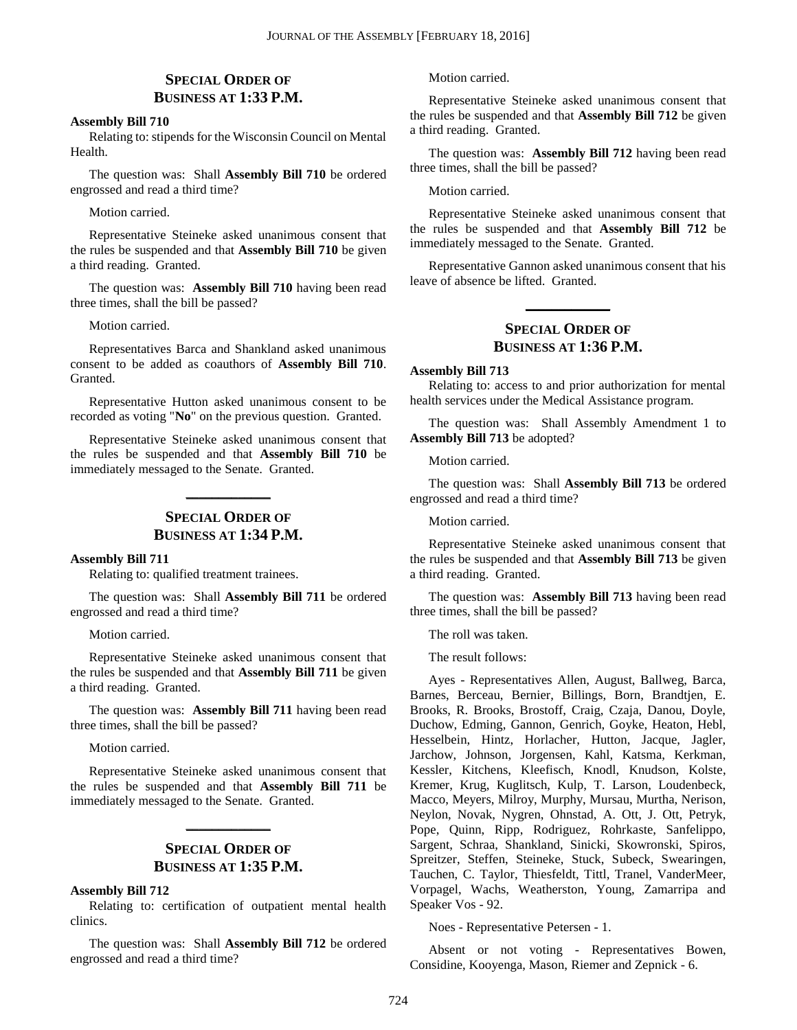## Special Order of Business at 1:33 P.M.

**Assembly Bill 710**

Relating to: stipends for the Wisconsin Council on Mental Health.

The question was: Shall **Assembly Bill 710** be ordered engrossed and read a third time?

Motion carried.

Representative Steineke asked unanimous consent that the rules be suspended and that **Assembly Bill 710** be given a third reading. Granted.

The question was: **Assembly Bill 710** having been read three times, shall the bill be passed?

Motion carried.

Representatives Barca and Shankland asked unanimous consent to be added as coauthors of **Assembly Bill 710**. Granted.

Representative Hutton asked unanimous consent to be recorded as voting "**No**" on the previous question. Granted.

Representative Steineke asked unanimous consent that the rules be suspended and that **Assembly Bill 710** be immediately messaged to the Senate. Granted.

## Special Order of Business at 1:34 P.M.

**Assembly Bill 711**

Relating to: qualified treatment trainees.

The question was: Shall **Assembly Bill 711** be ordered engrossed and read a third time?

Motion carried.

Representative Steineke asked unanimous consent that the rules be suspended and that **Assembly Bill 711** be given a third reading. Granted.

The question was: **Assembly Bill 711** having been read three times, shall the bill be passed?

Motion carried.

Representative Steineke asked unanimous consent that the rules be suspended and that **Assembly Bill 711** be immediately messaged to the Senate. Granted.

## Special Order of Business at 1:35 P.M.

**Assembly Bill 712**

Relating to: certification of outpatient mental health clinics.

The question was: Shall **Assembly Bill 712** be ordered engrossed and read a third time?

Motion carried.

Representative Steineke asked unanimous consent that the rules be suspended and that **Assembly Bill 712** be given a third reading. Granted.

The question was: **Assembly Bill 712** having been read three times, shall the bill be passed?

Motion carried.

Representative Steineke asked unanimous consent that the rules be suspended and that **Assembly Bill 712** be immediately messaged to the Senate. Granted.

Representative Gannon asked unanimous consent that his leave of absence be lifted. Granted.

## Special Order of Business at 1:36 P.M.

**Assembly Bill 713**

Relating to: access to and prior authorization for mental health services under the Medical Assistance program.

The question was: Shall Assembly Amendment 1 to **Assembly Bill 713** be adopted?

Motion carried.

The question was: Shall **Assembly Bill 713** be ordered engrossed and read a third time?

Motion carried.

Representative Steineke asked unanimous consent that the rules be suspended and that **Assembly Bill 713** be given a third reading. Granted.

The question was: **Assembly Bill 713** having been read three times, shall the bill be passed?

The roll was taken.

The result follows:

Ayes - Representatives Allen, August, Ballweg, Barca, Barnes, Berceau, Bernier, Billings, Born, Brandtjen, E. Brooks, R. Brooks, Brostoff, Craig, Czaja, Danou, Doyle, Duchow, Edming, Gannon, Genrich, Goyke, Heaton, Hebl, Hesselbein, Hintz, Horlacher, Hutton, Jacque, Jagler, Jarchow, Johnson, Jorgensen, Kahl, Katsma, Kerkman, Kessler, Kitchens, Kleefisch, Knodl, Knudson, Kolste, Kremer, Krug, Kuglitsch, Kulp, T. Larson, Loudenbeck, Macco, Meyers, Milroy, Murphy, Mursau, Murtha, Nerison, Neylon, Novak, Nygren, Ohnstad, A. Ott, J. Ott, Petryk, Pope, Quinn, Ripp, Rodriguez, Rohrkaste, Sanfelippo, Sargent, Schraa, Shankland, Sinicki, Skowronski, Spiros, Spreitzer, Steffen, Steineke, Stuck, Subeck, Swearingen, Tauchen, C. Taylor, Thiesfeldt, Tittl, Tranel, VanderMeer, Vorpagel, Wachs, Weatherston, Young, Zamarripa and Speaker Vos - 92.

Noes - Representative Petersen - 1.

Absent or not voting - Representatives Bowen, Considine, Kooyenga, Mason, Riemer and Zepnick - 6.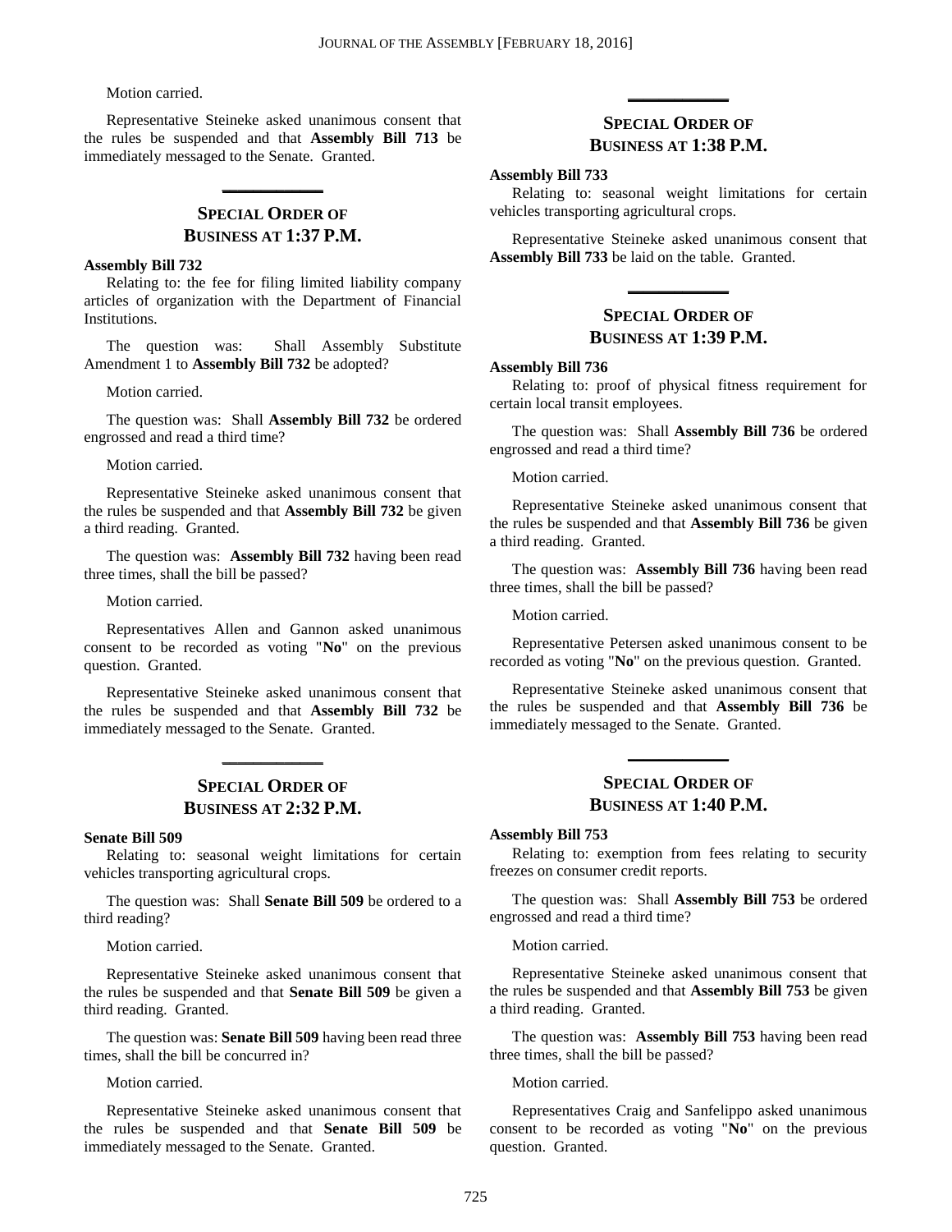Motion carried.

Representative Steineke asked unanimous consent that the rules be suspended and that **Assembly Bill 713** be immediately messaged to the Senate. Granted.

## SPECIAL ORDER OF BUSINESS AT 1:37 P.M.

**Assembly Bill 732**

Relating to: the fee for filing limited liability company articles of organization with the Department of Financial Institutions.

The question was: Shall Assembly Substitute Amendment 1 to **Assembly Bill 732** be adopted?

Motion carried.

The question was: Shall **Assembly Bill 732** be ordered engrossed and read a third time?

Motion carried.

Representative Steineke asked unanimous consent that the rules be suspended and that **Assembly Bill 732** be given a third reading. Granted.

The question was: **Assembly Bill 732** having been read three times, shall the bill be passed?

Motion carried.

Representatives Allen and Gannon asked unanimous consent to be recorded as voting "**No**" on the previous question. Granted.

Representative Steineke asked unanimous consent that the rules be suspended and that **Assembly Bill 732** be immediately messaged to the Senate. Granted.

## SPECIAL ORDER OF BUSINESS AT 2:32 P.M.

**Senate Bill 509**

Relating to: seasonal weight limitations for certain vehicles transporting agricultural crops.

The question was: Shall **Senate Bill 509** be ordered to a third reading?

Motion carried.

Representative Steineke asked unanimous consent that the rules be suspended and that **Senate Bill 509** be given a third reading. Granted.

The question was: **Senate Bill 509** having been read three times, shall the bill be concurred in?

Motion carried.

Representative Steineke asked unanimous consent that the rules be suspended and that **Senate Bill 509** be immediately messaged to the Senate. Granted.

## SPECIAL ORDER OF BUSINESS AT 1:38 P.M.

**Assembly Bill 733**

Relating to: seasonal weight limitations for certain vehicles transporting agricultural crops.

Representative Steineke asked unanimous consent that **Assembly Bill 733** be laid on the table. Granted.

## SPECIAL ORDER OF BUSINESS AT 1:39 P.M.

**Assembly Bill 736**

Relating to: proof of physical fitness requirement for certain local transit employees.

The question was: Shall **Assembly Bill 736** be ordered engrossed and read a third time?

Motion carried.

Representative Steineke asked unanimous consent that the rules be suspended and that **Assembly Bill 736** be given a third reading. Granted.

The question was: **Assembly Bill 736** having been read three times, shall the bill be passed?

Motion carried.

Representative Petersen asked unanimous consent to be recorded as voting "**No**" on the previous question. Granted.

Representative Steineke asked unanimous consent that the rules be suspended and that **Assembly Bill 736** be immediately messaged to the Senate. Granted.

## SPECIAL ORDER OF BUSINESS AT 1:40 P.M.

**Assembly Bill 753**

Relating to: exemption from fees relating to security freezes on consumer credit reports.

The question was: Shall **Assembly Bill 753** be ordered engrossed and read a third time?

Motion carried.

Representative Steineke asked unanimous consent that the rules be suspended and that **Assembly Bill 753** be given a third reading. Granted.

The question was: **Assembly Bill 753** having been read three times, shall the bill be passed?

Motion carried.

Representatives Craig and Sanfelippo asked unanimous consent to be recorded as voting "**No**" on the previous question. Granted.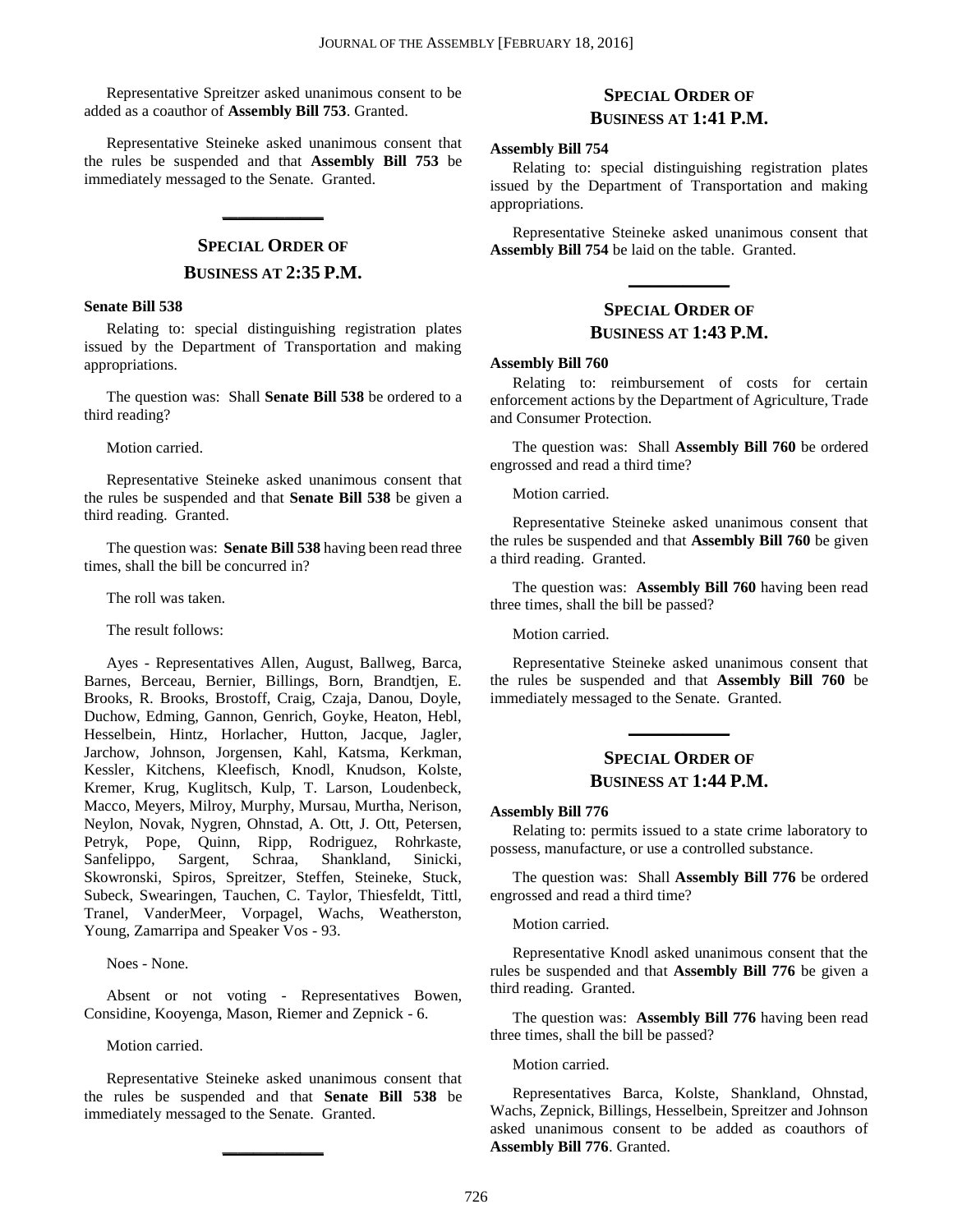Representative Spreitzer asked unanimous consent to be added as a coauthor of **Assembly Bill 753**. Granted.

Representative Steineke asked unanimous consent that the rules be suspended and that **Assembly Bill 753** be immediately messaged to the Senate. Granted.

## Special Order of Business at 2:35 P.M.

**Senate Bill 538**

Relating to: special distinguishing registration plates issued by the Department of Transportation and making appropriations.

The question was: Shall **Senate Bill 538** be ordered to a third reading?

Motion carried.

Representative Steineke asked unanimous consent that the rules be suspended and that **Senate Bill 538** be given a third reading. Granted.

The question was: **Senate Bill 538** having been read three times, shall the bill be concurred in?

The roll was taken.

The result follows:

Ayes - Representatives Allen, August, Ballweg, Barca, Barnes, Berceau, Bernier, Billings, Born, Brandtjen, E. Brooks, R. Brooks, Brostoff, Craig, Czaja, Danou, Doyle, Duchow, Edming, Gannon, Genrich, Goyke, Heaton, Hebl, Hesselbein, Hintz, Horlacher, Hutton, Jacque, Jagler, Jarchow, Johnson, Jorgensen, Kahl, Katsma, Kerkman, Kessler, Kitchens, Kleefisch, Knodl, Knudson, Kolste, Kremer, Krug, Kuglitsch, Kulp, T. Larson, Loudenbeck, Macco, Meyers, Milroy, Murphy, Mursau, Murtha, Nerison, Neylon, Novak, Nygren, Ohnstad, A. Ott, J. Ott, Petersen, Petryk, Pope, Quinn, Ripp, Rodriguez, Rohrkaste, Sanfelippo, Sargent, Schraa, Shankland, Sinicki, Skowronski, Spiros, Spreitzer, Steffen, Steineke, Stuck, Subeck, Swearingen, Tauchen, C. Taylor, Thiesfeldt, Tittl, Tranel, VanderMeer, Vorpagel, Wachs, Weatherston, Young, Zamarripa and Speaker Vos - 93.

Noes - None.

Absent or not voting - Representatives Bowen, Considine, Kooyenga, Mason, Riemer and Zepnick - 6.

Motion carried.

Representative Steineke asked unanimous consent that the rules be suspended and that **Senate Bill 538** be immediately messaged to the Senate. Granted.

## Special Order of Business at 1:41 P.M.

**Assembly Bill 754**

Relating to: special distinguishing registration plates issued by the Department of Transportation and making appropriations.

Representative Steineke asked unanimous consent that **Assembly Bill 754** be laid on the table. Granted.

## Special Order of Business at 1:43 P.M.

**Assembly Bill 760**

Relating to: reimbursement of costs for certain enforcement actions by the Department of Agriculture, Trade and Consumer Protection.

The question was: Shall **Assembly Bill 760** be ordered engrossed and read a third time?

Motion carried.

Representative Steineke asked unanimous consent that the rules be suspended and that **Assembly Bill 760** be given a third reading. Granted.

The question was: **Assembly Bill 760** having been read three times, shall the bill be passed?

Motion carried.

Representative Steineke asked unanimous consent that the rules be suspended and that **Assembly Bill 760** be immediately messaged to the Senate. Granted.

## Special Order of Business at 1:44 P.M.

**Assembly Bill 776**

Relating to: permits issued to a state crime laboratory to possess, manufacture, or use a controlled substance.

The question was: Shall **Assembly Bill 776** be ordered engrossed and read a third time?

Motion carried.

Representative Knodl asked unanimous consent that the rules be suspended and that **Assembly Bill 776** be given a third reading. Granted.

The question was: **Assembly Bill 776** having been read three times, shall the bill be passed?

Motion carried.

Representatives Barca, Kolste, Shankland, Ohnstad, Wachs, Zepnick, Billings, Hesselbein, Spreitzer and Johnson asked unanimous consent to be added as coauthors of **Assembly Bill 776**. Granted.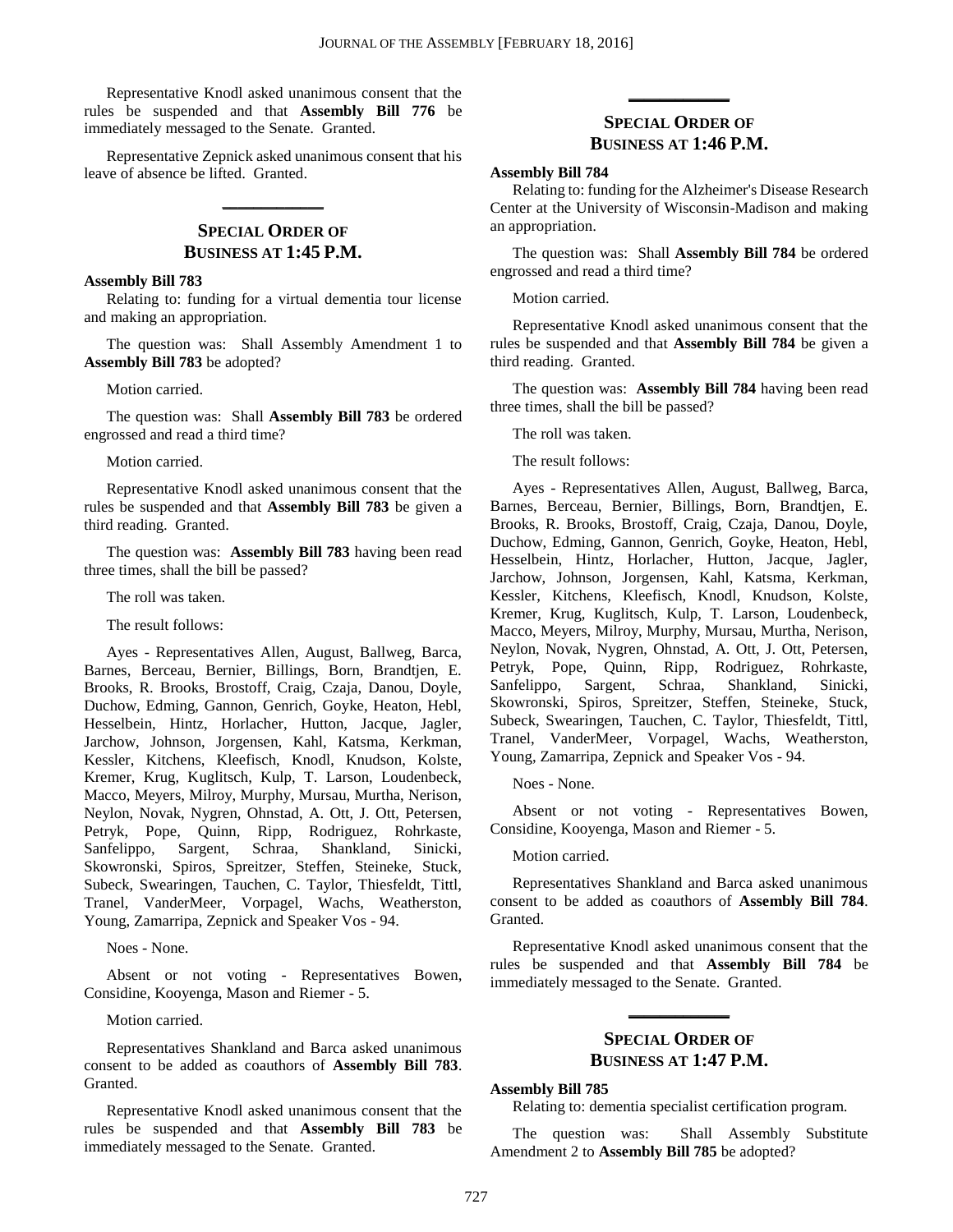Representative Knodl asked unanimous consent that the rules be suspended and that **Assembly Bill 776** be immediately messaged to the Senate. Granted.

Representative Zepnick asked unanimous consent that his leave of absence be lifted. Granted.

## SPECIAL ORDER OF BUSINESS AT 1:45 P.M.

**Assembly Bill 783**

Relating to: funding for a virtual dementia tour license and making an appropriation.

The question was: Shall Assembly Amendment 1 to **Assembly Bill 783** be adopted?

Motion carried.

The question was: Shall **Assembly Bill 783** be ordered engrossed and read a third time?

Motion carried.

Representative Knodl asked unanimous consent that the rules be suspended and that **Assembly Bill 783** be given a third reading. Granted.

The question was: **Assembly Bill 783** having been read three times, shall the bill be passed?

The roll was taken.

The result follows:

Ayes - Representatives Allen, August, Ballweg, Barca, Barnes, Berceau, Bernier, Billings, Born, Brandtjen, E. Brooks, R. Brooks, Brostoff, Craig, Czaja, Danou, Doyle, Duchow, Edming, Gannon, Genrich, Goyke, Heaton, Hebl, Hesselbein, Hintz, Horlacher, Hutton, Jacque, Jagler, Jarchow, Johnson, Jorgensen, Kahl, Katsma, Kerkman, Kessler, Kitchens, Kleefisch, Knodl, Knudson, Kolste, Kremer, Krug, Kuglitsch, Kulp, T. Larson, Loudenbeck, Macco, Meyers, Milroy, Murphy, Mursau, Murtha, Nerison, Neylon, Novak, Nygren, Ohnstad, A. Ott, J. Ott, Petersen, Petryk, Pope, Quinn, Ripp, Rodriguez, Rohrkaste, Sanfelippo, Sargent, Schraa, Shankland, Sinicki, Skowronski, Spiros, Spreitzer, Steffen, Steineke, Stuck, Subeck, Swearingen, Tauchen, C. Taylor, Thiesfeldt, Tittl, Tranel, VanderMeer, Vorpagel, Wachs, Weatherston, Young, Zamarripa, Zepnick and Speaker Vos - 94.

Noes - None.

Absent or not voting - Representatives Bowen, Considine, Kooyenga, Mason and Riemer - 5.

Motion carried.

Representatives Shankland and Barca asked unanimous consent to be added as coauthors of **Assembly Bill 783**. Granted.

Representative Knodl asked unanimous consent that the rules be suspended and that **Assembly Bill 783** be immediately messaged to the Senate. Granted.

## SPECIAL ORDER OF BUSINESS AT 1:46 P.M.

**Assembly Bill 784**

Relating to: funding for the Alzheimer's Disease Research Center at the University of Wisconsin-Madison and making an appropriation.

The question was: Shall **Assembly Bill 784** be ordered engrossed and read a third time?

Motion carried.

Representative Knodl asked unanimous consent that the rules be suspended and that **Assembly Bill 784** be given a third reading. Granted.

The question was: **Assembly Bill 784** having been read three times, shall the bill be passed?

The roll was taken.

The result follows:

Ayes - Representatives Allen, August, Ballweg, Barca, Barnes, Berceau, Bernier, Billings, Born, Brandtjen, E. Brooks, R. Brooks, Brostoff, Craig, Czaja, Danou, Doyle, Duchow, Edming, Gannon, Genrich, Goyke, Heaton, Hebl, Hesselbein, Hintz, Horlacher, Hutton, Jacque, Jagler, Jarchow, Johnson, Jorgensen, Kahl, Katsma, Kerkman, Kessler, Kitchens, Kleefisch, Knodl, Knudson, Kolste, Kremer, Krug, Kuglitsch, Kulp, T. Larson, Loudenbeck, Macco, Meyers, Milroy, Murphy, Mursau, Murtha, Nerison, Neylon, Novak, Nygren, Ohnstad, A. Ott, J. Ott, Petersen, Petryk, Pope, Quinn, Ripp, Rodriguez, Rohrkaste, Sanfelippo, Sargent, Schraa, Shankland, Sinicki, Skowronski, Spiros, Spreitzer, Steffen, Steineke, Stuck, Subeck, Swearingen, Tauchen, C. Taylor, Thiesfeldt, Tittl, Tranel, VanderMeer, Vorpagel, Wachs, Weatherston, Young, Zamarripa, Zepnick and Speaker Vos - 94.

Noes - None.

Absent or not voting - Representatives Bowen, Considine, Kooyenga, Mason and Riemer - 5.

Motion carried.

Representatives Shankland and Barca asked unanimous consent to be added as coauthors of **Assembly Bill 784**. Granted.

Representative Knodl asked unanimous consent that the rules be suspended and that **Assembly Bill 784** be immediately messaged to the Senate. Granted.

## SPECIAL ORDER OF BUSINESS AT 1:47 P.M.

**Assembly Bill 785**

Relating to: dementia specialist certification program.

The question was: Shall Assembly Substitute Amendment 2 to **Assembly Bill 785** be adopted?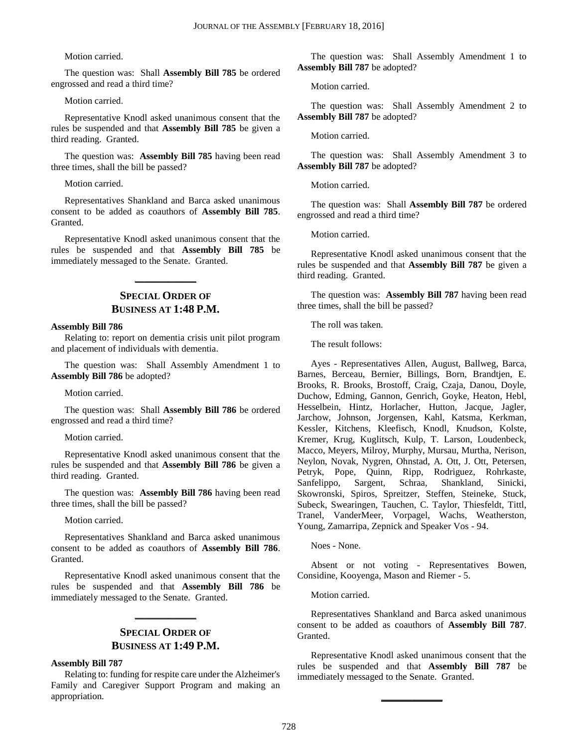Motion carried.

The question was: Shall **Assembly Bill 785** be ordered engrossed and read a third time?

Motion carried.

Representative Knodl asked unanimous consent that the rules be suspended and that **Assembly Bill 785** be given a third reading. Granted.

The question was: **Assembly Bill 785** having been read three times, shall the bill be passed?

Motion carried.

Representatives Shankland and Barca asked unanimous consent to be added as coauthors of **Assembly Bill 785**. Granted.

Representative Knodl asked unanimous consent that the rules be suspended and that **Assembly Bill 785** be immediately messaged to the Senate. Granted.

---

## SPECIAL ORDER OF BUSINESS AT 1:48 P.M.

**Assembly Bill 786**

Relating to: report on dementia crisis unit pilot program and placement of individuals with dementia.

The question was: Shall Assembly Amendment 1 to **Assembly Bill 786** be adopted?

Motion carried.

The question was: Shall **Assembly Bill 786** be ordered engrossed and read a third time?

Motion carried.

Representative Knodl asked unanimous consent that the rules be suspended and that **Assembly Bill 786** be given a third reading. Granted.

The question was: **Assembly Bill 786** having been read three times, shall the bill be passed?

Motion carried.

Representatives Shankland and Barca asked unanimous consent to be added as coauthors of **Assembly Bill 786**. Granted.

Representative Knodl asked unanimous consent that the rules be suspended and that **Assembly Bill 786** be immediately messaged to the Senate. Granted.

---

## SPECIAL ORDER OF BUSINESS AT 1:49 P.M.

**Assembly Bill 787**

Relating to: funding for respite care under the Alzheimer's Family and Caregiver Support Program and making an appropriation.

The question was: Shall Assembly Amendment 1 to **Assembly Bill 787** be adopted?

Motion carried.

The question was: Shall Assembly Amendment 2 to **Assembly Bill 787** be adopted?

Motion carried.

The question was: Shall Assembly Amendment 3 to **Assembly Bill 787** be adopted?

Motion carried.

The question was: Shall **Assembly Bill 787** be ordered engrossed and read a third time?

Motion carried.

Representative Knodl asked unanimous consent that the rules be suspended and that **Assembly Bill 787** be given a third reading. Granted.

The question was: **Assembly Bill 787** having been read three times, shall the bill be passed?

The roll was taken.

The result follows:

Ayes - Representatives Allen, August, Ballweg, Barca, Barnes, Berceau, Bernier, Billings, Born, Brandtjen, E. Brooks, R. Brooks, Brostoff, Craig, Czaja, Danou, Doyle, Duchow, Edming, Gannon, Genrich, Goyke, Heaton, Hebl, Hesselbein, Hintz, Horlacher, Hutton, Jacque, Jagler, Jarchow, Johnson, Jorgensen, Kahl, Katsma, Kerkman, Kessler, Kitchens, Kleefisch, Knodl, Knudson, Kolste, Kremer, Krug, Kuglitsch, Kulp, T. Larson, Loudenbeck, Macco, Meyers, Milroy, Murphy, Mursau, Murtha, Nerison, Neylon, Novak, Nygren, Ohnstad, A. Ott, J. Ott, Petersen, Petryk, Pope, Quinn, Ripp, Rodriguez, Rohrkaste, Sanfelippo, Sargent, Schraa, Shankland, Sinicki, Skowronski, Spiros, Spreitzer, Steffen, Steineke, Stuck, Subeck, Swearingen, Tauchen, C. Taylor, Thiesfeldt, Tittl, Tranel, VanderMeer, Vorpagel, Wachs, Weatherston, Young, Zamarripa, Zepnick and Speaker Vos - 94.

Noes - None.

Absent or not voting - Representatives Bowen, Considine, Kooyenga, Mason and Riemer - 5.

Motion carried.

Representatives Shankland and Barca asked unanimous consent to be added as coauthors of **Assembly Bill 787**. Granted.

Representative Knodl asked unanimous consent that the rules be suspended and that **Assembly Bill 787** be immediately messaged to the Senate. Granted.

---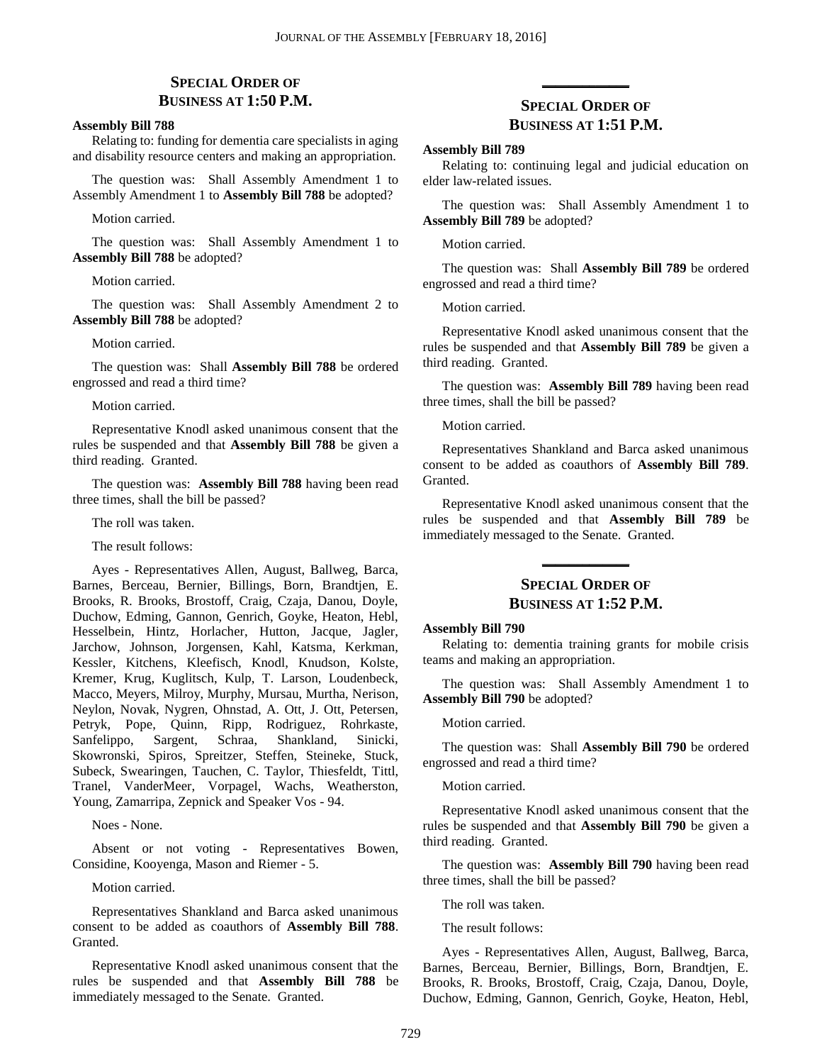## SPECIAL ORDER OF BUSINESS AT 1:50 P.M.

**Assembly Bill 788**

Relating to: funding for dementia care specialists in aging and disability resource centers and making an appropriation.

The question was: Shall Assembly Amendment 1 to Assembly Amendment 1 to **Assembly Bill 788** be adopted?

Motion carried.

The question was: Shall Assembly Amendment 1 to **Assembly Bill 788** be adopted?

Motion carried.

The question was: Shall Assembly Amendment 2 to **Assembly Bill 788** be adopted?

Motion carried.

The question was: Shall **Assembly Bill 788** be ordered engrossed and read a third time?

Motion carried.

Representative Knodl asked unanimous consent that the rules be suspended and that **Assembly Bill 788** be given a third reading. Granted.

The question was: **Assembly Bill 788** having been read three times, shall the bill be passed?

The roll was taken.

The result follows:

Ayes - Representatives Allen, August, Ballweg, Barca, Barnes, Berceau, Bernier, Billings, Born, Brandtjen, E. Brooks, R. Brooks, Brostoff, Craig, Czaja, Danou, Doyle, Duchow, Edming, Gannon, Genrich, Goyke, Heaton, Hebl, Hesselbein, Hintz, Horlacher, Hutton, Jacque, Jagler, Jarchow, Johnson, Jorgensen, Kahl, Katsma, Kerkman, Kessler, Kitchens, Kleefisch, Knodl, Knudson, Kolste, Kremer, Krug, Kuglitsch, Kulp, T. Larson, Loudenbeck, Macco, Meyers, Milroy, Murphy, Mursau, Murtha, Nerison, Neylon, Novak, Nygren, Ohnstad, A. Ott, J. Ott, Petersen, Petryk, Pope, Quinn, Ripp, Rodriguez, Rohrkaste, Sanfelippo, Sargent, Schraa, Shankland, Sinicki, Skowronski, Spiros, Spreitzer, Steffen, Steineke, Stuck, Subeck, Swearingen, Tauchen, C. Taylor, Thiesfeldt, Tittl, Tranel, VanderMeer, Vorpagel, Wachs, Weatherston, Young, Zamarripa, Zepnick and Speaker Vos - 94.

Noes - None.

Absent or not voting - Representatives Bowen, Considine, Kooyenga, Mason and Riemer - 5.

Motion carried.

Representatives Shankland and Barca asked unanimous consent to be added as coauthors of **Assembly Bill 788**. Granted.

Representative Knodl asked unanimous consent that the rules be suspended and that **Assembly Bill 788** be immediately messaged to the Senate. Granted.

## SPECIAL ORDER OF BUSINESS AT 1:51 P.M.

**Assembly Bill 789**

Relating to: continuing legal and judicial education on elder law-related issues.

The question was: Shall Assembly Amendment 1 to **Assembly Bill 789** be adopted?

Motion carried.

The question was: Shall **Assembly Bill 789** be ordered engrossed and read a third time?

Motion carried.

Representative Knodl asked unanimous consent that the rules be suspended and that **Assembly Bill 789** be given a third reading. Granted.

The question was: **Assembly Bill 789** having been read three times, shall the bill be passed?

Motion carried.

Representatives Shankland and Barca asked unanimous consent to be added as coauthors of **Assembly Bill 789**. Granted.

Representative Knodl asked unanimous consent that the rules be suspended and that **Assembly Bill 789** be immediately messaged to the Senate. Granted.

## SPECIAL ORDER OF BUSINESS AT 1:52 P.M.

**Assembly Bill 790**

Relating to: dementia training grants for mobile crisis teams and making an appropriation.

The question was: Shall Assembly Amendment 1 to **Assembly Bill 790** be adopted?

Motion carried.

The question was: Shall **Assembly Bill 790** be ordered engrossed and read a third time?

Motion carried.

Representative Knodl asked unanimous consent that the rules be suspended and that **Assembly Bill 790** be given a third reading. Granted.

The question was: **Assembly Bill 790** having been read three times, shall the bill be passed?

The roll was taken.

The result follows:

Ayes - Representatives Allen, August, Ballweg, Barca, Barnes, Berceau, Bernier, Billings, Born, Brandtjen, E. Brooks, R. Brooks, Brostoff, Craig, Czaja, Danou, Doyle, Duchow, Edming, Gannon, Genrich, Goyke, Heaton, Hebl,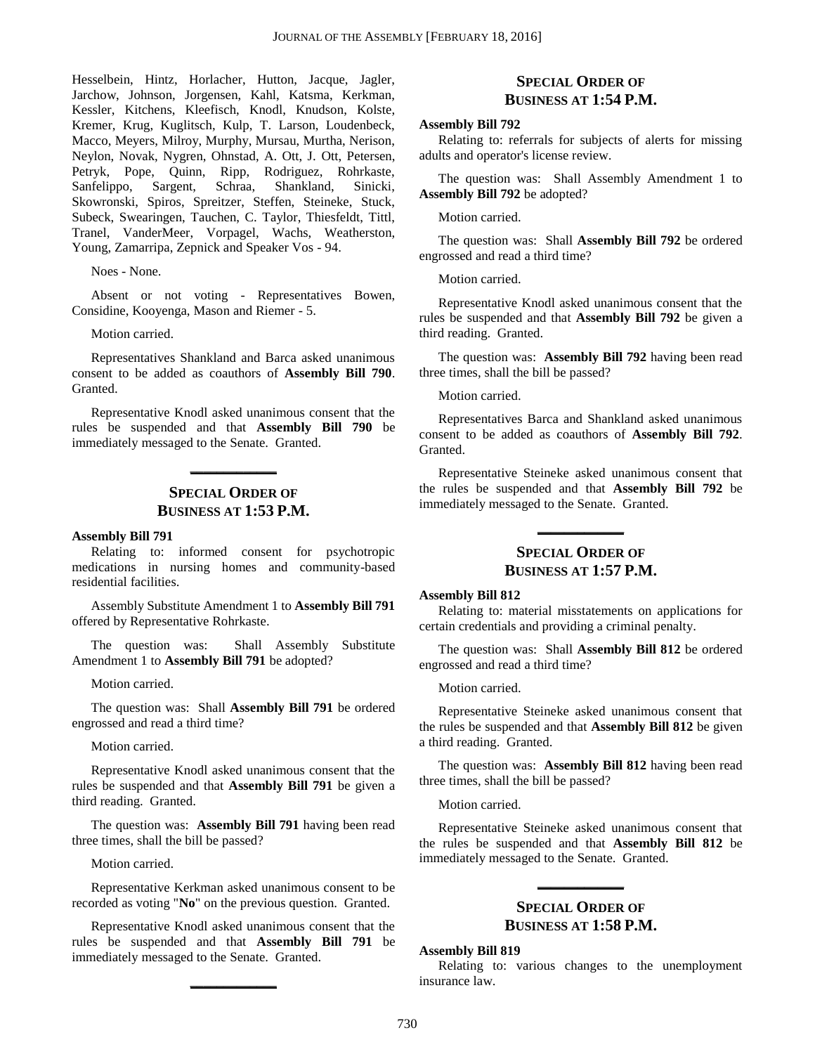Hesselbein, Hintz, Horlacher, Hutton, Jacque, Jagler, Jarchow, Johnson, Jorgensen, Kahl, Katsma, Kerkman, Kessler, Kitchens, Kleefisch, Knodl, Knudson, Kolste, Kremer, Krug, Kuglitsch, Kulp, T. Larson, Loudenbeck, Macco, Meyers, Milroy, Murphy, Mursau, Murtha, Nerison, Neylon, Novak, Nygren, Ohnstad, A. Ott, J. Ott, Petersen, Petryk, Pope, Quinn, Ripp, Rodriguez, Rohrkaste, Sanfelippo, Sargent, Schraa, Shankland, Sinicki, Skowronski, Spiros, Spreitzer, Steffen, Steineke, Stuck, Subeck, Swearingen, Tauchen, C. Taylor, Thiesfeldt, Tittl, Tranel, VanderMeer, Vorpagel, Wachs, Weatherston, Young, Zamarripa, Zepnick and Speaker Vos - 94.

Noes - None.

Absent or not voting - Representatives Bowen, Considine, Kooyenga, Mason and Riemer - 5.

Motion carried.

Representatives Shankland and Barca asked unanimous consent to be added as coauthors of **Assembly Bill 790**. Granted.

Representative Knodl asked unanimous consent that the rules be suspended and that **Assembly Bill 790** be immediately messaged to the Senate. Granted.

## SPECIAL ORDER OF BUSINESS AT 1:53 P.M.

**Assembly Bill 791**

Relating to: informed consent for psychotropic medications in nursing homes and community-based residential facilities.

Assembly Substitute Amendment 1 to **Assembly Bill 791** offered by Representative Rohrkaste.

The question was: Shall Assembly Substitute Amendment 1 to **Assembly Bill 791** be adopted?

Motion carried.

The question was: Shall **Assembly Bill 791** be ordered engrossed and read a third time?

Motion carried.

Representative Knodl asked unanimous consent that the rules be suspended and that **Assembly Bill 791** be given a third reading. Granted.

The question was: **Assembly Bill 791** having been read three times, shall the bill be passed?

Motion carried.

Representative Kerkman asked unanimous consent to be recorded as voting "**No**" on the previous question. Granted.

Representative Knodl asked unanimous consent that the rules be suspended and that **Assembly Bill 791** be immediately messaged to the Senate. Granted.

## SPECIAL ORDER OF BUSINESS AT 1:54 P.M.

**Assembly Bill 792**

Relating to: referrals for subjects of alerts for missing adults and operator's license review.

The question was: Shall Assembly Amendment 1 to **Assembly Bill 792** be adopted?

Motion carried.

The question was: Shall **Assembly Bill 792** be ordered engrossed and read a third time?

Motion carried.

Representative Knodl asked unanimous consent that the rules be suspended and that **Assembly Bill 792** be given a third reading. Granted.

The question was: **Assembly Bill 792** having been read three times, shall the bill be passed?

Motion carried.

Representatives Barca and Shankland asked unanimous consent to be added as coauthors of **Assembly Bill 792**. Granted.

Representative Steineke asked unanimous consent that the rules be suspended and that **Assembly Bill 792** be immediately messaged to the Senate. Granted.

## SPECIAL ORDER OF BUSINESS AT 1:57 P.M.

**Assembly Bill 812**

Relating to: material misstatements on applications for certain credentials and providing a criminal penalty.

The question was: Shall **Assembly Bill 812** be ordered engrossed and read a third time?

Motion carried.

Representative Steineke asked unanimous consent that the rules be suspended and that **Assembly Bill 812** be given a third reading. Granted.

The question was: **Assembly Bill 812** having been read three times, shall the bill be passed?

Motion carried.

Representative Steineke asked unanimous consent that the rules be suspended and that **Assembly Bill 812** be immediately messaged to the Senate. Granted.

## SPECIAL ORDER OF BUSINESS AT 1:58 P.M.

**Assembly Bill 819**

Relating to: various changes to the unemployment insurance law.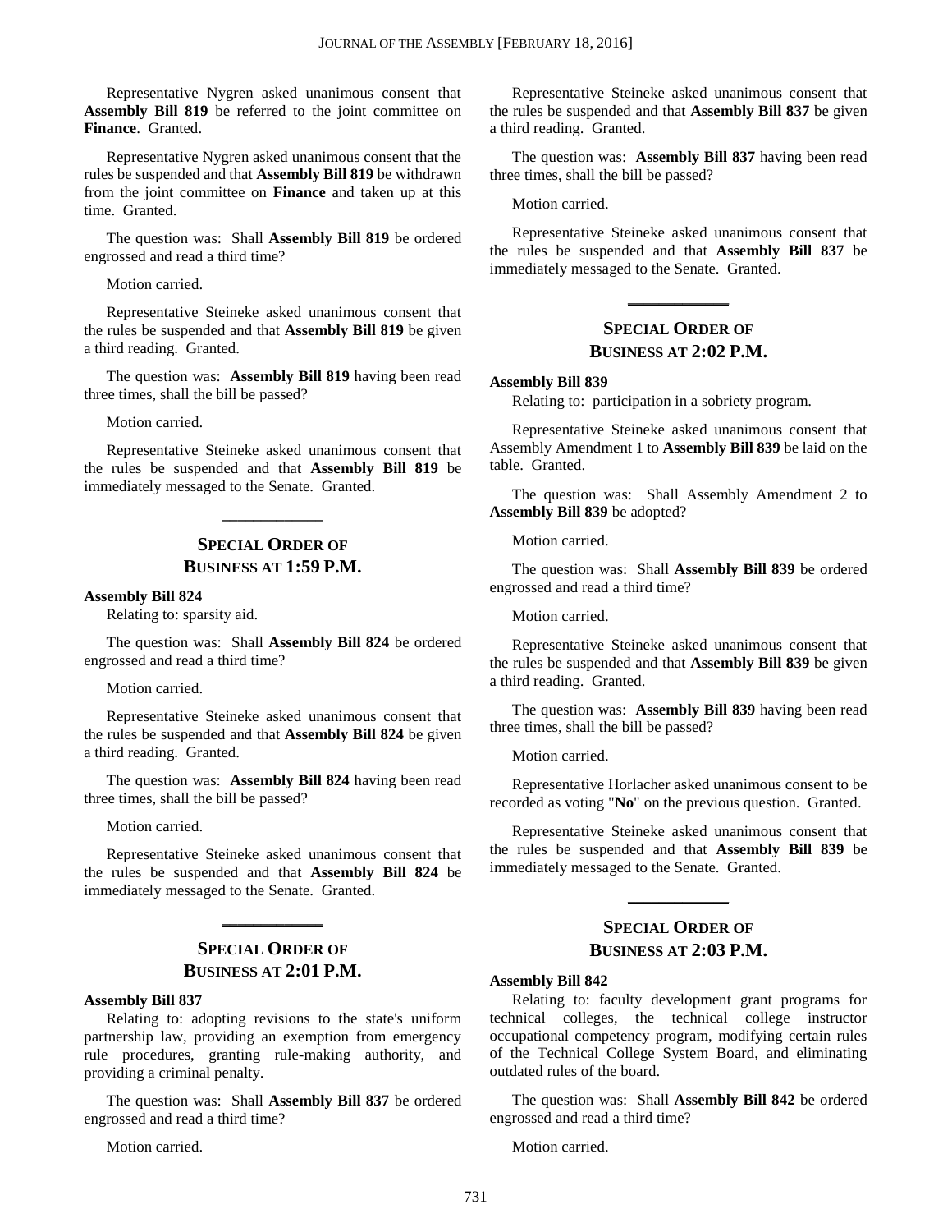Representative Nygren asked unanimous consent that **Assembly Bill 819** be referred to the joint committee on **Finance**. Granted.

Representative Nygren asked unanimous consent that the rules be suspended and that **Assembly Bill 819** be withdrawn from the joint committee on **Finance** and taken up at this time. Granted.

The question was: Shall **Assembly Bill 819** be ordered engrossed and read a third time?

Motion carried.

Representative Steineke asked unanimous consent that the rules be suspended and that **Assembly Bill 819** be given a third reading. Granted.

The question was: **Assembly Bill 819** having been read three times, shall the bill be passed?

Motion carried.

Representative Steineke asked unanimous consent that the rules be suspended and that **Assembly Bill 819** be immediately messaged to the Senate. Granted.

## SPECIAL ORDER OF BUSINESS AT 1:59 P.M.

**Assembly Bill 824**

Relating to: sparsity aid.

The question was: Shall **Assembly Bill 824** be ordered engrossed and read a third time?

Motion carried.

Representative Steineke asked unanimous consent that the rules be suspended and that **Assembly Bill 824** be given a third reading. Granted.

The question was: **Assembly Bill 824** having been read three times, shall the bill be passed?

Motion carried.

Representative Steineke asked unanimous consent that the rules be suspended and that **Assembly Bill 824** be immediately messaged to the Senate. Granted.

## SPECIAL ORDER OF BUSINESS AT 2:01 P.M.

**Assembly Bill 837**

Relating to: adopting revisions to the state's uniform partnership law, providing an exemption from emergency rule procedures, granting rule-making authority, and providing a criminal penalty.

The question was: Shall **Assembly Bill 837** be ordered engrossed and read a third time?

Motion carried.

Representative Steineke asked unanimous consent that the rules be suspended and that **Assembly Bill 837** be given a third reading. Granted.

The question was: **Assembly Bill 837** having been read three times, shall the bill be passed?

Motion carried.

Representative Steineke asked unanimous consent that the rules be suspended and that **Assembly Bill 837** be immediately messaged to the Senate. Granted.

## SPECIAL ORDER OF BUSINESS AT 2:02 P.M.

**Assembly Bill 839**

Relating to: participation in a sobriety program.

Representative Steineke asked unanimous consent that Assembly Amendment 1 to **Assembly Bill 839** be laid on the table. Granted.

The question was: Shall Assembly Amendment 2 to **Assembly Bill 839** be adopted?

Motion carried.

The question was: Shall **Assembly Bill 839** be ordered engrossed and read a third time?

Motion carried.

Representative Steineke asked unanimous consent that the rules be suspended and that **Assembly Bill 839** be given a third reading. Granted.

The question was: **Assembly Bill 839** having been read three times, shall the bill be passed?

Motion carried.

Representative Horlacher asked unanimous consent to be recorded as voting "**No**" on the previous question. Granted.

Representative Steineke asked unanimous consent that the rules be suspended and that **Assembly Bill 839** be immediately messaged to the Senate. Granted.

## SPECIAL ORDER OF BUSINESS AT 2:03 P.M.

**Assembly Bill 842**

Relating to: faculty development grant programs for technical colleges, the technical college instructor occupational competency program, modifying certain rules of the Technical College System Board, and eliminating outdated rules of the board.

The question was: Shall **Assembly Bill 842** be ordered engrossed and read a third time?

Motion carried.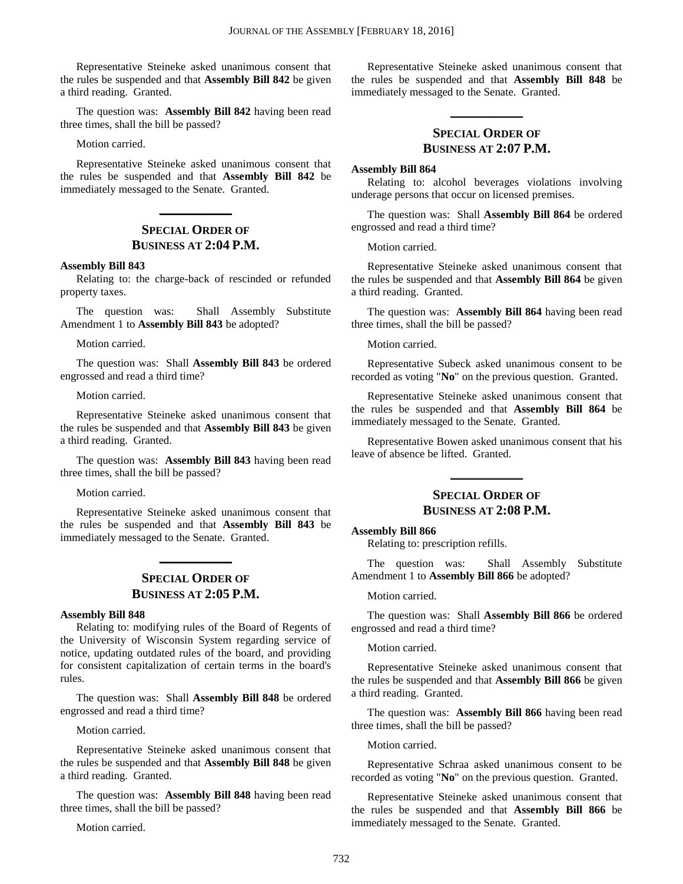Representative Steineke asked unanimous consent that the rules be suspended and that **Assembly Bill 842** be given a third reading. Granted.

The question was: **Assembly Bill 842** having been read three times, shall the bill be passed?

Motion carried.

Representative Steineke asked unanimous consent that the rules be suspended and that **Assembly Bill 842** be immediately messaged to the Senate. Granted.

---

## SPECIAL ORDER OF BUSINESS AT 2:04 P.M.

**Assembly Bill 843**

Relating to: the charge-back of rescinded or refunded property taxes.

The question was: Shall Assembly Substitute Amendment 1 to **Assembly Bill 843** be adopted?

Motion carried.

The question was: Shall **Assembly Bill 843** be ordered engrossed and read a third time?

Motion carried.

Representative Steineke asked unanimous consent that the rules be suspended and that **Assembly Bill 843** be given a third reading. Granted.

The question was: **Assembly Bill 843** having been read three times, shall the bill be passed?

Motion carried.

Representative Steineke asked unanimous consent that the rules be suspended and that **Assembly Bill 843** be immediately messaged to the Senate. Granted.

---

## SPECIAL ORDER OF BUSINESS AT 2:05 P.M.

**Assembly Bill 848**

Relating to: modifying rules of the Board of Regents of the University of Wisconsin System regarding service of notice, updating outdated rules of the board, and providing for consistent capitalization of certain terms in the board's rules.

The question was: Shall **Assembly Bill 848** be ordered engrossed and read a third time?

Motion carried.

Representative Steineke asked unanimous consent that the rules be suspended and that **Assembly Bill 848** be given a third reading. Granted.

The question was: **Assembly Bill 848** having been read three times, shall the bill be passed?

Motion carried.

Representative Steineke asked unanimous consent that the rules be suspended and that **Assembly Bill 848** be immediately messaged to the Senate. Granted.

---

## SPECIAL ORDER OF BUSINESS AT 2:07 P.M.

**Assembly Bill 864**

Relating to: alcohol beverages violations involving underage persons that occur on licensed premises.

The question was: Shall **Assembly Bill 864** be ordered engrossed and read a third time?

Motion carried.

Representative Steineke asked unanimous consent that the rules be suspended and that **Assembly Bill 864** be given a third reading. Granted.

The question was: **Assembly Bill 864** having been read three times, shall the bill be passed?

Motion carried.

Representative Subeck asked unanimous consent to be recorded as voting "**No**" on the previous question. Granted.

Representative Steineke asked unanimous consent that the rules be suspended and that **Assembly Bill 864** be immediately messaged to the Senate. Granted.

Representative Bowen asked unanimous consent that his leave of absence be lifted. Granted.

---

## SPECIAL ORDER OF BUSINESS AT 2:08 P.M.

**Assembly Bill 866**

Relating to: prescription refills.

The question was: Shall Assembly Substitute Amendment 1 to **Assembly Bill 866** be adopted?

Motion carried.

The question was: Shall **Assembly Bill 866** be ordered engrossed and read a third time?

Motion carried.

Representative Steineke asked unanimous consent that the rules be suspended and that **Assembly Bill 866** be given a third reading. Granted.

The question was: **Assembly Bill 866** having been read three times, shall the bill be passed?

Motion carried.

Representative Schraa asked unanimous consent to be recorded as voting "**No**" on the previous question. Granted.

Representative Steineke asked unanimous consent that the rules be suspended and that **Assembly Bill 866** be immediately messaged to the Senate. Granted.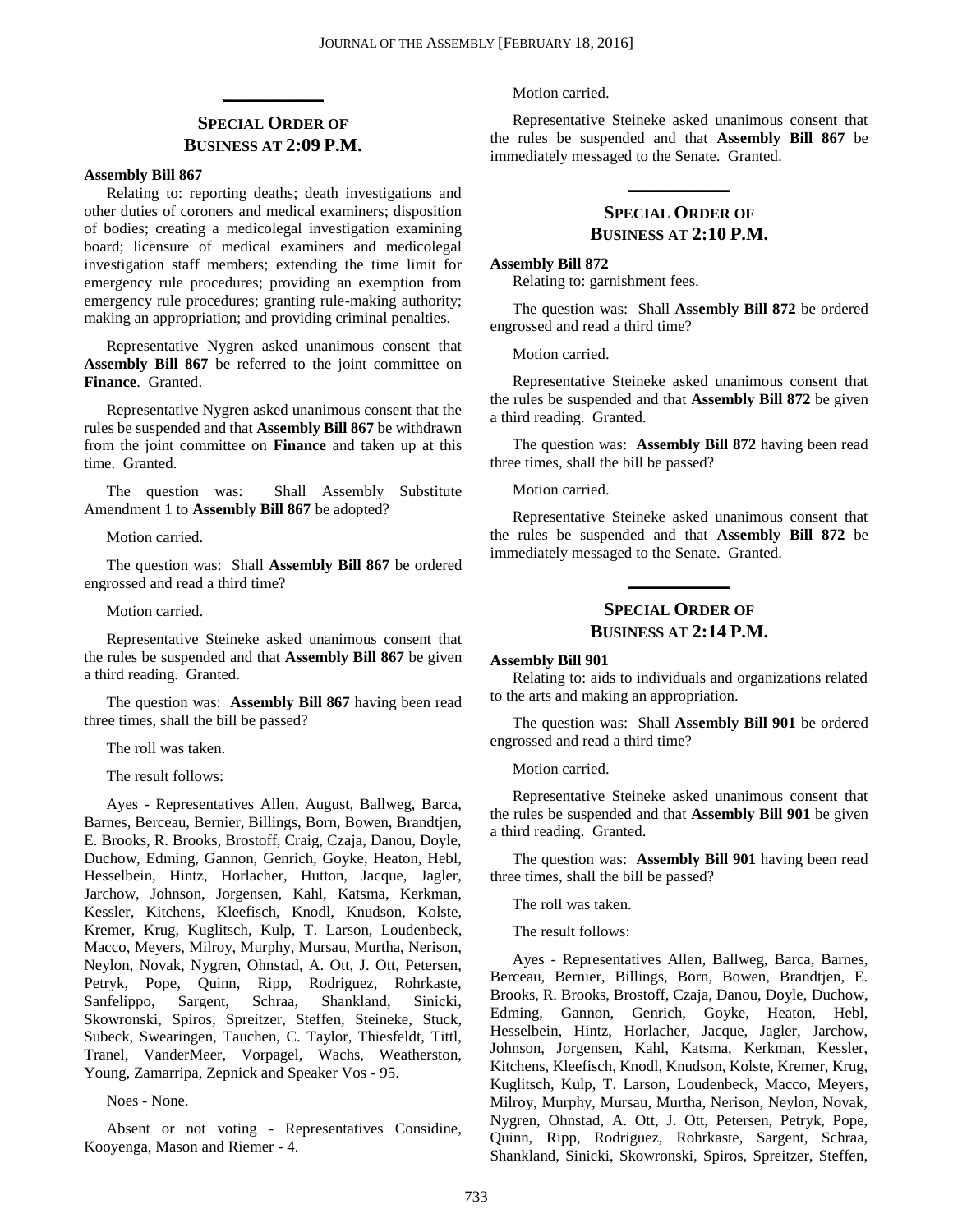## Special Order of Business at 2:09 P.M.

**Assembly Bill 867**

Relating to: reporting deaths; death investigations and other duties of coroners and medical examiners; disposition of bodies; creating a medicolegal investigation examining board; licensure of medical examiners and medicolegal investigation staff members; extending the time limit for emergency rule procedures; providing an exemption from emergency rule procedures; granting rule-making authority; making an appropriation; and providing criminal penalties.

Representative Nygren asked unanimous consent that **Assembly Bill 867** be referred to the joint committee on **Finance**. Granted.

Representative Nygren asked unanimous consent that the rules be suspended and that **Assembly Bill 867** be withdrawn from the joint committee on **Finance** and taken up at this time. Granted.

The question was: Shall Assembly Substitute Amendment 1 to **Assembly Bill 867** be adopted?

Motion carried.

The question was: Shall **Assembly Bill 867** be ordered engrossed and read a third time?

Motion carried.

Representative Steineke asked unanimous consent that the rules be suspended and that **Assembly Bill 867** be given a third reading. Granted.

The question was: **Assembly Bill 867** having been read three times, shall the bill be passed?

The roll was taken.

The result follows:

Ayes - Representatives Allen, August, Ballweg, Barca, Barnes, Berceau, Bernier, Billings, Born, Bowen, Brandtjen, E. Brooks, R. Brooks, Brostoff, Craig, Czaja, Danou, Doyle, Duchow, Edming, Gannon, Genrich, Goyke, Heaton, Hebl, Hesselbein, Hintz, Horlacher, Hutton, Jacque, Jagler, Jarchow, Johnson, Jorgensen, Kahl, Katsma, Kerkman, Kessler, Kitchens, Kleefisch, Knodl, Knudson, Kolste, Kremer, Krug, Kuglitsch, Kulp, T. Larson, Loudenbeck, Macco, Meyers, Milroy, Murphy, Mursau, Murtha, Nerison, Neylon, Novak, Nygren, Ohnstad, A. Ott, J. Ott, Petersen, Petryk, Pope, Quinn, Ripp, Rodriguez, Rohrkaste, Sanfelippo, Sargent, Schraa, Shankland, Sinicki, Skowronski, Spiros, Spreitzer, Steffen, Steineke, Stuck, Subeck, Swearingen, Tauchen, C. Taylor, Thiesfeldt, Tittl, Tranel, VanderMeer, Vorpagel, Wachs, Weatherston, Young, Zamarripa, Zepnick and Speaker Vos - 95.

Noes - None.

Absent or not voting - Representatives Considine, Kooyenga, Mason and Riemer - 4.

Motion carried.

Representative Steineke asked unanimous consent that the rules be suspended and that **Assembly Bill 867** be immediately messaged to the Senate. Granted.

## Special Order of Business at 2:10 P.M.

**Assembly Bill 872**

Relating to: garnishment fees.

The question was: Shall **Assembly Bill 872** be ordered engrossed and read a third time?

Motion carried.

Representative Steineke asked unanimous consent that the rules be suspended and that **Assembly Bill 872** be given a third reading. Granted.

The question was: **Assembly Bill 872** having been read three times, shall the bill be passed?

Motion carried.

Representative Steineke asked unanimous consent that the rules be suspended and that **Assembly Bill 872** be immediately messaged to the Senate. Granted.

## Special Order of Business at 2:14 P.M.

**Assembly Bill 901**

Relating to: aids to individuals and organizations related to the arts and making an appropriation.

The question was: Shall **Assembly Bill 901** be ordered engrossed and read a third time?

Motion carried.

Representative Steineke asked unanimous consent that the rules be suspended and that **Assembly Bill 901** be given a third reading. Granted.

The question was: **Assembly Bill 901** having been read three times, shall the bill be passed?

The roll was taken.

The result follows:

Ayes - Representatives Allen, Ballweg, Barca, Barnes, Berceau, Bernier, Billings, Born, Bowen, Brandtjen, E. Brooks, R. Brooks, Brostoff, Czaja, Danou, Doyle, Duchow, Edming, Gannon, Genrich, Goyke, Heaton, Hebl, Hesselbein, Hintz, Horlacher, Jacque, Jagler, Jarchow, Johnson, Jorgensen, Kahl, Katsma, Kerkman, Kessler, Kitchens, Kleefisch, Knodl, Knudson, Kolste, Kremer, Krug, Kuglitsch, Kulp, T. Larson, Loudenbeck, Macco, Meyers, Milroy, Murphy, Mursau, Murtha, Nerison, Neylon, Novak, Nygren, Ohnstad, A. Ott, J. Ott, Petersen, Petryk, Pope, Quinn, Ripp, Rodriguez, Rohrkaste, Sargent, Schraa, Shankland, Sinicki, Skowronski, Spiros, Spreitzer, Steffen,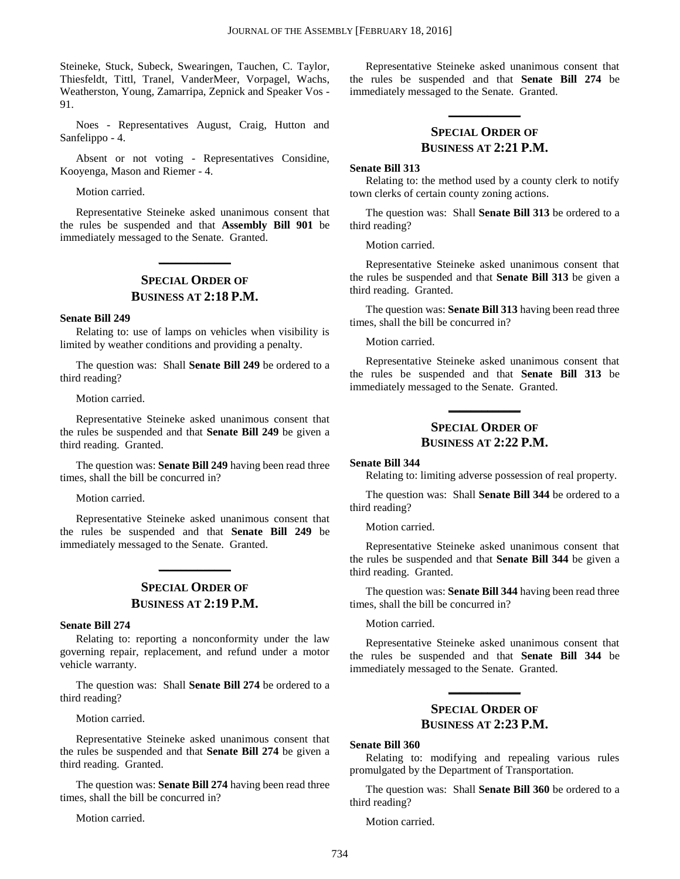Steineke, Stuck, Subeck, Swearingen, Tauchen, C. Taylor, Thiesfeldt, Tittl, Tranel, VanderMeer, Vorpagel, Wachs, Weatherston, Young, Zamarripa, Zepnick and Speaker Vos - 91.

Noes - Representatives August, Craig, Hutton and Sanfelippo - 4.

Absent or not voting - Representatives Considine, Kooyenga, Mason and Riemer - 4.

Motion carried.

Representative Steineke asked unanimous consent that the rules be suspended and that **Assembly Bill 901** be immediately messaged to the Senate. Granted.

## SPECIAL ORDER OF BUSINESS AT 2:18 P.M.

**Senate Bill 249**

Relating to: use of lamps on vehicles when visibility is limited by weather conditions and providing a penalty.

The question was: Shall **Senate Bill 249** be ordered to a third reading?

Motion carried.

Representative Steineke asked unanimous consent that the rules be suspended and that **Senate Bill 249** be given a third reading. Granted.

The question was: **Senate Bill 249** having been read three times, shall the bill be concurred in?

Motion carried.

Representative Steineke asked unanimous consent that the rules be suspended and that **Senate Bill 249** be immediately messaged to the Senate. Granted.

## SPECIAL ORDER OF BUSINESS AT 2:19 P.M.

**Senate Bill 274**

Relating to: reporting a nonconformity under the law governing repair, replacement, and refund under a motor vehicle warranty.

The question was: Shall **Senate Bill 274** be ordered to a third reading?

Motion carried.

Representative Steineke asked unanimous consent that the rules be suspended and that **Senate Bill 274** be given a third reading. Granted.

The question was: **Senate Bill 274** having been read three times, shall the bill be concurred in?

Motion carried.

Representative Steineke asked unanimous consent that the rules be suspended and that **Senate Bill 274** be immediately messaged to the Senate. Granted.

## SPECIAL ORDER OF BUSINESS AT 2:21 P.M.

**Senate Bill 313**

Relating to: the method used by a county clerk to notify town clerks of certain county zoning actions.

The question was: Shall **Senate Bill 313** be ordered to a third reading?

Motion carried.

Representative Steineke asked unanimous consent that the rules be suspended and that **Senate Bill 313** be given a third reading. Granted.

The question was: **Senate Bill 313** having been read three times, shall the bill be concurred in?

Motion carried.

Representative Steineke asked unanimous consent that the rules be suspended and that **Senate Bill 313** be immediately messaged to the Senate. Granted.

## SPECIAL ORDER OF BUSINESS AT 2:22 P.M.

**Senate Bill 344**

Relating to: limiting adverse possession of real property.

The question was: Shall **Senate Bill 344** be ordered to a third reading?

Motion carried.

Representative Steineke asked unanimous consent that the rules be suspended and that **Senate Bill 344** be given a third reading. Granted.

The question was: **Senate Bill 344** having been read three times, shall the bill be concurred in?

Motion carried.

Representative Steineke asked unanimous consent that the rules be suspended and that **Senate Bill 344** be immediately messaged to the Senate. Granted.

## SPECIAL ORDER OF BUSINESS AT 2:23 P.M.

**Senate Bill 360**

Relating to: modifying and repealing various rules promulgated by the Department of Transportation.

The question was: Shall **Senate Bill 360** be ordered to a third reading?

Motion carried.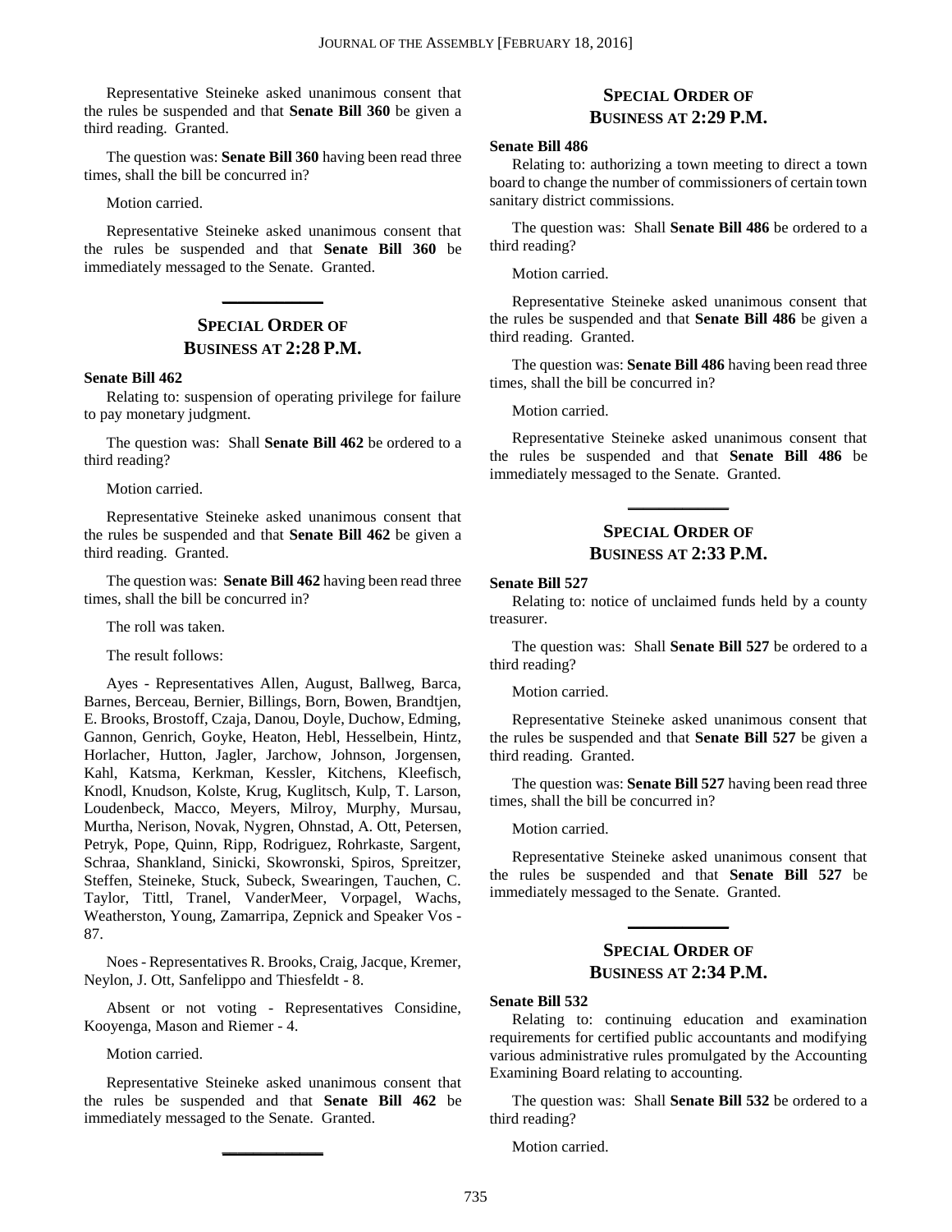Representative Steineke asked unanimous consent that the rules be suspended and that **Senate Bill 360** be given a third reading. Granted.

The question was: **Senate Bill 360** having been read three times, shall the bill be concurred in?

Motion carried.

Representative Steineke asked unanimous consent that the rules be suspended and that **Senate Bill 360** be immediately messaged to the Senate. Granted.

## SPECIAL ORDER OF BUSINESS AT 2:28 P.M.

**Senate Bill 462**

Relating to: suspension of operating privilege for failure to pay monetary judgment.

The question was: Shall **Senate Bill 462** be ordered to a third reading?

Motion carried.

Representative Steineke asked unanimous consent that the rules be suspended and that **Senate Bill 462** be given a third reading. Granted.

The question was: **Senate Bill 462** having been read three times, shall the bill be concurred in?

The roll was taken.

The result follows:

Ayes - Representatives Allen, August, Ballweg, Barca, Barnes, Berceau, Bernier, Billings, Born, Bowen, Brandtjen, E. Brooks, Brostoff, Czaja, Danou, Doyle, Duchow, Edming, Gannon, Genrich, Goyke, Heaton, Hebl, Hesselbein, Hintz, Horlacher, Hutton, Jagler, Jarchow, Johnson, Jorgensen, Kahl, Katsma, Kerkman, Kessler, Kitchens, Kleefisch, Knodl, Knudson, Kolste, Krug, Kuglitsch, Kulp, T. Larson, Loudenbeck, Macco, Meyers, Milroy, Murphy, Mursau, Murtha, Nerison, Novak, Nygren, Ohnstad, A. Ott, Petersen, Petryk, Pope, Quinn, Ripp, Rodriguez, Rohrkaste, Sargent, Schraa, Shankland, Sinicki, Skowronski, Spiros, Spreitzer, Steffen, Steineke, Stuck, Subeck, Swearingen, Tauchen, C. Taylor, Tittl, Tranel, VanderMeer, Vorpagel, Wachs, Weatherston, Young, Zamarripa, Zepnick and Speaker Vos - 87.

Noes - Representatives R. Brooks, Craig, Jacque, Kremer, Neylon, J. Ott, Sanfelippo and Thiesfeldt - 8.

Absent or not voting - Representatives Considine, Kooyenga, Mason and Riemer - 4.

Motion carried.

Representative Steineke asked unanimous consent that the rules be suspended and that **Senate Bill 462** be immediately messaged to the Senate. Granted.

## SPECIAL ORDER OF BUSINESS AT 2:29 P.M.

**Senate Bill 486**

Relating to: authorizing a town meeting to direct a town board to change the number of commissioners of certain town sanitary district commissions.

The question was: Shall **Senate Bill 486** be ordered to a third reading?

Motion carried.

Representative Steineke asked unanimous consent that the rules be suspended and that **Senate Bill 486** be given a third reading. Granted.

The question was: **Senate Bill 486** having been read three times, shall the bill be concurred in?

Motion carried.

Representative Steineke asked unanimous consent that the rules be suspended and that **Senate Bill 486** be immediately messaged to the Senate. Granted.

## SPECIAL ORDER OF BUSINESS AT 2:33 P.M.

**Senate Bill 527**

Relating to: notice of unclaimed funds held by a county treasurer.

The question was: Shall **Senate Bill 527** be ordered to a third reading?

Motion carried.

Representative Steineke asked unanimous consent that the rules be suspended and that **Senate Bill 527** be given a third reading. Granted.

The question was: **Senate Bill 527** having been read three times, shall the bill be concurred in?

Motion carried.

Representative Steineke asked unanimous consent that the rules be suspended and that **Senate Bill 527** be immediately messaged to the Senate. Granted.

## SPECIAL ORDER OF BUSINESS AT 2:34 P.M.

**Senate Bill 532**

Relating to: continuing education and examination requirements for certified public accountants and modifying various administrative rules promulgated by the Accounting Examining Board relating to accounting.

The question was: Shall **Senate Bill 532** be ordered to a third reading?

Motion carried.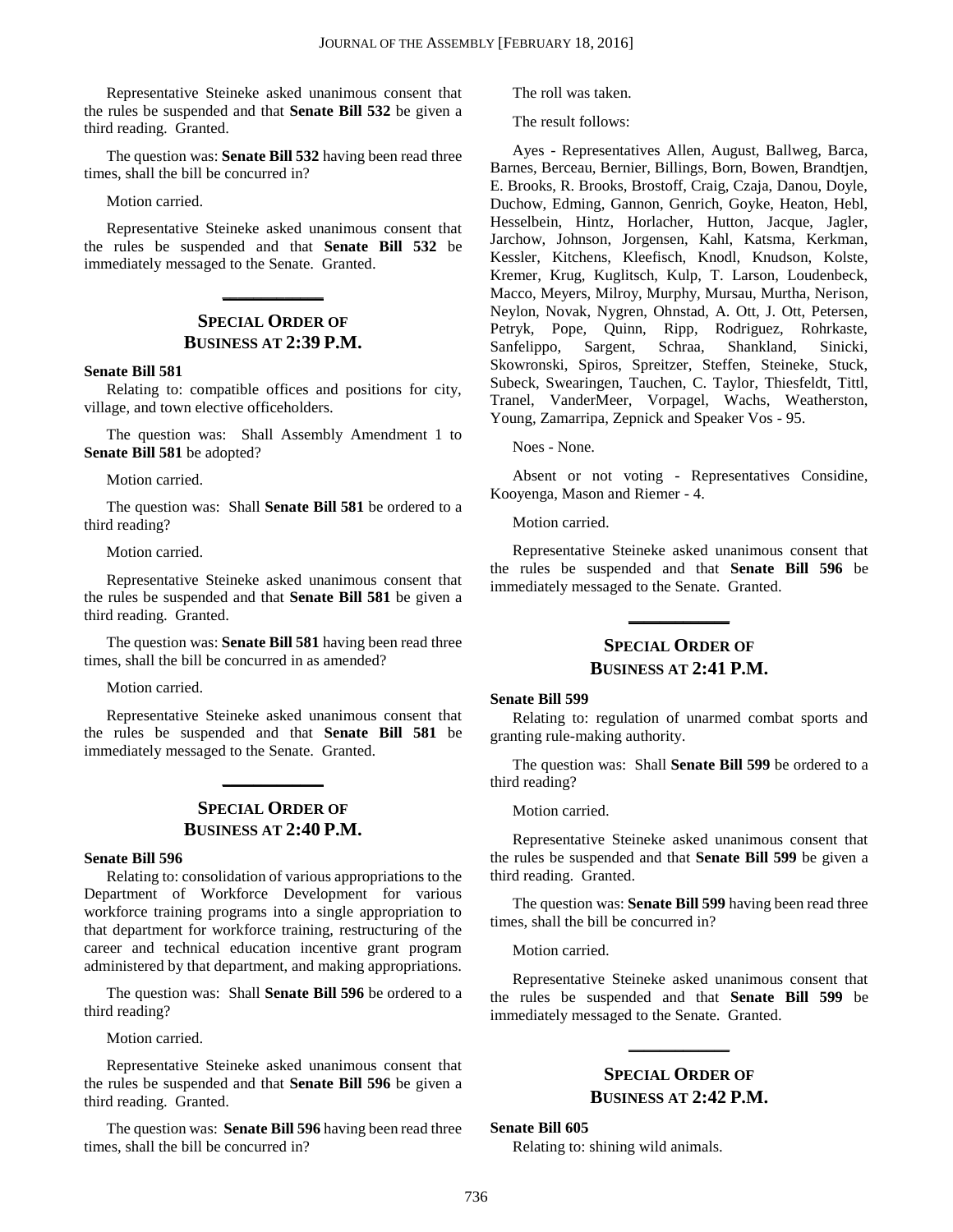Representative Steineke asked unanimous consent that the rules be suspended and that **Senate Bill 532** be given a third reading. Granted.

The question was: **Senate Bill 532** having been read three times, shall the bill be concurred in?

Motion carried.

Representative Steineke asked unanimous consent that the rules be suspended and that **Senate Bill 532** be immediately messaged to the Senate. Granted.

## SPECIAL ORDER OF BUSINESS AT 2:39 P.M.

**Senate Bill 581**

Relating to: compatible offices and positions for city, village, and town elective officeholders.

The question was: Shall Assembly Amendment 1 to **Senate Bill 581** be adopted?

Motion carried.

The question was: Shall **Senate Bill 581** be ordered to a third reading?

Motion carried.

Representative Steineke asked unanimous consent that the rules be suspended and that **Senate Bill 581** be given a third reading. Granted.

The question was: **Senate Bill 581** having been read three times, shall the bill be concurred in as amended?

Motion carried.

Representative Steineke asked unanimous consent that the rules be suspended and that **Senate Bill 581** be immediately messaged to the Senate. Granted.

## SPECIAL ORDER OF BUSINESS AT 2:40 P.M.

**Senate Bill 596**

Relating to: consolidation of various appropriations to the Department of Workforce Development for various workforce training programs into a single appropriation to that department for workforce training, restructuring of the career and technical education incentive grant program administered by that department, and making appropriations.

The question was: Shall **Senate Bill 596** be ordered to a third reading?

Motion carried.

Representative Steineke asked unanimous consent that the rules be suspended and that **Senate Bill 596** be given a third reading. Granted.

The question was: **Senate Bill 596** having been read three times, shall the bill be concurred in?

The roll was taken.

The result follows:

Ayes - Representatives Allen, August, Ballweg, Barca, Barnes, Berceau, Bernier, Billings, Born, Bowen, Brandtjen, E. Brooks, R. Brooks, Brostoff, Craig, Czaja, Danou, Doyle, Duchow, Edming, Gannon, Genrich, Goyke, Heaton, Hebl, Hesselbein, Hintz, Horlacher, Hutton, Jacque, Jagler, Jarchow, Johnson, Jorgensen, Kahl, Katsma, Kerkman, Kessler, Kitchens, Kleefisch, Knodl, Knudson, Kolste, Kremer, Krug, Kuglitsch, Kulp, T. Larson, Loudenbeck, Macco, Meyers, Milroy, Murphy, Mursau, Murtha, Nerison, Neylon, Novak, Nygren, Ohnstad, A. Ott, J. Ott, Petersen, Petryk, Pope, Quinn, Ripp, Rodriguez, Rohrkaste, Sanfelippo, Sargent, Schraa, Shankland, Sinicki, Skowronski, Spiros, Spreitzer, Steffen, Steineke, Stuck, Subeck, Swearingen, Tauchen, C. Taylor, Thiesfeldt, Tittl, Tranel, VanderMeer, Vorpagel, Wachs, Weatherston, Young, Zamarripa, Zepnick and Speaker Vos - 95.

Noes - None.

Absent or not voting - Representatives Considine, Kooyenga, Mason and Riemer - 4.

Motion carried.

Representative Steineke asked unanimous consent that the rules be suspended and that **Senate Bill 596** be immediately messaged to the Senate. Granted.

## SPECIAL ORDER OF BUSINESS AT 2:41 P.M.

**Senate Bill 599**

Relating to: regulation of unarmed combat sports and granting rule-making authority.

The question was: Shall **Senate Bill 599** be ordered to a third reading?

Motion carried.

Representative Steineke asked unanimous consent that the rules be suspended and that **Senate Bill 599** be given a third reading. Granted.

The question was: **Senate Bill 599** having been read three times, shall the bill be concurred in?

Motion carried.

Representative Steineke asked unanimous consent that the rules be suspended and that **Senate Bill 599** be immediately messaged to the Senate. Granted.

## SPECIAL ORDER OF BUSINESS AT 2:42 P.M.

**Senate Bill 605**

Relating to: shining wild animals.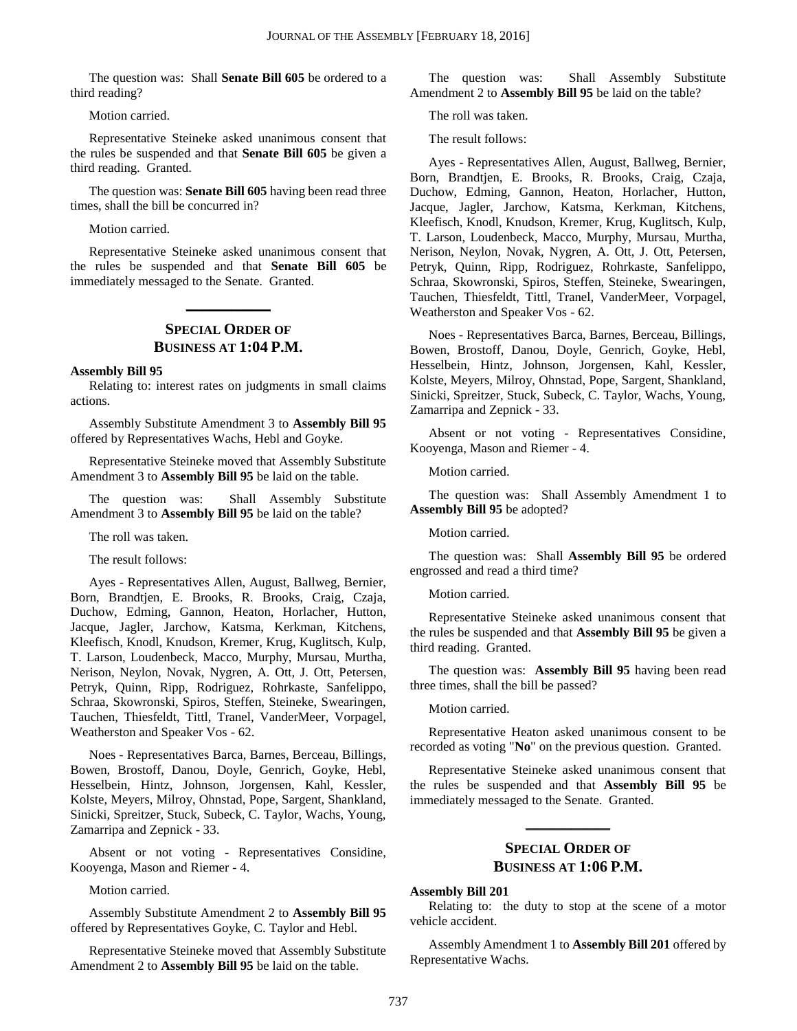The question was: Shall **Senate Bill 605** be ordered to a third reading?

Motion carried.

Representative Steineke asked unanimous consent that the rules be suspended and that **Senate Bill 605** be given a third reading. Granted.

The question was: **Senate Bill 605** having been read three times, shall the bill be concurred in?

Motion carried.

Representative Steineke asked unanimous consent that the rules be suspended and that **Senate Bill 605** be immediately messaged to the Senate. Granted.

## SPECIAL ORDER OF BUSINESS AT 1:04 P.M.

**Assembly Bill 95**

Relating to: interest rates on judgments in small claims actions.

Assembly Substitute Amendment 3 to **Assembly Bill 95** offered by Representatives Wachs, Hebl and Goyke.

Representative Steineke moved that Assembly Substitute Amendment 3 to **Assembly Bill 95** be laid on the table.

The question was: Shall Assembly Substitute Amendment 3 to **Assembly Bill 95** be laid on the table?

The roll was taken.

The result follows:

Ayes - Representatives Allen, August, Ballweg, Bernier, Born, Brandtjen, E. Brooks, R. Brooks, Craig, Czaja, Duchow, Edming, Gannon, Heaton, Horlacher, Hutton, Jacque, Jagler, Jarchow, Katsma, Kerkman, Kitchens, Kleefisch, Knodl, Knudson, Kremer, Krug, Kuglitsch, Kulp, T. Larson, Loudenbeck, Macco, Murphy, Mursau, Murtha, Nerison, Neylon, Novak, Nygren, A. Ott, J. Ott, Petersen, Petryk, Quinn, Ripp, Rodriguez, Rohrkaste, Sanfelippo, Schraa, Skowronski, Spiros, Steffen, Steineke, Swearingen, Tauchen, Thiesfeldt, Tittl, Tranel, VanderMeer, Vorpagel, Weatherston and Speaker Vos - 62.

Noes - Representatives Barca, Barnes, Berceau, Billings, Bowen, Brostoff, Danou, Doyle, Genrich, Goyke, Hebl, Hesselbein, Hintz, Johnson, Jorgensen, Kahl, Kessler, Kolste, Meyers, Milroy, Ohnstad, Pope, Sargent, Shankland, Sinicki, Spreitzer, Stuck, Subeck, C. Taylor, Wachs, Young, Zamarripa and Zepnick - 33.

Absent or not voting - Representatives Considine, Kooyenga, Mason and Riemer - 4.

Motion carried.

Assembly Substitute Amendment 2 to **Assembly Bill 95** offered by Representatives Goyke, C. Taylor and Hebl.

Representative Steineke moved that Assembly Substitute Amendment 2 to **Assembly Bill 95** be laid on the table.

The question was: Shall Assembly Substitute Amendment 2 to **Assembly Bill 95** be laid on the table?

The roll was taken.

The result follows:

Ayes - Representatives Allen, August, Ballweg, Bernier, Born, Brandtjen, E. Brooks, R. Brooks, Craig, Czaja, Duchow, Edming, Gannon, Heaton, Horlacher, Hutton, Jacque, Jagler, Jarchow, Katsma, Kerkman, Kitchens, Kleefisch, Knodl, Knudson, Kremer, Krug, Kuglitsch, Kulp, T. Larson, Loudenbeck, Macco, Murphy, Mursau, Murtha, Nerison, Neylon, Novak, Nygren, A. Ott, J. Ott, Petersen, Petryk, Quinn, Ripp, Rodriguez, Rohrkaste, Sanfelippo, Schraa, Skowronski, Spiros, Steffen, Steineke, Swearingen, Tauchen, Thiesfeldt, Tittl, Tranel, VanderMeer, Vorpagel, Weatherston and Speaker Vos - 62.

Noes - Representatives Barca, Barnes, Berceau, Billings, Bowen, Brostoff, Danou, Doyle, Genrich, Goyke, Hebl, Hesselbein, Hintz, Johnson, Jorgensen, Kahl, Kessler, Kolste, Meyers, Milroy, Ohnstad, Pope, Sargent, Shankland, Sinicki, Spreitzer, Stuck, Subeck, C. Taylor, Wachs, Young, Zamarripa and Zepnick - 33.

Absent or not voting - Representatives Considine, Kooyenga, Mason and Riemer - 4.

Motion carried.

The question was: Shall Assembly Amendment 1 to **Assembly Bill 95** be adopted?

Motion carried.

The question was: Shall **Assembly Bill 95** be ordered engrossed and read a third time?

Motion carried.

Representative Steineke asked unanimous consent that the rules be suspended and that **Assembly Bill 95** be given a third reading. Granted.

The question was: **Assembly Bill 95** having been read three times, shall the bill be passed?

Motion carried.

Representative Heaton asked unanimous consent to be recorded as voting "**No**" on the previous question. Granted.

Representative Steineke asked unanimous consent that the rules be suspended and that **Assembly Bill 95** be immediately messaged to the Senate. Granted.

## SPECIAL ORDER OF BUSINESS AT 1:06 P.M.

**Assembly Bill 201**

Relating to: the duty to stop at the scene of a motor vehicle accident.

Assembly Amendment 1 to **Assembly Bill 201** offered by Representative Wachs.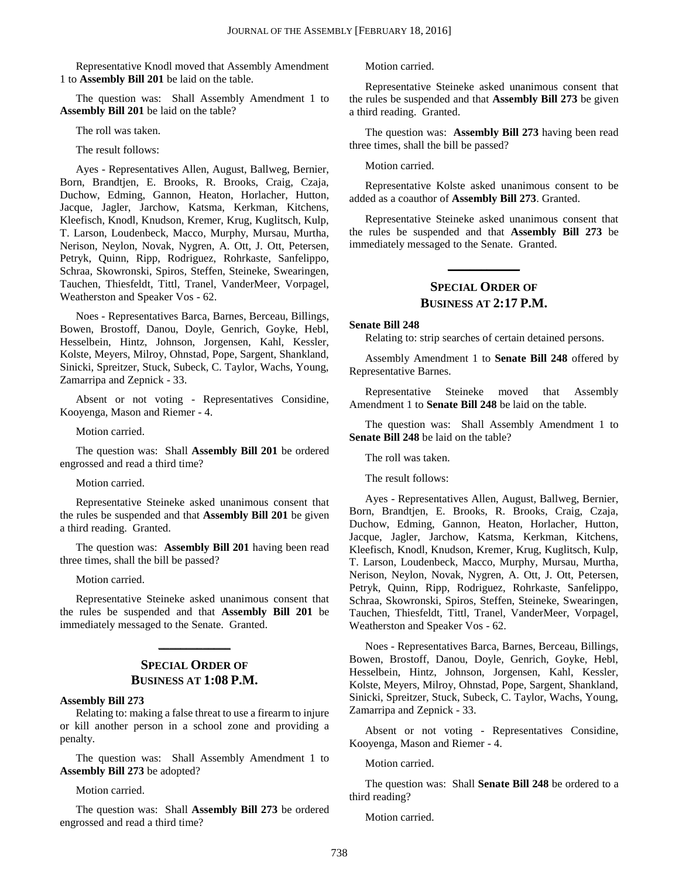Representative Knodl moved that Assembly Amendment 1 to **Assembly Bill 201** be laid on the table.

The question was: Shall Assembly Amendment 1 to **Assembly Bill 201** be laid on the table?

The roll was taken.

The result follows:

Ayes - Representatives Allen, August, Ballweg, Bernier, Born, Brandtjen, E. Brooks, R. Brooks, Craig, Czaja, Duchow, Edming, Gannon, Heaton, Horlacher, Hutton, Jacque, Jagler, Jarchow, Katsma, Kerkman, Kitchens, Kleefisch, Knodl, Knudson, Kremer, Krug, Kuglitsch, Kulp, T. Larson, Loudenbeck, Macco, Murphy, Mursau, Murtha, Nerison, Neylon, Novak, Nygren, A. Ott, J. Ott, Petersen, Petryk, Quinn, Ripp, Rodriguez, Rohrkaste, Sanfelippo, Schraa, Skowronski, Spiros, Steffen, Steineke, Swearingen, Tauchen, Thiesfeldt, Tittl, Tranel, VanderMeer, Vorpagel, Weatherston and Speaker Vos - 62.

Noes - Representatives Barca, Barnes, Berceau, Billings, Bowen, Brostoff, Danou, Doyle, Genrich, Goyke, Hebl, Hesselbein, Hintz, Johnson, Jorgensen, Kahl, Kessler, Kolste, Meyers, Milroy, Ohnstad, Pope, Sargent, Shankland, Sinicki, Spreitzer, Stuck, Subeck, C. Taylor, Wachs, Young, Zamarripa and Zepnick - 33.

Absent or not voting - Representatives Considine, Kooyenga, Mason and Riemer - 4.

Motion carried.

The question was: Shall **Assembly Bill 201** be ordered engrossed and read a third time?

Motion carried.

Representative Steineke asked unanimous consent that the rules be suspended and that **Assembly Bill 201** be given a third reading. Granted.

The question was: **Assembly Bill 201** having been read three times, shall the bill be passed?

Motion carried.

Representative Steineke asked unanimous consent that the rules be suspended and that **Assembly Bill 201** be immediately messaged to the Senate. Granted.

## SPECIAL ORDER OF BUSINESS AT 1:08 P.M.

**Assembly Bill 273**

Relating to: making a false threat to use a firearm to injure or kill another person in a school zone and providing a penalty.

The question was: Shall Assembly Amendment 1 to **Assembly Bill 273** be adopted?

Motion carried.

The question was: Shall **Assembly Bill 273** be ordered engrossed and read a third time?

Motion carried.

Representative Steineke asked unanimous consent that the rules be suspended and that **Assembly Bill 273** be given a third reading. Granted.

The question was: **Assembly Bill 273** having been read three times, shall the bill be passed?

Motion carried.

Representative Kolste asked unanimous consent to be added as a coauthor of **Assembly Bill 273**. Granted.

Representative Steineke asked unanimous consent that the rules be suspended and that **Assembly Bill 273** be immediately messaged to the Senate. Granted.

## SPECIAL ORDER OF BUSINESS AT 2:17 P.M.

**Senate Bill 248**

Relating to: strip searches of certain detained persons.

Assembly Amendment 1 to **Senate Bill 248** offered by Representative Barnes.

Representative Steineke moved that Assembly Amendment 1 to **Senate Bill 248** be laid on the table.

The question was: Shall Assembly Amendment 1 to **Senate Bill 248** be laid on the table?

The roll was taken.

The result follows:

Ayes - Representatives Allen, August, Ballweg, Bernier, Born, Brandtjen, E. Brooks, R. Brooks, Craig, Czaja, Duchow, Edming, Gannon, Heaton, Horlacher, Hutton, Jacque, Jagler, Jarchow, Katsma, Kerkman, Kitchens, Kleefisch, Knodl, Knudson, Kremer, Krug, Kuglitsch, Kulp, T. Larson, Loudenbeck, Macco, Murphy, Mursau, Murtha, Nerison, Neylon, Novak, Nygren, A. Ott, J. Ott, Petersen, Petryk, Quinn, Ripp, Rodriguez, Rohrkaste, Sanfelippo, Schraa, Skowronski, Spiros, Steffen, Steineke, Swearingen, Tauchen, Thiesfeldt, Tittl, Tranel, VanderMeer, Vorpagel, Weatherston and Speaker Vos - 62.

Noes - Representatives Barca, Barnes, Berceau, Billings, Bowen, Brostoff, Danou, Doyle, Genrich, Goyke, Hebl, Hesselbein, Hintz, Johnson, Jorgensen, Kahl, Kessler, Kolste, Meyers, Milroy, Ohnstad, Pope, Sargent, Shankland, Sinicki, Spreitzer, Stuck, Subeck, C. Taylor, Wachs, Young, Zamarripa and Zepnick - 33.

Absent or not voting - Representatives Considine, Kooyenga, Mason and Riemer - 4.

Motion carried.

The question was: Shall **Senate Bill 248** be ordered to a third reading?

Motion carried.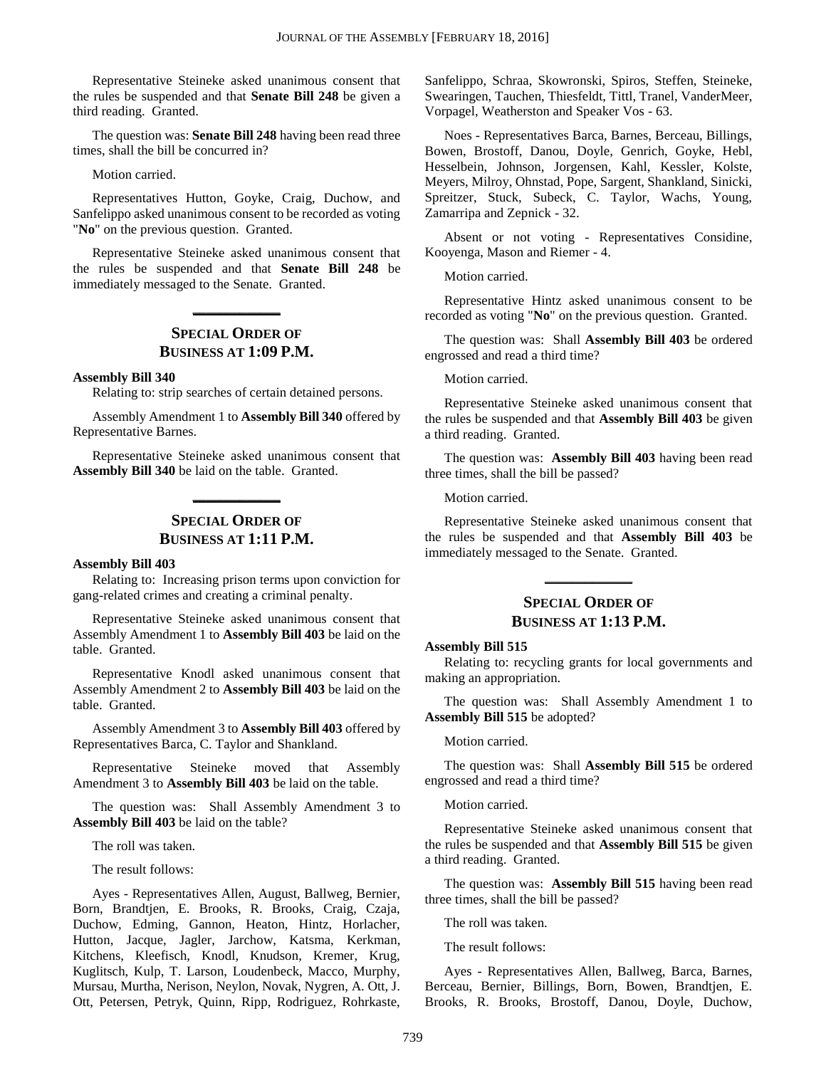Representative Steineke asked unanimous consent that the rules be suspended and that **Senate Bill 248** be given a third reading. Granted.

The question was: **Senate Bill 248** having been read three times, shall the bill be concurred in?

Motion carried.

Representatives Hutton, Goyke, Craig, Duchow, and Sanfelippo asked unanimous consent to be recorded as voting "**No**" on the previous question. Granted.

Representative Steineke asked unanimous consent that the rules be suspended and that **Senate Bill 248** be immediately messaged to the Senate. Granted.

---

## SPECIAL ORDER OF BUSINESS AT 1:09 P.M.

**Assembly Bill 340**

Relating to: strip searches of certain detained persons.

Assembly Amendment 1 to **Assembly Bill 340** offered by Representative Barnes.

Representative Steineke asked unanimous consent that **Assembly Bill 340** be laid on the table. Granted.

---

## SPECIAL ORDER OF BUSINESS AT 1:11 P.M.

**Assembly Bill 403**

Relating to: Increasing prison terms upon conviction for gang-related crimes and creating a criminal penalty.

Representative Steineke asked unanimous consent that Assembly Amendment 1 to **Assembly Bill 403** be laid on the table. Granted.

Representative Knodl asked unanimous consent that Assembly Amendment 2 to **Assembly Bill 403** be laid on the table. Granted.

Assembly Amendment 3 to **Assembly Bill 403** offered by Representatives Barca, C. Taylor and Shankland.

Representative Steineke moved that Assembly Amendment 3 to **Assembly Bill 403** be laid on the table.

The question was: Shall Assembly Amendment 3 to **Assembly Bill 403** be laid on the table?

The roll was taken.

The result follows:

Ayes - Representatives Allen, August, Ballweg, Bernier, Born, Brandtjen, E. Brooks, R. Brooks, Craig, Czaja, Duchow, Edming, Gannon, Heaton, Hintz, Horlacher, Hutton, Jacque, Jagler, Jarchow, Katsma, Kerkman, Kitchens, Kleefisch, Knodl, Knudson, Kremer, Krug, Kuglitsch, Kulp, T. Larson, Loudenbeck, Macco, Murphy, Mursau, Murtha, Nerison, Neylon, Novak, Nygren, A. Ott, J. Ott, Petersen, Petryk, Quinn, Ripp, Rodriguez, Rohrkaste, Sanfelippo, Schraa, Skowronski, Spiros, Steffen, Steineke, Swearingen, Tauchen, Thiesfeldt, Tittl, Tranel, VanderMeer, Vorpagel, Weatherston and Speaker Vos - 63.

Noes - Representatives Barca, Barnes, Berceau, Billings, Bowen, Brostoff, Danou, Doyle, Genrich, Goyke, Hebl, Hesselbein, Johnson, Jorgensen, Kahl, Kessler, Kolste, Meyers, Milroy, Ohnstad, Pope, Sargent, Shankland, Sinicki, Spreitzer, Stuck, Subeck, C. Taylor, Wachs, Young, Zamarripa and Zepnick - 32.

Absent or not voting - Representatives Considine, Kooyenga, Mason and Riemer - 4.

Motion carried.

Representative Hintz asked unanimous consent to be recorded as voting "**No**" on the previous question. Granted.

The question was: Shall **Assembly Bill 403** be ordered engrossed and read a third time?

Motion carried.

Representative Steineke asked unanimous consent that the rules be suspended and that **Assembly Bill 403** be given a third reading. Granted.

The question was: **Assembly Bill 403** having been read three times, shall the bill be passed?

Motion carried.

Representative Steineke asked unanimous consent that the rules be suspended and that **Assembly Bill 403** be immediately messaged to the Senate. Granted.

---

## SPECIAL ORDER OF BUSINESS AT 1:13 P.M.

**Assembly Bill 515**

Relating to: recycling grants for local governments and making an appropriation.

The question was: Shall Assembly Amendment 1 to **Assembly Bill 515** be adopted?

Motion carried.

The question was: Shall **Assembly Bill 515** be ordered engrossed and read a third time?

Motion carried.

Representative Steineke asked unanimous consent that the rules be suspended and that **Assembly Bill 515** be given a third reading. Granted.

The question was: **Assembly Bill 515** having been read three times, shall the bill be passed?

The roll was taken.

The result follows:

Ayes - Representatives Allen, Ballweg, Barca, Barnes, Berceau, Bernier, Billings, Born, Bowen, Brandtjen, E. Brooks, R. Brooks, Brostoff, Danou, Doyle, Duchow,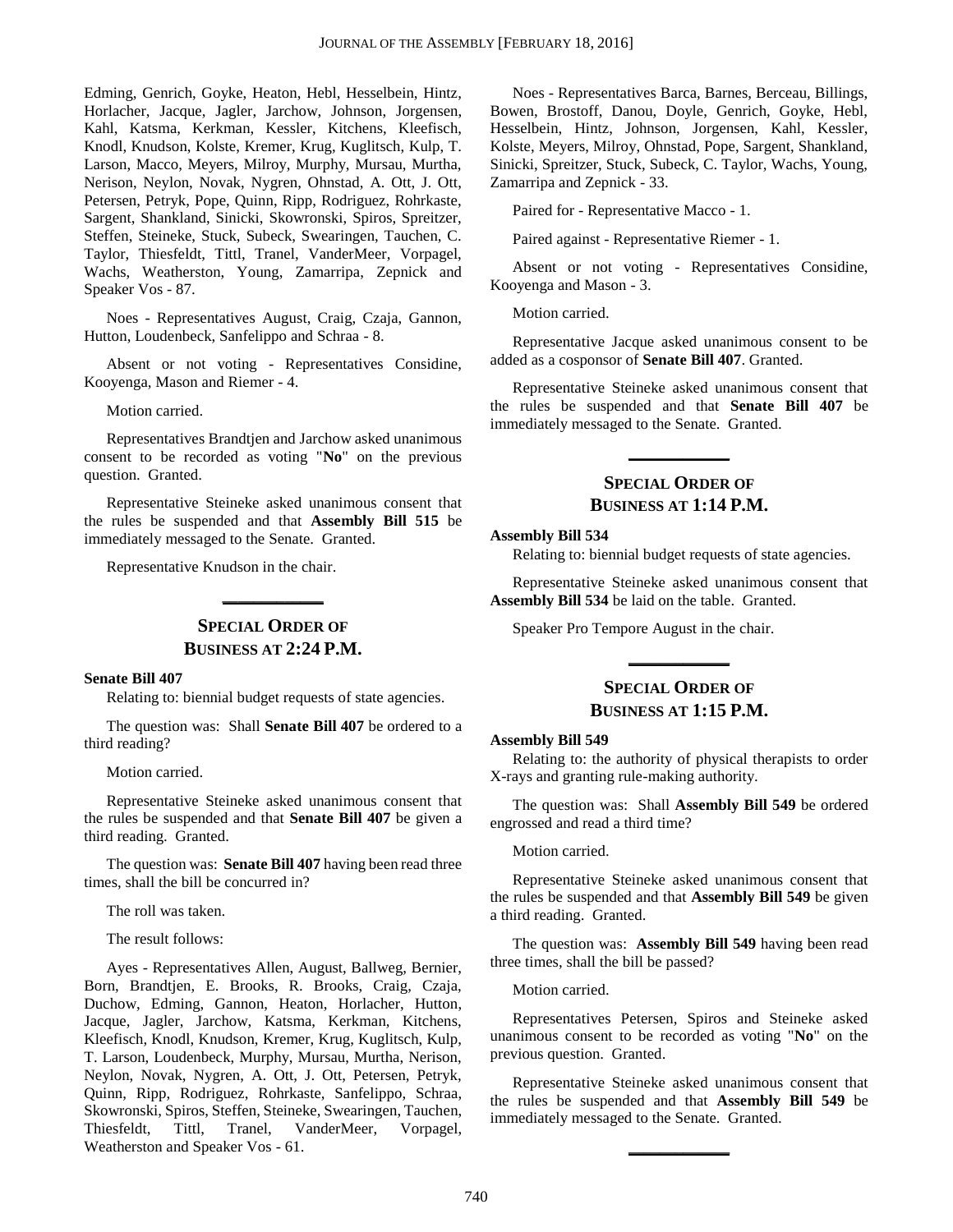Edming, Genrich, Goyke, Heaton, Hebl, Hesselbein, Hintz, Horlacher, Jacque, Jagler, Jarchow, Johnson, Jorgensen, Kahl, Katsma, Kerkman, Kessler, Kitchens, Kleefisch, Knodl, Knudson, Kolste, Kremer, Krug, Kuglitsch, Kulp, T. Larson, Macco, Meyers, Milroy, Murphy, Mursau, Murtha, Nerison, Neylon, Novak, Nygren, Ohnstad, A. Ott, J. Ott, Petersen, Petryk, Pope, Quinn, Ripp, Rodriguez, Rohrkaste, Sargent, Shankland, Sinicki, Skowronski, Spiros, Spreitzer, Steffen, Steineke, Stuck, Subeck, Swearingen, Tauchen, C. Taylor, Thiesfeldt, Tittl, Tranel, VanderMeer, Vorpagel, Wachs, Weatherston, Young, Zamarripa, Zepnick and Speaker Vos - 87.

Noes - Representatives August, Craig, Czaja, Gannon, Hutton, Loudenbeck, Sanfelippo and Schraa - 8.

Absent or not voting - Representatives Considine, Kooyenga, Mason and Riemer - 4.

Motion carried.

Representatives Brandtjen and Jarchow asked unanimous consent to be recorded as voting "**No**" on the previous question. Granted.

Representative Steineke asked unanimous consent that the rules be suspended and that **Assembly Bill 515** be immediately messaged to the Senate. Granted.

Representative Knudson in the chair.

## SPECIAL ORDER OF BUSINESS AT 2:24 P.M.

**Senate Bill 407**

Relating to: biennial budget requests of state agencies.

The question was: Shall **Senate Bill 407** be ordered to a third reading?

Motion carried.

Representative Steineke asked unanimous consent that the rules be suspended and that **Senate Bill 407** be given a third reading. Granted.

The question was: **Senate Bill 407** having been read three times, shall the bill be concurred in?

The roll was taken.

The result follows:

Ayes - Representatives Allen, August, Ballweg, Bernier, Born, Brandtjen, E. Brooks, R. Brooks, Craig, Czaja, Duchow, Edming, Gannon, Heaton, Horlacher, Hutton, Jacque, Jagler, Jarchow, Katsma, Kerkman, Kitchens, Kleefisch, Knodl, Knudson, Kremer, Krug, Kuglitsch, Kulp, T. Larson, Loudenbeck, Murphy, Mursau, Murtha, Nerison, Neylon, Novak, Nygren, A. Ott, J. Ott, Petersen, Petryk, Quinn, Ripp, Rodriguez, Rohrkaste, Sanfelippo, Schraa, Skowronski, Spiros, Steffen, Steineke, Swearingen, Tauchen, Thiesfeldt, Tittl, Tranel, VanderMeer, Vorpagel, Weatherston and Speaker Vos - 61.

Noes - Representatives Barca, Barnes, Berceau, Billings, Bowen, Brostoff, Danou, Doyle, Genrich, Goyke, Hebl, Hesselbein, Hintz, Johnson, Jorgensen, Kahl, Kessler, Kolste, Meyers, Milroy, Ohnstad, Pope, Sargent, Shankland, Sinicki, Spreitzer, Stuck, Subeck, C. Taylor, Wachs, Young, Zamarripa and Zepnick - 33.

Paired for - Representative Macco - 1.

Paired against - Representative Riemer - 1.

Absent or not voting - Representatives Considine, Kooyenga and Mason - 3.

Motion carried.

Representative Jacque asked unanimous consent to be added as a cosponsor of **Senate Bill 407**. Granted.

Representative Steineke asked unanimous consent that the rules be suspended and that **Senate Bill 407** be immediately messaged to the Senate. Granted.

## SPECIAL ORDER OF BUSINESS AT 1:14 P.M.

**Assembly Bill 534**

Relating to: biennial budget requests of state agencies.

Representative Steineke asked unanimous consent that **Assembly Bill 534** be laid on the table. Granted.

Speaker Pro Tempore August in the chair.

## SPECIAL ORDER OF BUSINESS AT 1:15 P.M.

**Assembly Bill 549**

Relating to: the authority of physical therapists to order X-rays and granting rule-making authority.

The question was: Shall **Assembly Bill 549** be ordered engrossed and read a third time?

Motion carried.

Representative Steineke asked unanimous consent that the rules be suspended and that **Assembly Bill 549** be given a third reading. Granted.

The question was: **Assembly Bill 549** having been read three times, shall the bill be passed?

Motion carried.

Representatives Petersen, Spiros and Steineke asked unanimous consent to be recorded as voting "**No**" on the previous question. Granted.

Representative Steineke asked unanimous consent that the rules be suspended and that **Assembly Bill 549** be immediately messaged to the Senate. Granted.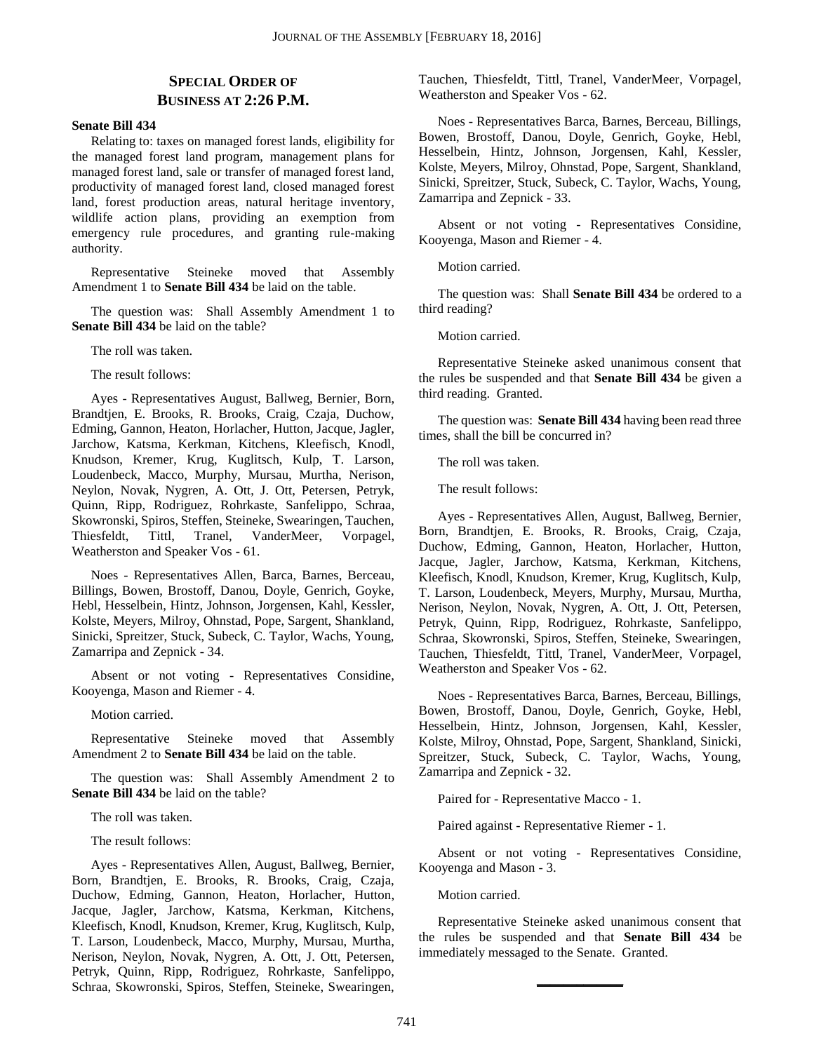## SPECIAL ORDER OF BUSINESS AT 2:26 P.M.

**Senate Bill 434**

Relating to: taxes on managed forest lands, eligibility for the managed forest land program, management plans for managed forest land, sale or transfer of managed forest land, productivity of managed forest land, closed managed forest land, forest production areas, natural heritage inventory, wildlife action plans, providing an exemption from emergency rule procedures, and granting rule-making authority.

Representative Steineke moved that Assembly Amendment 1 to **Senate Bill 434** be laid on the table.

The question was: Shall Assembly Amendment 1 to **Senate Bill 434** be laid on the table?

The roll was taken.

The result follows:

Ayes - Representatives August, Ballweg, Bernier, Born, Brandtjen, E. Brooks, R. Brooks, Craig, Czaja, Duchow, Edming, Gannon, Heaton, Horlacher, Hutton, Jacque, Jagler, Jarchow, Katsma, Kerkman, Kitchens, Kleefisch, Knodl, Knudson, Kremer, Krug, Kuglitsch, Kulp, T. Larson, Loudenbeck, Macco, Murphy, Mursau, Murtha, Nerison, Neylon, Novak, Nygren, A. Ott, J. Ott, Petersen, Petryk, Quinn, Ripp, Rodriguez, Rohrkaste, Sanfelippo, Schraa, Skowronski, Spiros, Steffen, Steineke, Swearingen, Tauchen, Thiesfeldt, Tittl, Tranel, VanderMeer, Vorpagel, Weatherston and Speaker Vos - 61.

Noes - Representatives Allen, Barca, Barnes, Berceau, Billings, Bowen, Brostoff, Danou, Doyle, Genrich, Goyke, Hebl, Hesselbein, Hintz, Johnson, Jorgensen, Kahl, Kessler, Kolste, Meyers, Milroy, Ohnstad, Pope, Sargent, Shankland, Sinicki, Spreitzer, Stuck, Subeck, C. Taylor, Wachs, Young, Zamarripa and Zepnick - 34.

Absent or not voting - Representatives Considine, Kooyenga, Mason and Riemer - 4.

Motion carried.

Representative Steineke moved that Assembly Amendment 2 to **Senate Bill 434** be laid on the table.

The question was: Shall Assembly Amendment 2 to **Senate Bill 434** be laid on the table?

The roll was taken.

The result follows:

Ayes - Representatives Allen, August, Ballweg, Bernier, Born, Brandtjen, E. Brooks, R. Brooks, Craig, Czaja, Duchow, Edming, Gannon, Heaton, Horlacher, Hutton, Jacque, Jagler, Jarchow, Katsma, Kerkman, Kitchens, Kleefisch, Knodl, Knudson, Kremer, Krug, Kuglitsch, Kulp, T. Larson, Loudenbeck, Macco, Murphy, Mursau, Murtha, Nerison, Neylon, Novak, Nygren, A. Ott, J. Ott, Petersen, Petryk, Quinn, Ripp, Rodriguez, Rohrkaste, Sanfelippo, Schraa, Skowronski, Spiros, Steffen, Steineke, Swearingen, Tauchen, Thiesfeldt, Tittl, Tranel, VanderMeer, Vorpagel, Weatherston and Speaker Vos - 62.

Noes - Representatives Barca, Barnes, Berceau, Billings, Bowen, Brostoff, Danou, Doyle, Genrich, Goyke, Hebl, Hesselbein, Hintz, Johnson, Jorgensen, Kahl, Kessler, Kolste, Meyers, Milroy, Ohnstad, Pope, Sargent, Shankland, Sinicki, Spreitzer, Stuck, Subeck, C. Taylor, Wachs, Young, Zamarripa and Zepnick - 33.

Absent or not voting - Representatives Considine, Kooyenga, Mason and Riemer - 4.

Motion carried.

The question was: Shall **Senate Bill 434** be ordered to a third reading?

Motion carried.

Representative Steineke asked unanimous consent that the rules be suspended and that **Senate Bill 434** be given a third reading. Granted.

The question was: **Senate Bill 434** having been read three times, shall the bill be concurred in?

The roll was taken.

The result follows:

Ayes - Representatives Allen, August, Ballweg, Bernier, Born, Brandtjen, E. Brooks, R. Brooks, Craig, Czaja, Duchow, Edming, Gannon, Heaton, Horlacher, Hutton, Jacque, Jagler, Jarchow, Katsma, Kerkman, Kitchens, Kleefisch, Knodl, Knudson, Kremer, Krug, Kuglitsch, Kulp, T. Larson, Loudenbeck, Meyers, Murphy, Mursau, Murtha, Nerison, Neylon, Novak, Nygren, A. Ott, J. Ott, Petersen, Petryk, Quinn, Ripp, Rodriguez, Rohrkaste, Sanfelippo, Schraa, Skowronski, Spiros, Steffen, Steineke, Swearingen, Tauchen, Thiesfeldt, Tittl, Tranel, VanderMeer, Vorpagel, Weatherston and Speaker Vos - 62.

Noes - Representatives Barca, Barnes, Berceau, Billings, Bowen, Brostoff, Danou, Doyle, Genrich, Goyke, Hebl, Hesselbein, Hintz, Johnson, Jorgensen, Kahl, Kessler, Kolste, Milroy, Ohnstad, Pope, Sargent, Shankland, Sinicki, Spreitzer, Stuck, Subeck, C. Taylor, Wachs, Young, Zamarripa and Zepnick - 32.

Paired for - Representative Macco - 1.

Paired against - Representative Riemer - 1.

Absent or not voting - Representatives Considine, Kooyenga and Mason - 3.

Motion carried.

Representative Steineke asked unanimous consent that the rules be suspended and that **Senate Bill 434** be immediately messaged to the Senate. Granted.

---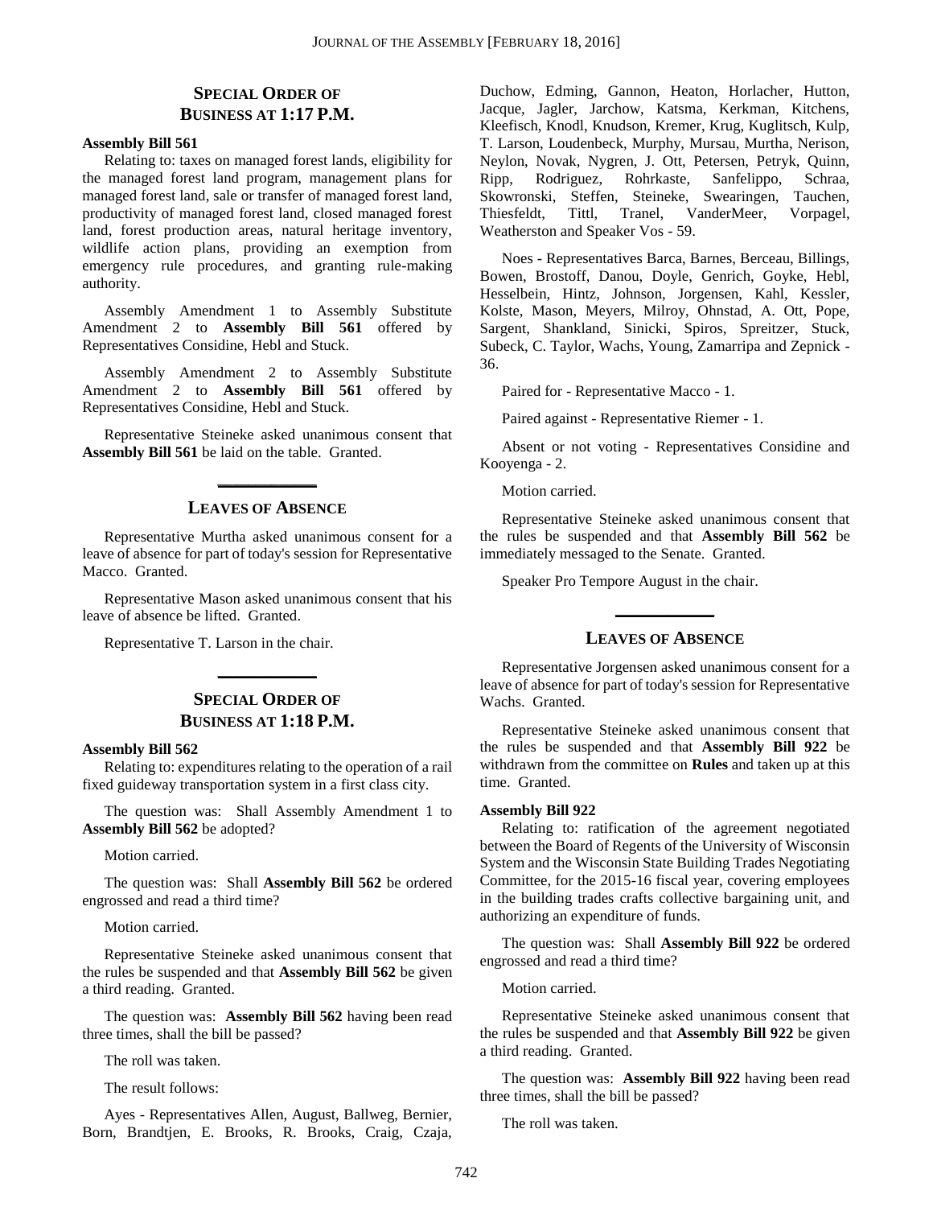## Special Order of Business at 1:17 P.M.

**Assembly Bill 561**

Relating to: taxes on managed forest lands, eligibility for the managed forest land program, management plans for managed forest land, sale or transfer of managed forest land, productivity of managed forest land, closed managed forest land, forest production areas, natural heritage inventory, wildlife action plans, providing an exemption from emergency rule procedures, and granting rule-making authority.

Assembly Amendment 1 to Assembly Substitute Amendment 2 to **Assembly Bill 561** offered by Representatives Considine, Hebl and Stuck.

Assembly Amendment 2 to Assembly Substitute Amendment 2 to **Assembly Bill 561** offered by Representatives Considine, Hebl and Stuck.

Representative Steineke asked unanimous consent that **Assembly Bill 561** be laid on the table. Granted.

## Leaves of Absence

Representative Murtha asked unanimous consent for a leave of absence for part of today's session for Representative Macco. Granted.

Representative Mason asked unanimous consent that his leave of absence be lifted. Granted.

Representative T. Larson in the chair.

## Special Order of Business at 1:18 P.M.

**Assembly Bill 562**

Relating to: expenditures relating to the operation of a rail fixed guideway transportation system in a first class city.

The question was: Shall Assembly Amendment 1 to **Assembly Bill 562** be adopted?

Motion carried.

The question was: Shall **Assembly Bill 562** be ordered engrossed and read a third time?

Motion carried.

Representative Steineke asked unanimous consent that the rules be suspended and that **Assembly Bill 562** be given a third reading. Granted.

The question was: **Assembly Bill 562** having been read three times, shall the bill be passed?

The roll was taken.

The result follows:

Ayes - Representatives Allen, August, Ballweg, Bernier, Born, Brandtjen, E. Brooks, R. Brooks, Craig, Czaja, Duchow, Edming, Gannon, Heaton, Horlacher, Hutton, Jacque, Jagler, Jarchow, Katsma, Kerkman, Kitchens, Kleefisch, Knodl, Knudson, Kremer, Krug, Kuglitsch, Kulp, T. Larson, Loudenbeck, Murphy, Mursau, Murtha, Nerison, Neylon, Novak, Nygren, J. Ott, Petersen, Petryk, Quinn, Ripp, Rodriguez, Rohrkaste, Sanfelippo, Schraa, Skowronski, Steffen, Steineke, Swearingen, Tauchen, Thiesfeldt, Tittl, Tranel, VanderMeer, Vorpagel, Weatherston and Speaker Vos - 59.

Noes - Representatives Barca, Barnes, Berceau, Billings, Bowen, Brostoff, Danou, Doyle, Genrich, Goyke, Hebl, Hesselbein, Hintz, Johnson, Jorgensen, Kahl, Kessler, Kolste, Mason, Meyers, Milroy, Ohnstad, A. Ott, Pope, Sargent, Shankland, Sinicki, Spiros, Spreitzer, Stuck, Subeck, C. Taylor, Wachs, Young, Zamarripa and Zepnick - 36.

Paired for - Representative Macco - 1.

Paired against - Representative Riemer - 1.

Absent or not voting - Representatives Considine and Kooyenga - 2.

Motion carried.

Representative Steineke asked unanimous consent that the rules be suspended and that **Assembly Bill 562** be immediately messaged to the Senate. Granted.

Speaker Pro Tempore August in the chair.

## Leaves of Absence

Representative Jorgensen asked unanimous consent for a leave of absence for part of today's session for Representative Wachs. Granted.

Representative Steineke asked unanimous consent that the rules be suspended and that **Assembly Bill 922** be withdrawn from the committee on **Rules** and taken up at this time. Granted.

**Assembly Bill 922**

Relating to: ratification of the agreement negotiated between the Board of Regents of the University of Wisconsin System and the Wisconsin State Building Trades Negotiating Committee, for the 2015-16 fiscal year, covering employees in the building trades crafts collective bargaining unit, and authorizing an expenditure of funds.

The question was: Shall **Assembly Bill 922** be ordered engrossed and read a third time?

Motion carried.

Representative Steineke asked unanimous consent that the rules be suspended and that **Assembly Bill 922** be given a third reading. Granted.

The question was: **Assembly Bill 922** having been read three times, shall the bill be passed?

The roll was taken.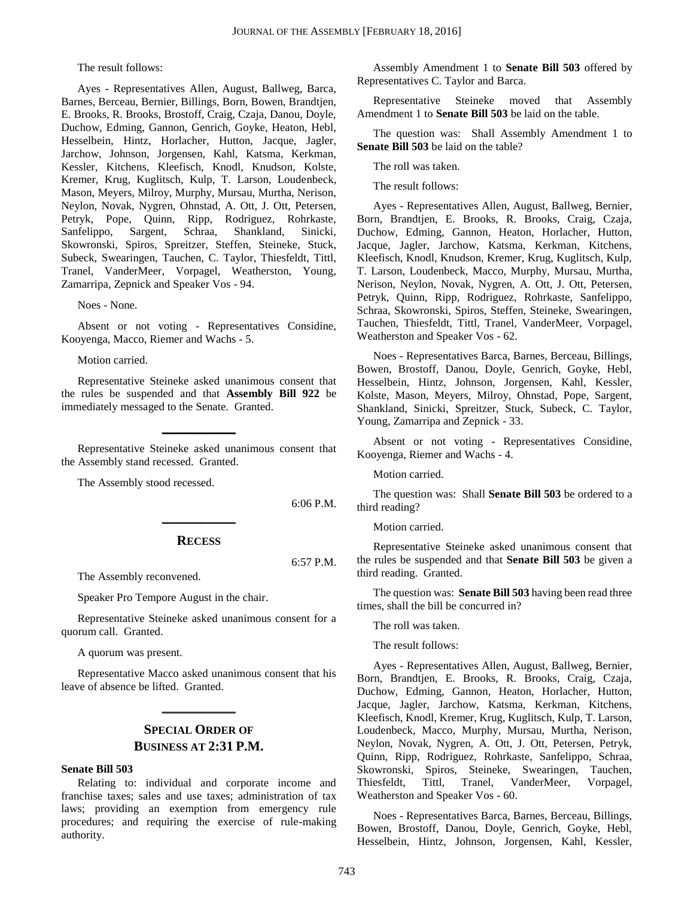The result follows:

Ayes - Representatives Allen, August, Ballweg, Barca, Barnes, Berceau, Bernier, Billings, Born, Bowen, Brandtjen, E. Brooks, R. Brooks, Brostoff, Craig, Czaja, Danou, Doyle, Duchow, Edming, Gannon, Genrich, Goyke, Heaton, Hebl, Hesselbein, Hintz, Horlacher, Hutton, Jacque, Jagler, Jarchow, Johnson, Jorgensen, Kahl, Katsma, Kerkman, Kessler, Kitchens, Kleefisch, Knodl, Knudson, Kolste, Kremer, Krug, Kuglitsch, Kulp, T. Larson, Loudenbeck, Mason, Meyers, Milroy, Murphy, Mursau, Murtha, Nerison, Neylon, Novak, Nygren, Ohnstad, A. Ott, J. Ott, Petersen, Petryk, Pope, Quinn, Ripp, Rodriguez, Rohrkaste, Sanfelippo, Sargent, Schraa, Shankland, Sinicki, Skowronski, Spiros, Spreitzer, Steffen, Steineke, Stuck, Subeck, Swearingen, Tauchen, C. Taylor, Thiesfeldt, Tittl, Tranel, VanderMeer, Vorpagel, Weatherston, Young, Zamarripa, Zepnick and Speaker Vos - 94.

Noes - None.

Absent or not voting - Representatives Considine, Kooyenga, Macco, Riemer and Wachs - 5.

Motion carried.

Representative Steineke asked unanimous consent that the rules be suspended and that **Assembly Bill 922** be immediately messaged to the Senate. Granted.

---

Representative Steineke asked unanimous consent that the Assembly stand recessed. Granted.

The Assembly stood recessed.

6:06 P.M.

---

## RECESS

6:57 P.M.

The Assembly reconvened.

Speaker Pro Tempore August in the chair.

Representative Steineke asked unanimous consent for a quorum call. Granted.

A quorum was present.

Representative Macco asked unanimous consent that his leave of absence be lifted. Granted.

---

## SPECIAL ORDER OF BUSINESS AT 2:31 P.M.

**Senate Bill 503**

Relating to: individual and corporate income and franchise taxes; sales and use taxes; administration of tax laws; providing an exemption from emergency rule procedures; and requiring the exercise of rule-making authority.

Assembly Amendment 1 to **Senate Bill 503** offered by Representatives C. Taylor and Barca.

Representative Steineke moved that Assembly Amendment 1 to **Senate Bill 503** be laid on the table.

The question was: Shall Assembly Amendment 1 to **Senate Bill 503** be laid on the table?

The roll was taken.

The result follows:

Ayes - Representatives Allen, August, Ballweg, Bernier, Born, Brandtjen, E. Brooks, R. Brooks, Craig, Czaja, Duchow, Edming, Gannon, Heaton, Horlacher, Hutton, Jacque, Jagler, Jarchow, Katsma, Kerkman, Kitchens, Kleefisch, Knodl, Knudson, Kremer, Krug, Kuglitsch, Kulp, T. Larson, Loudenbeck, Macco, Murphy, Mursau, Murtha, Nerison, Neylon, Novak, Nygren, A. Ott, J. Ott, Petersen, Petryk, Quinn, Ripp, Rodriguez, Rohrkaste, Sanfelippo, Schraa, Skowronski, Spiros, Steffen, Steineke, Swearingen, Tauchen, Thiesfeldt, Tittl, Tranel, VanderMeer, Vorpagel, Weatherston and Speaker Vos - 62.

Noes - Representatives Barca, Barnes, Berceau, Billings, Bowen, Brostoff, Danou, Doyle, Genrich, Goyke, Hebl, Hesselbein, Hintz, Johnson, Jorgensen, Kahl, Kessler, Kolste, Mason, Meyers, Milroy, Ohnstad, Pope, Sargent, Shankland, Sinicki, Spreitzer, Stuck, Subeck, C. Taylor, Young, Zamarripa and Zepnick - 33.

Absent or not voting - Representatives Considine, Kooyenga, Riemer and Wachs - 4.

Motion carried.

The question was: Shall **Senate Bill 503** be ordered to a third reading?

Motion carried.

Representative Steineke asked unanimous consent that the rules be suspended and that **Senate Bill 503** be given a third reading. Granted.

The question was: **Senate Bill 503** having been read three times, shall the bill be concurred in?

The roll was taken.

The result follows:

Ayes - Representatives Allen, August, Ballweg, Bernier, Born, Brandtjen, E. Brooks, R. Brooks, Craig, Czaja, Duchow, Edming, Gannon, Heaton, Horlacher, Hutton, Jacque, Jagler, Jarchow, Katsma, Kerkman, Kitchens, Kleefisch, Knodl, Kremer, Krug, Kuglitsch, Kulp, T. Larson, Loudenbeck, Macco, Murphy, Mursau, Murtha, Nerison, Neylon, Novak, Nygren, A. Ott, J. Ott, Petersen, Petryk, Quinn, Ripp, Rodriguez, Rohrkaste, Sanfelippo, Schraa, Skowronski, Spiros, Steineke, Swearingen, Tauchen, Thiesfeldt, Tittl, Tranel, VanderMeer, Vorpagel, Weatherston and Speaker Vos - 60.

Noes - Representatives Barca, Barnes, Berceau, Billings, Bowen, Brostoff, Danou, Doyle, Genrich, Goyke, Hebl, Hesselbein, Hintz, Johnson, Jorgensen, Kahl, Kessler,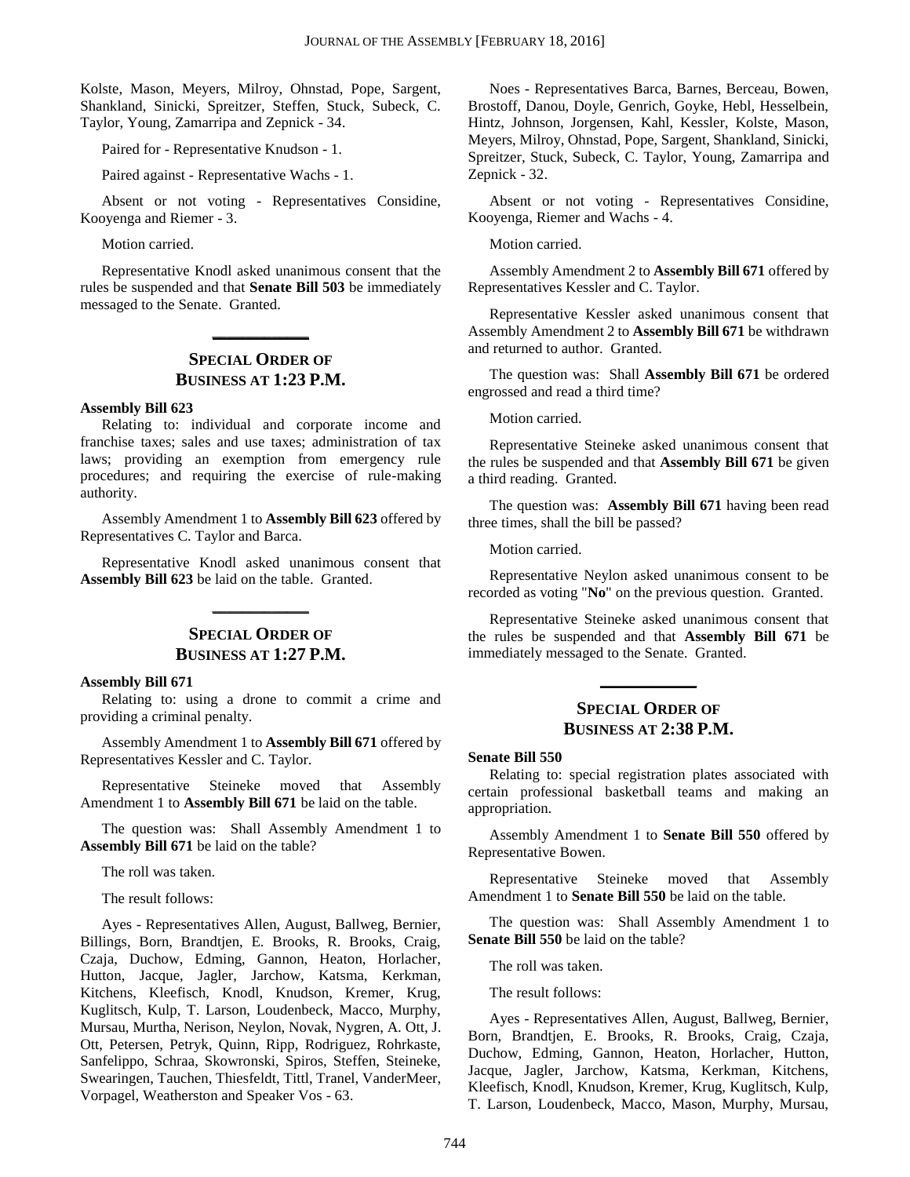Kolste, Mason, Meyers, Milroy, Ohnstad, Pope, Sargent, Shankland, Sinicki, Spreitzer, Steffen, Stuck, Subeck, C. Taylor, Young, Zamarripa and Zepnick - 34.

Paired for - Representative Knudson - 1.

Paired against - Representative Wachs - 1.

Absent or not voting - Representatives Considine, Kooyenga and Riemer - 3.

Motion carried.

Representative Knodl asked unanimous consent that the rules be suspended and that **Senate Bill 503** be immediately messaged to the Senate. Granted.

## SPECIAL ORDER OF BUSINESS AT 1:23 P.M.

**Assembly Bill 623**

Relating to: individual and corporate income and franchise taxes; sales and use taxes; administration of tax laws; providing an exemption from emergency rule procedures; and requiring the exercise of rule-making authority.

Assembly Amendment 1 to **Assembly Bill 623** offered by Representatives C. Taylor and Barca.

Representative Knodl asked unanimous consent that **Assembly Bill 623** be laid on the table. Granted.

## SPECIAL ORDER OF BUSINESS AT 1:27 P.M.

**Assembly Bill 671**

Relating to: using a drone to commit a crime and providing a criminal penalty.

Assembly Amendment 1 to **Assembly Bill 671** offered by Representatives Kessler and C. Taylor.

Representative Steineke moved that Assembly Amendment 1 to **Assembly Bill 671** be laid on the table.

The question was: Shall Assembly Amendment 1 to **Assembly Bill 671** be laid on the table?

The roll was taken.

The result follows:

Ayes - Representatives Allen, August, Ballweg, Bernier, Billings, Born, Brandtjen, E. Brooks, R. Brooks, Craig, Czaja, Duchow, Edming, Gannon, Heaton, Horlacher, Hutton, Jacque, Jagler, Jarchow, Katsma, Kerkman, Kitchens, Kleefisch, Knodl, Knudson, Kremer, Krug, Kuglitsch, Kulp, T. Larson, Loudenbeck, Macco, Murphy, Mursau, Murtha, Nerison, Neylon, Novak, Nygren, A. Ott, J. Ott, Petersen, Petryk, Quinn, Ripp, Rodriguez, Rohrkaste, Sanfelippo, Schraa, Skowronski, Spiros, Steffen, Steineke, Swearingen, Tauchen, Thiesfeldt, Tittl, Tranel, VanderMeer, Vorpagel, Weatherston and Speaker Vos - 63.

Noes - Representatives Barca, Barnes, Berceau, Bowen, Brostoff, Danou, Doyle, Genrich, Goyke, Hebl, Hesselbein, Hintz, Johnson, Jorgensen, Kahl, Kessler, Kolste, Mason, Meyers, Milroy, Ohnstad, Pope, Sargent, Shankland, Sinicki, Spreitzer, Stuck, Subeck, C. Taylor, Young, Zamarripa and Zepnick - 32.

Absent or not voting - Representatives Considine, Kooyenga, Riemer and Wachs - 4.

Motion carried.

Assembly Amendment 2 to **Assembly Bill 671** offered by Representatives Kessler and C. Taylor.

Representative Kessler asked unanimous consent that Assembly Amendment 2 to **Assembly Bill 671** be withdrawn and returned to author. Granted.

The question was: Shall **Assembly Bill 671** be ordered engrossed and read a third time?

Motion carried.

Representative Steineke asked unanimous consent that the rules be suspended and that **Assembly Bill 671** be given a third reading. Granted.

The question was: **Assembly Bill 671** having been read three times, shall the bill be passed?

Motion carried.

Representative Neylon asked unanimous consent to be recorded as voting "**No**" on the previous question. Granted.

Representative Steineke asked unanimous consent that the rules be suspended and that **Assembly Bill 671** be immediately messaged to the Senate. Granted.

## SPECIAL ORDER OF BUSINESS AT 2:38 P.M.

**Senate Bill 550**

Relating to: special registration plates associated with certain professional basketball teams and making an appropriation.

Assembly Amendment 1 to **Senate Bill 550** offered by Representative Bowen.

Representative Steineke moved that Assembly Amendment 1 to **Senate Bill 550** be laid on the table.

The question was: Shall Assembly Amendment 1 to **Senate Bill 550** be laid on the table?

The roll was taken.

The result follows:

Ayes - Representatives Allen, August, Ballweg, Bernier, Born, Brandtjen, E. Brooks, R. Brooks, Craig, Czaja, Duchow, Edming, Gannon, Heaton, Horlacher, Hutton, Jacque, Jagler, Jarchow, Katsma, Kerkman, Kitchens, Kleefisch, Knodl, Knudson, Kremer, Krug, Kuglitsch, Kulp, T. Larson, Loudenbeck, Macco, Mason, Murphy, Mursau,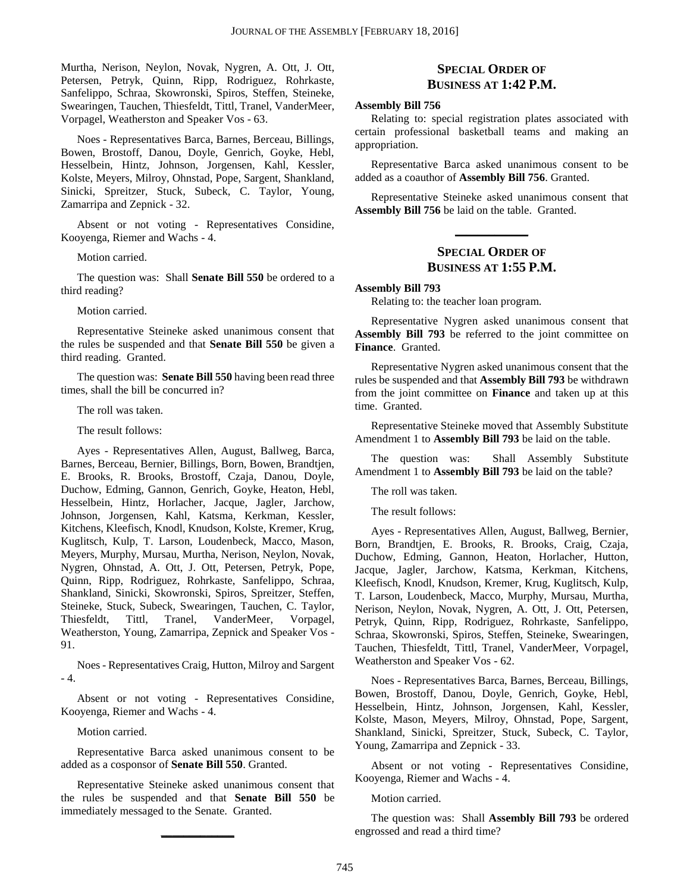Murtha, Nerison, Neylon, Novak, Nygren, A. Ott, J. Ott, Petersen, Petryk, Quinn, Ripp, Rodriguez, Rohrkaste, Sanfelippo, Schraa, Skowronski, Spiros, Steffen, Steineke, Swearingen, Tauchen, Thiesfeldt, Tittl, Tranel, VanderMeer, Vorpagel, Weatherston and Speaker Vos - 63.

Noes - Representatives Barca, Barnes, Berceau, Billings, Bowen, Brostoff, Danou, Doyle, Genrich, Goyke, Hebl, Hesselbein, Hintz, Johnson, Jorgensen, Kahl, Kessler, Kolste, Meyers, Milroy, Ohnstad, Pope, Sargent, Shankland, Sinicki, Spreitzer, Stuck, Subeck, C. Taylor, Young, Zamarripa and Zepnick - 32.

Absent or not voting - Representatives Considine, Kooyenga, Riemer and Wachs - 4.

Motion carried.

The question was: Shall **Senate Bill 550** be ordered to a third reading?

Motion carried.

Representative Steineke asked unanimous consent that the rules be suspended and that **Senate Bill 550** be given a third reading. Granted.

The question was: **Senate Bill 550** having been read three times, shall the bill be concurred in?

The roll was taken.

The result follows:

Ayes - Representatives Allen, August, Ballweg, Barca, Barnes, Berceau, Bernier, Billings, Born, Bowen, Brandtjen, E. Brooks, R. Brooks, Brostoff, Czaja, Danou, Doyle, Duchow, Edming, Gannon, Genrich, Goyke, Heaton, Hebl, Hesselbein, Hintz, Horlacher, Jacque, Jagler, Jarchow, Johnson, Jorgensen, Kahl, Katsma, Kerkman, Kessler, Kitchens, Kleefisch, Knodl, Knudson, Kolste, Kremer, Krug, Kuglitsch, Kulp, T. Larson, Loudenbeck, Macco, Mason, Meyers, Murphy, Mursau, Murtha, Nerison, Neylon, Novak, Nygren, Ohnstad, A. Ott, J. Ott, Petersen, Petryk, Pope, Quinn, Ripp, Rodriguez, Rohrkaste, Sanfelippo, Schraa, Shankland, Sinicki, Skowronski, Spiros, Spreitzer, Steffen, Steineke, Stuck, Subeck, Swearingen, Tauchen, C. Taylor, Thiesfeldt, Tittl, Tranel, VanderMeer, Vorpagel, Weatherston, Young, Zamarripa, Zepnick and Speaker Vos - 91.

Noes - Representatives Craig, Hutton, Milroy and Sargent - 4.

Absent or not voting - Representatives Considine, Kooyenga, Riemer and Wachs - 4.

Motion carried.

Representative Barca asked unanimous consent to be added as a cosponsor of **Senate Bill 550**. Granted.

Representative Steineke asked unanimous consent that the rules be suspended and that **Senate Bill 550** be immediately messaged to the Senate. Granted.

---

## SPECIAL ORDER OF BUSINESS AT 1:42 P.M.

**Assembly Bill 756**

Relating to: special registration plates associated with certain professional basketball teams and making an appropriation.

Representative Barca asked unanimous consent to be added as a coauthor of **Assembly Bill 756**. Granted.

Representative Steineke asked unanimous consent that **Assembly Bill 756** be laid on the table. Granted.

---

## SPECIAL ORDER OF BUSINESS AT 1:55 P.M.

**Assembly Bill 793**

Relating to: the teacher loan program.

Representative Nygren asked unanimous consent that **Assembly Bill 793** be referred to the joint committee on **Finance**. Granted.

Representative Nygren asked unanimous consent that the rules be suspended and that **Assembly Bill 793** be withdrawn from the joint committee on **Finance** and taken up at this time. Granted.

Representative Steineke moved that Assembly Substitute Amendment 1 to **Assembly Bill 793** be laid on the table.

The question was: Shall Assembly Substitute Amendment 1 to **Assembly Bill 793** be laid on the table?

The roll was taken.

The result follows:

Ayes - Representatives Allen, August, Ballweg, Bernier, Born, Brandtjen, E. Brooks, R. Brooks, Craig, Czaja, Duchow, Edming, Gannon, Heaton, Horlacher, Hutton, Jacque, Jagler, Jarchow, Katsma, Kerkman, Kitchens, Kleefisch, Knodl, Knudson, Kremer, Krug, Kuglitsch, Kulp, T. Larson, Loudenbeck, Macco, Murphy, Mursau, Murtha, Nerison, Neylon, Novak, Nygren, A. Ott, J. Ott, Petersen, Petryk, Quinn, Ripp, Rodriguez, Rohrkaste, Sanfelippo, Schraa, Skowronski, Spiros, Steffen, Steineke, Swearingen, Tauchen, Thiesfeldt, Tittl, Tranel, VanderMeer, Vorpagel, Weatherston and Speaker Vos - 62.

Noes - Representatives Barca, Barnes, Berceau, Billings, Bowen, Brostoff, Danou, Doyle, Genrich, Goyke, Hebl, Hesselbein, Hintz, Johnson, Jorgensen, Kahl, Kessler, Kolste, Mason, Meyers, Milroy, Ohnstad, Pope, Sargent, Shankland, Sinicki, Spreitzer, Stuck, Subeck, C. Taylor, Young, Zamarripa and Zepnick - 33.

Absent or not voting - Representatives Considine, Kooyenga, Riemer and Wachs - 4.

Motion carried.

The question was: Shall **Assembly Bill 793** be ordered engrossed and read a third time?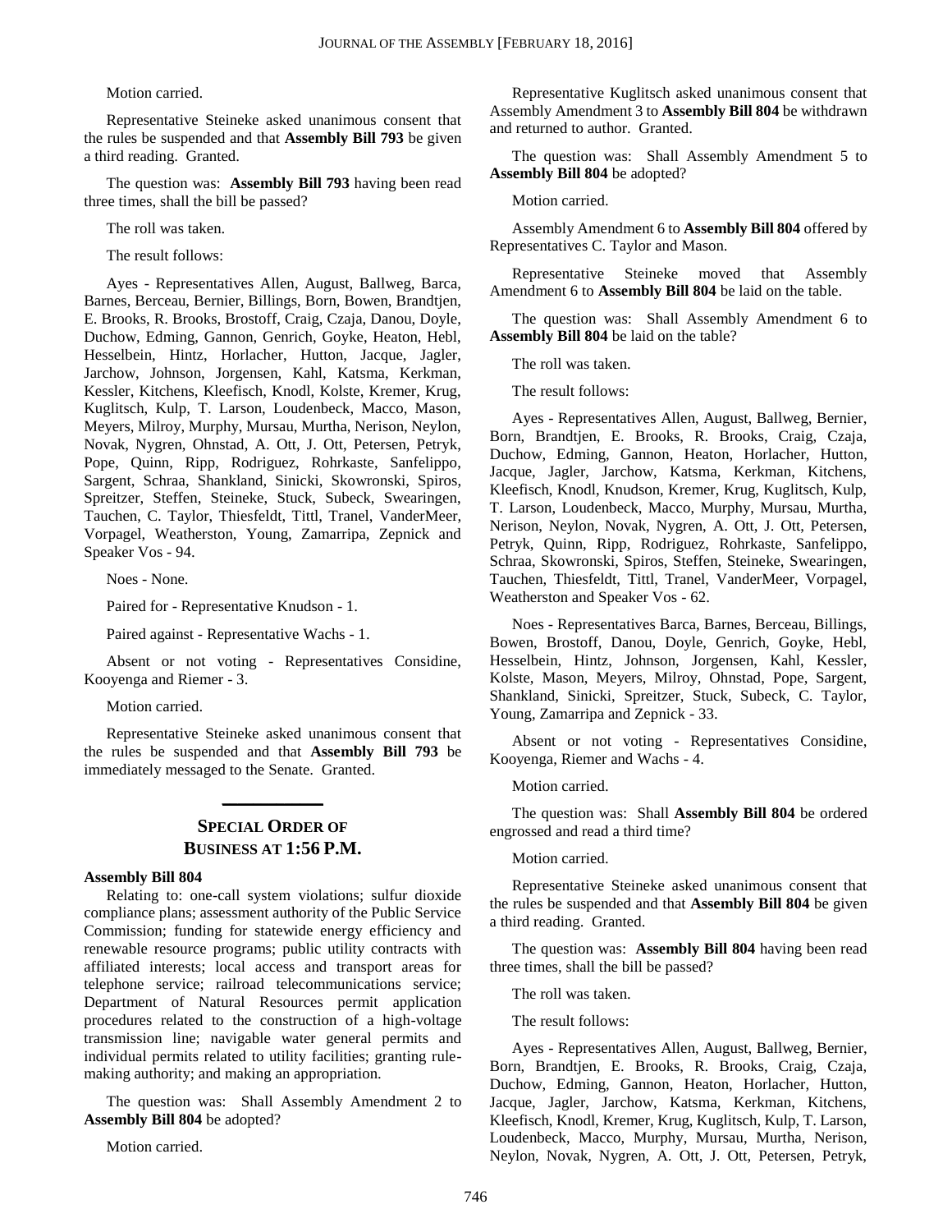Motion carried.

Representative Steineke asked unanimous consent that the rules be suspended and that **Assembly Bill 793** be given a third reading. Granted.

The question was: **Assembly Bill 793** having been read three times, shall the bill be passed?

The roll was taken.

The result follows:

Ayes - Representatives Allen, August, Ballweg, Barca, Barnes, Berceau, Bernier, Billings, Born, Bowen, Brandtjen, E. Brooks, R. Brooks, Brostoff, Craig, Czaja, Danou, Doyle, Duchow, Edming, Gannon, Genrich, Goyke, Heaton, Hebl, Hesselbein, Hintz, Horlacher, Hutton, Jacque, Jagler, Jarchow, Johnson, Jorgensen, Kahl, Katsma, Kerkman, Kessler, Kitchens, Kleefisch, Knodl, Kolste, Kremer, Krug, Kuglitsch, Kulp, T. Larson, Loudenbeck, Macco, Mason, Meyers, Milroy, Murphy, Mursau, Murtha, Nerison, Neylon, Novak, Nygren, Ohnstad, A. Ott, J. Ott, Petersen, Petryk, Pope, Quinn, Ripp, Rodriguez, Rohrkaste, Sanfelippo, Sargent, Schraa, Shankland, Sinicki, Skowronski, Spiros, Spreitzer, Steffen, Steineke, Stuck, Subeck, Swearingen, Tauchen, C. Taylor, Thiesfeldt, Tittl, Tranel, VanderMeer, Vorpagel, Weatherston, Young, Zamarripa, Zepnick and Speaker Vos - 94.

Noes - None.

Paired for - Representative Knudson - 1.

Paired against - Representative Wachs - 1.

Absent or not voting - Representatives Considine, Kooyenga and Riemer - 3.

Motion carried.

Representative Steineke asked unanimous consent that the rules be suspended and that **Assembly Bill 793** be immediately messaged to the Senate. Granted.

## SPECIAL ORDER OF BUSINESS AT 1:56 P.M.

**Assembly Bill 804**

Relating to: one-call system violations; sulfur dioxide compliance plans; assessment authority of the Public Service Commission; funding for statewide energy efficiency and renewable resource programs; public utility contracts with affiliated interests; local access and transport areas for telephone service; railroad telecommunications service; Department of Natural Resources permit application procedures related to the construction of a high-voltage transmission line; navigable water general permits and individual permits related to utility facilities; granting rule-making authority; and making an appropriation.

The question was: Shall Assembly Amendment 2 to **Assembly Bill 804** be adopted?

Motion carried.

Representative Kuglitsch asked unanimous consent that Assembly Amendment 3 to **Assembly Bill 804** be withdrawn and returned to author. Granted.

The question was: Shall Assembly Amendment 5 to **Assembly Bill 804** be adopted?

Motion carried.

Assembly Amendment 6 to **Assembly Bill 804** offered by Representatives C. Taylor and Mason.

Representative Steineke moved that Assembly Amendment 6 to **Assembly Bill 804** be laid on the table.

The question was: Shall Assembly Amendment 6 to **Assembly Bill 804** be laid on the table?

The roll was taken.

The result follows:

Ayes - Representatives Allen, August, Ballweg, Bernier, Born, Brandtjen, E. Brooks, R. Brooks, Craig, Czaja, Duchow, Edming, Gannon, Heaton, Horlacher, Hutton, Jacque, Jagler, Jarchow, Katsma, Kerkman, Kitchens, Kleefisch, Knodl, Knudson, Kremer, Krug, Kuglitsch, Kulp, T. Larson, Loudenbeck, Macco, Murphy, Mursau, Murtha, Nerison, Neylon, Novak, Nygren, A. Ott, J. Ott, Petersen, Petryk, Quinn, Ripp, Rodriguez, Rohrkaste, Sanfelippo, Schraa, Skowronski, Spiros, Steffen, Steineke, Swearingen, Tauchen, Thiesfeldt, Tittl, Tranel, VanderMeer, Vorpagel, Weatherston and Speaker Vos - 62.

Noes - Representatives Barca, Barnes, Berceau, Billings, Bowen, Brostoff, Danou, Doyle, Genrich, Goyke, Hebl, Hesselbein, Hintz, Johnson, Jorgensen, Kahl, Kessler, Kolste, Mason, Meyers, Milroy, Ohnstad, Pope, Sargent, Shankland, Sinicki, Spreitzer, Stuck, Subeck, C. Taylor, Young, Zamarripa and Zepnick - 33.

Absent or not voting - Representatives Considine, Kooyenga, Riemer and Wachs - 4.

Motion carried.

The question was: Shall **Assembly Bill 804** be ordered engrossed and read a third time?

Motion carried.

Representative Steineke asked unanimous consent that the rules be suspended and that **Assembly Bill 804** be given a third reading. Granted.

The question was: **Assembly Bill 804** having been read three times, shall the bill be passed?

The roll was taken.

The result follows:

Ayes - Representatives Allen, August, Ballweg, Bernier, Born, Brandtjen, E. Brooks, R. Brooks, Craig, Czaja, Duchow, Edming, Gannon, Heaton, Horlacher, Hutton, Jacque, Jagler, Jarchow, Katsma, Kerkman, Kitchens, Kleefisch, Knodl, Kremer, Krug, Kuglitsch, Kulp, T. Larson, Loudenbeck, Macco, Murphy, Mursau, Murtha, Nerison, Neylon, Novak, Nygren, A. Ott, J. Ott, Petersen, Petryk,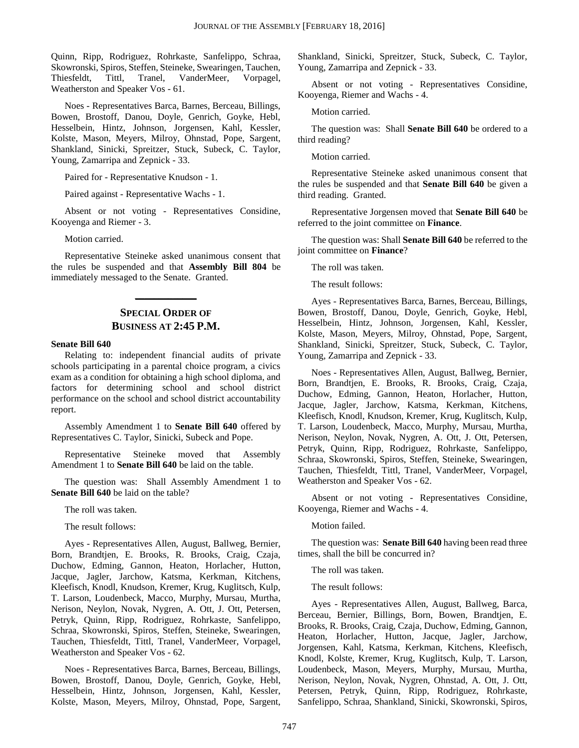Quinn, Ripp, Rodriguez, Rohrkaste, Sanfelippo, Schraa, Skowronski, Spiros, Steffen, Steineke, Swearingen, Tauchen, Thiesfeldt, Tittl, Tranel, VanderMeer, Vorpagel, Weatherston and Speaker Vos - 61.

Noes - Representatives Barca, Barnes, Berceau, Billings, Bowen, Brostoff, Danou, Doyle, Genrich, Goyke, Hebl, Hesselbein, Hintz, Johnson, Jorgensen, Kahl, Kessler, Kolste, Mason, Meyers, Milroy, Ohnstad, Pope, Sargent, Shankland, Sinicki, Spreitzer, Stuck, Subeck, C. Taylor, Young, Zamarripa and Zepnick - 33.

Paired for - Representative Knudson - 1.

Paired against - Representative Wachs - 1.

Absent or not voting - Representatives Considine, Kooyenga and Riemer - 3.

Motion carried.

Representative Steineke asked unanimous consent that the rules be suspended and that **Assembly Bill 804** be immediately messaged to the Senate. Granted.

---

## SPECIAL ORDER OF BUSINESS AT 2:45 P.M.

**Senate Bill 640**

Relating to: independent financial audits of private schools participating in a parental choice program, a civics exam as a condition for obtaining a high school diploma, and factors for determining school and school district performance on the school and school district accountability report.

Assembly Amendment 1 to **Senate Bill 640** offered by Representatives C. Taylor, Sinicki, Subeck and Pope.

Representative Steineke moved that Assembly Amendment 1 to **Senate Bill 640** be laid on the table.

The question was: Shall Assembly Amendment 1 to **Senate Bill 640** be laid on the table?

The roll was taken.

The result follows:

Ayes - Representatives Allen, August, Ballweg, Bernier, Born, Brandtjen, E. Brooks, R. Brooks, Craig, Czaja, Duchow, Edming, Gannon, Heaton, Horlacher, Hutton, Jacque, Jagler, Jarchow, Katsma, Kerkman, Kitchens, Kleefisch, Knodl, Knudson, Kremer, Krug, Kuglitsch, Kulp, T. Larson, Loudenbeck, Macco, Murphy, Mursau, Murtha, Nerison, Neylon, Novak, Nygren, A. Ott, J. Ott, Petersen, Petryk, Quinn, Ripp, Rodriguez, Rohrkaste, Sanfelippo, Schraa, Skowronski, Spiros, Steffen, Steineke, Swearingen, Tauchen, Thiesfeldt, Tittl, Tranel, VanderMeer, Vorpagel, Weatherston and Speaker Vos - 62.

Noes - Representatives Barca, Barnes, Berceau, Billings, Bowen, Brostoff, Danou, Doyle, Genrich, Goyke, Hebl, Hesselbein, Hintz, Johnson, Jorgensen, Kahl, Kessler, Kolste, Mason, Meyers, Milroy, Ohnstad, Pope, Sargent, Shankland, Sinicki, Spreitzer, Stuck, Subeck, C. Taylor, Young, Zamarripa and Zepnick - 33.

Absent or not voting - Representatives Considine, Kooyenga, Riemer and Wachs - 4.

Motion carried.

The question was: Shall **Senate Bill 640** be ordered to a third reading?

Motion carried.

Representative Steineke asked unanimous consent that the rules be suspended and that **Senate Bill 640** be given a third reading. Granted.

Representative Jorgensen moved that **Senate Bill 640** be referred to the joint committee on **Finance**.

The question was: Shall **Senate Bill 640** be referred to the joint committee on **Finance**?

The roll was taken.

The result follows:

Ayes - Representatives Barca, Barnes, Berceau, Billings, Bowen, Brostoff, Danou, Doyle, Genrich, Goyke, Hebl, Hesselbein, Hintz, Johnson, Jorgensen, Kahl, Kessler, Kolste, Mason, Meyers, Milroy, Ohnstad, Pope, Sargent, Shankland, Sinicki, Spreitzer, Stuck, Subeck, C. Taylor, Young, Zamarripa and Zepnick - 33.

Noes - Representatives Allen, August, Ballweg, Bernier, Born, Brandtjen, E. Brooks, R. Brooks, Craig, Czaja, Duchow, Edming, Gannon, Heaton, Horlacher, Hutton, Jacque, Jagler, Jarchow, Katsma, Kerkman, Kitchens, Kleefisch, Knodl, Knudson, Kremer, Krug, Kuglitsch, Kulp, T. Larson, Loudenbeck, Macco, Murphy, Mursau, Murtha, Nerison, Neylon, Novak, Nygren, A. Ott, J. Ott, Petersen, Petryk, Quinn, Ripp, Rodriguez, Rohrkaste, Sanfelippo, Schraa, Skowronski, Spiros, Steffen, Steineke, Swearingen, Tauchen, Thiesfeldt, Tittl, Tranel, VanderMeer, Vorpagel, Weatherston and Speaker Vos - 62.

Absent or not voting - Representatives Considine, Kooyenga, Riemer and Wachs - 4.

Motion failed.

The question was: **Senate Bill 640** having been read three times, shall the bill be concurred in?

The roll was taken.

The result follows:

Ayes - Representatives Allen, August, Ballweg, Barca, Berceau, Bernier, Billings, Born, Bowen, Brandtjen, E. Brooks, R. Brooks, Craig, Czaja, Duchow, Edming, Gannon, Heaton, Horlacher, Hutton, Jacque, Jagler, Jarchow, Jorgensen, Kahl, Katsma, Kerkman, Kitchens, Kleefisch, Knodl, Kolste, Kremer, Krug, Kuglitsch, Kulp, T. Larson, Loudenbeck, Mason, Meyers, Murphy, Mursau, Murtha, Nerison, Neylon, Novak, Nygren, Ohnstad, A. Ott, J. Ott, Petersen, Petryk, Quinn, Ripp, Rodriguez, Rohrkaste, Sanfelippo, Schraa, Shankland, Sinicki, Skowronski, Spiros,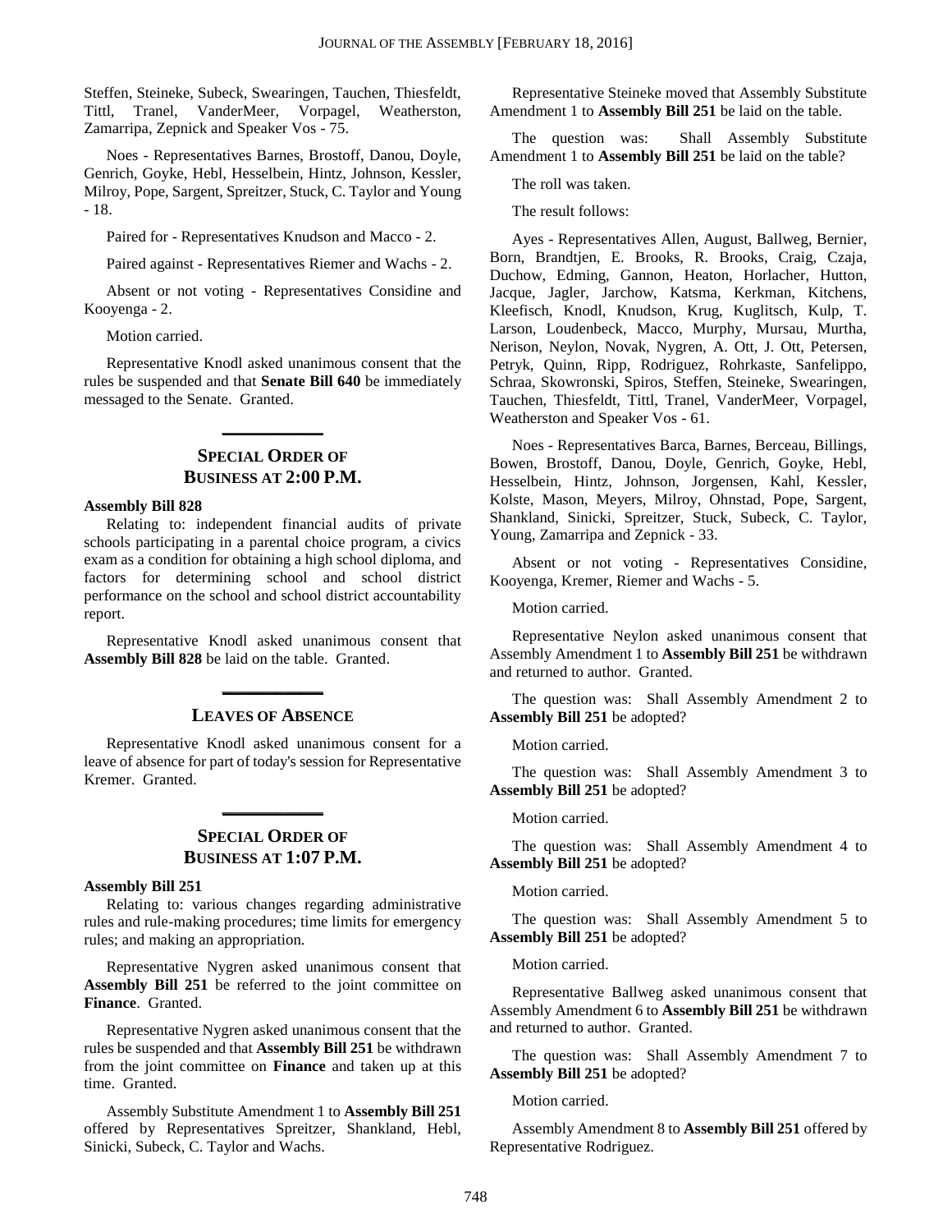Steffen, Steineke, Subeck, Swearingen, Tauchen, Thiesfeldt, Tittl, Tranel, VanderMeer, Vorpagel, Weatherston, Zamarripa, Zepnick and Speaker Vos - 75.

Noes - Representatives Barnes, Brostoff, Danou, Doyle, Genrich, Goyke, Hebl, Hesselbein, Hintz, Johnson, Kessler, Milroy, Pope, Sargent, Spreitzer, Stuck, C. Taylor and Young - 18.

Paired for - Representatives Knudson and Macco - 2.

Paired against - Representatives Riemer and Wachs - 2.

Absent or not voting - Representatives Considine and Kooyenga - 2.

Motion carried.

Representative Knodl asked unanimous consent that the rules be suspended and that **Senate Bill 640** be immediately messaged to the Senate. Granted.

## Special Order of Business at 2:00 P.M.

**Assembly Bill 828**

Relating to: independent financial audits of private schools participating in a parental choice program, a civics exam as a condition for obtaining a high school diploma, and factors for determining school and school district performance on the school and school district accountability report.

Representative Knodl asked unanimous consent that **Assembly Bill 828** be laid on the table. Granted.

## Leaves of Absence

Representative Knodl asked unanimous consent for a leave of absence for part of today's session for Representative Kremer. Granted.

## Special Order of Business at 1:07 P.M.

**Assembly Bill 251**

Relating to: various changes regarding administrative rules and rule-making procedures; time limits for emergency rules; and making an appropriation.

Representative Nygren asked unanimous consent that **Assembly Bill 251** be referred to the joint committee on **Finance**. Granted.

Representative Nygren asked unanimous consent that the rules be suspended and that **Assembly Bill 251** be withdrawn from the joint committee on **Finance** and taken up at this time. Granted.

Assembly Substitute Amendment 1 to **Assembly Bill 251** offered by Representatives Spreitzer, Shankland, Hebl, Sinicki, Subeck, C. Taylor and Wachs.

Representative Steineke moved that Assembly Substitute Amendment 1 to **Assembly Bill 251** be laid on the table.

The question was: Shall Assembly Substitute Amendment 1 to **Assembly Bill 251** be laid on the table?

The roll was taken.

The result follows:

Ayes - Representatives Allen, August, Ballweg, Bernier, Born, Brandtjen, E. Brooks, R. Brooks, Craig, Czaja, Duchow, Edming, Gannon, Heaton, Horlacher, Hutton, Jacque, Jagler, Jarchow, Katsma, Kerkman, Kitchens, Kleefisch, Knodl, Knudson, Krug, Kuglitsch, Kulp, T. Larson, Loudenbeck, Macco, Murphy, Mursau, Murtha, Nerison, Neylon, Novak, Nygren, A. Ott, J. Ott, Petersen, Petryk, Quinn, Ripp, Rodriguez, Rohrkaste, Sanfelippo, Schraa, Skowronski, Spiros, Steffen, Steineke, Swearingen, Tauchen, Thiesfeldt, Tittl, Tranel, VanderMeer, Vorpagel, Weatherston and Speaker Vos - 61.

Noes - Representatives Barca, Barnes, Berceau, Billings, Bowen, Brostoff, Danou, Doyle, Genrich, Goyke, Hebl, Hesselbein, Hintz, Johnson, Jorgensen, Kahl, Kessler, Kolste, Mason, Meyers, Milroy, Ohnstad, Pope, Sargent, Shankland, Sinicki, Spreitzer, Stuck, Subeck, C. Taylor, Young, Zamarripa and Zepnick - 33.

Absent or not voting - Representatives Considine, Kooyenga, Kremer, Riemer and Wachs - 5.

Motion carried.

Representative Neylon asked unanimous consent that Assembly Amendment 1 to **Assembly Bill 251** be withdrawn and returned to author. Granted.

The question was: Shall Assembly Amendment 2 to **Assembly Bill 251** be adopted?

Motion carried.

The question was: Shall Assembly Amendment 3 to **Assembly Bill 251** be adopted?

Motion carried.

The question was: Shall Assembly Amendment 4 to **Assembly Bill 251** be adopted?

Motion carried.

The question was: Shall Assembly Amendment 5 to **Assembly Bill 251** be adopted?

Motion carried.

Representative Ballweg asked unanimous consent that Assembly Amendment 6 to **Assembly Bill 251** be withdrawn and returned to author. Granted.

The question was: Shall Assembly Amendment 7 to **Assembly Bill 251** be adopted?

Motion carried.

Assembly Amendment 8 to **Assembly Bill 251** offered by Representative Rodriguez.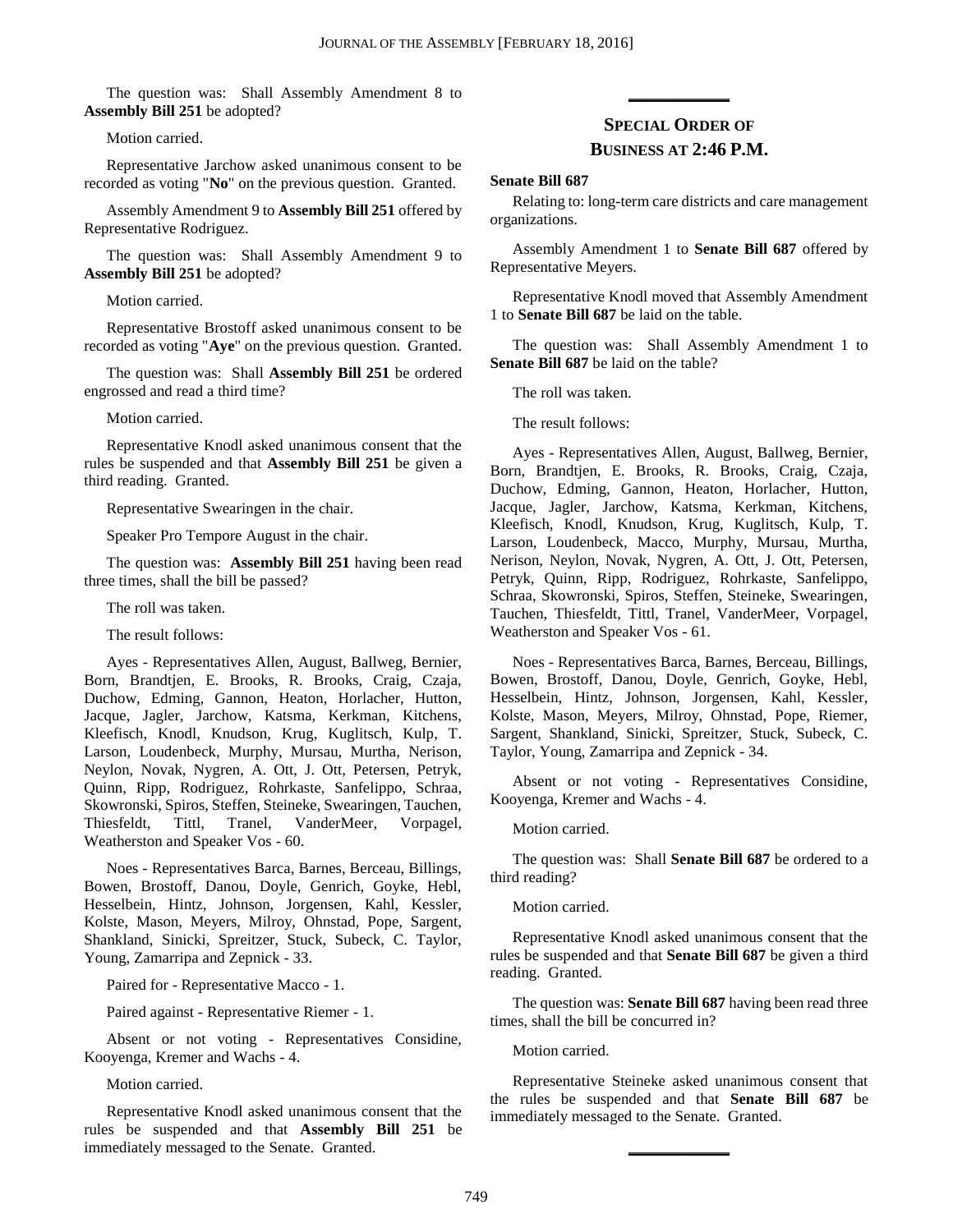The question was: Shall Assembly Amendment 8 to **Assembly Bill 251** be adopted?

Motion carried.

Representative Jarchow asked unanimous consent to be recorded as voting "**No**" on the previous question. Granted.

Assembly Amendment 9 to **Assembly Bill 251** offered by Representative Rodriguez.

The question was: Shall Assembly Amendment 9 to **Assembly Bill 251** be adopted?

Motion carried.

Representative Brostoff asked unanimous consent to be recorded as voting "**Aye**" on the previous question. Granted.

The question was: Shall **Assembly Bill 251** be ordered engrossed and read a third time?

Motion carried.

Representative Knodl asked unanimous consent that the rules be suspended and that **Assembly Bill 251** be given a third reading. Granted.

Representative Swearingen in the chair.

Speaker Pro Tempore August in the chair.

The question was: **Assembly Bill 251** having been read three times, shall the bill be passed?

The roll was taken.

The result follows:

Ayes - Representatives Allen, August, Ballweg, Bernier, Born, Brandtjen, E. Brooks, R. Brooks, Craig, Czaja, Duchow, Edming, Gannon, Heaton, Horlacher, Hutton, Jacque, Jagler, Jarchow, Katsma, Kerkman, Kitchens, Kleefisch, Knodl, Knudson, Krug, Kuglitsch, Kulp, T. Larson, Loudenbeck, Murphy, Mursau, Murtha, Nerison, Neylon, Novak, Nygren, A. Ott, J. Ott, Petersen, Petryk, Quinn, Ripp, Rodriguez, Rohrkaste, Sanfelippo, Schraa, Skowronski, Spiros, Steffen, Steineke, Swearingen, Tauchen, Thiesfeldt, Tittl, Tranel, VanderMeer, Vorpagel, Weatherston and Speaker Vos - 60.

Noes - Representatives Barca, Barnes, Berceau, Billings, Bowen, Brostoff, Danou, Doyle, Genrich, Goyke, Hebl, Hesselbein, Hintz, Johnson, Jorgensen, Kahl, Kessler, Kolste, Mason, Meyers, Milroy, Ohnstad, Pope, Sargent, Shankland, Sinicki, Spreitzer, Stuck, Subeck, C. Taylor, Young, Zamarripa and Zepnick - 33.

Paired for - Representative Macco - 1.

Paired against - Representative Riemer - 1.

Absent or not voting - Representatives Considine, Kooyenga, Kremer and Wachs - 4.

Motion carried.

Representative Knodl asked unanimous consent that the rules be suspended and that **Assembly Bill 251** be immediately messaged to the Senate. Granted.

_____________

## Special Order of Business at 2:46 P.M.

**Senate Bill 687**

Relating to: long-term care districts and care management organizations.

Assembly Amendment 1 to **Senate Bill 687** offered by Representative Meyers.

Representative Knodl moved that Assembly Amendment 1 to **Senate Bill 687** be laid on the table.

The question was: Shall Assembly Amendment 1 to **Senate Bill 687** be laid on the table?

The roll was taken.

The result follows:

Ayes - Representatives Allen, August, Ballweg, Bernier, Born, Brandtjen, E. Brooks, R. Brooks, Craig, Czaja, Duchow, Edming, Gannon, Heaton, Horlacher, Hutton, Jacque, Jagler, Jarchow, Katsma, Kerkman, Kitchens, Kleefisch, Knodl, Knudson, Krug, Kuglitsch, Kulp, T. Larson, Loudenbeck, Macco, Murphy, Mursau, Murtha, Nerison, Neylon, Novak, Nygren, A. Ott, J. Ott, Petersen, Petryk, Quinn, Ripp, Rodriguez, Rohrkaste, Sanfelippo, Schraa, Skowronski, Spiros, Steffen, Steineke, Swearingen, Tauchen, Thiesfeldt, Tittl, Tranel, VanderMeer, Vorpagel, Weatherston and Speaker Vos - 61.

Noes - Representatives Barca, Barnes, Berceau, Billings, Bowen, Brostoff, Danou, Doyle, Genrich, Goyke, Hebl, Hesselbein, Hintz, Johnson, Jorgensen, Kahl, Kessler, Kolste, Mason, Meyers, Milroy, Ohnstad, Pope, Riemer, Sargent, Shankland, Sinicki, Spreitzer, Stuck, Subeck, C. Taylor, Young, Zamarripa and Zepnick - 34.

Absent or not voting - Representatives Considine, Kooyenga, Kremer and Wachs - 4.

Motion carried.

The question was: Shall **Senate Bill 687** be ordered to a third reading?

Motion carried.

Representative Knodl asked unanimous consent that the rules be suspended and that **Senate Bill 687** be given a third reading. Granted.

The question was: **Senate Bill 687** having been read three times, shall the bill be concurred in?

Motion carried.

Representative Steineke asked unanimous consent that the rules be suspended and that **Senate Bill 687** be immediately messaged to the Senate. Granted.

_____________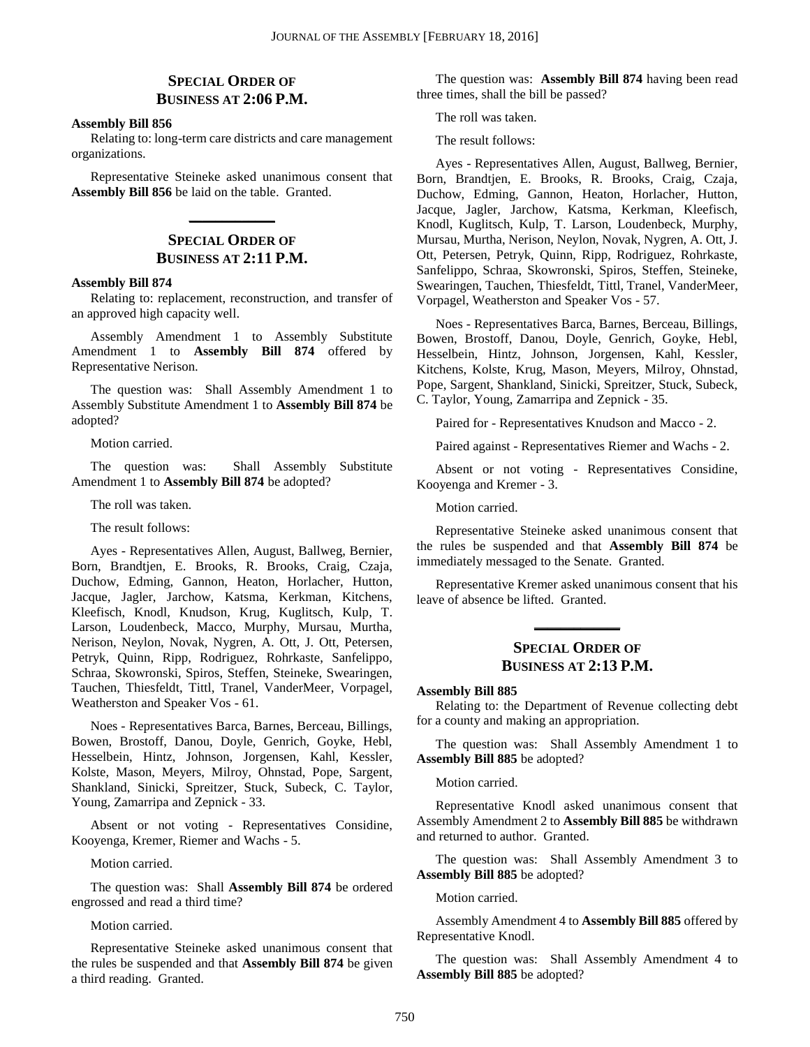## Special Order of Business at 2:06 P.M.

**Assembly Bill 856**

Relating to: long-term care districts and care management organizations.

Representative Steineke asked unanimous consent that **Assembly Bill 856** be laid on the table. Granted.

## Special Order of Business at 2:11 P.M.

**Assembly Bill 874**

Relating to: replacement, reconstruction, and transfer of an approved high capacity well.

Assembly Amendment 1 to Assembly Substitute Amendment 1 to **Assembly Bill 874** offered by Representative Nerison.

The question was: Shall Assembly Amendment 1 to Assembly Substitute Amendment 1 to **Assembly Bill 874** be adopted?

Motion carried.

The question was: Shall Assembly Substitute Amendment 1 to **Assembly Bill 874** be adopted?

The roll was taken.

The result follows:

Ayes - Representatives Allen, August, Ballweg, Bernier, Born, Brandtjen, E. Brooks, R. Brooks, Craig, Czaja, Duchow, Edming, Gannon, Heaton, Horlacher, Hutton, Jacque, Jagler, Jarchow, Katsma, Kerkman, Kitchens, Kleefisch, Knodl, Knudson, Krug, Kuglitsch, Kulp, T. Larson, Loudenbeck, Macco, Murphy, Mursau, Murtha, Nerison, Neylon, Novak, Nygren, A. Ott, J. Ott, Petersen, Petryk, Quinn, Ripp, Rodriguez, Rohrkaste, Sanfelippo, Schraa, Skowronski, Spiros, Steffen, Steineke, Swearingen, Tauchen, Thiesfeldt, Tittl, Tranel, VanderMeer, Vorpagel, Weatherston and Speaker Vos - 61.

Noes - Representatives Barca, Barnes, Berceau, Billings, Bowen, Brostoff, Danou, Doyle, Genrich, Goyke, Hebl, Hesselbein, Hintz, Johnson, Jorgensen, Kahl, Kessler, Kolste, Mason, Meyers, Milroy, Ohnstad, Pope, Sargent, Shankland, Sinicki, Spreitzer, Stuck, Subeck, C. Taylor, Young, Zamarripa and Zepnick - 33.

Absent or not voting - Representatives Considine, Kooyenga, Kremer, Riemer and Wachs - 5.

Motion carried.

The question was: Shall **Assembly Bill 874** be ordered engrossed and read a third time?

Motion carried.

Representative Steineke asked unanimous consent that the rules be suspended and that **Assembly Bill 874** be given a third reading. Granted.

The question was: **Assembly Bill 874** having been read three times, shall the bill be passed?

The roll was taken.

The result follows:

Ayes - Representatives Allen, August, Ballweg, Bernier, Born, Brandtjen, E. Brooks, R. Brooks, Craig, Czaja, Duchow, Edming, Gannon, Heaton, Horlacher, Hutton, Jacque, Jagler, Jarchow, Katsma, Kerkman, Kleefisch, Knodl, Kuglitsch, Kulp, T. Larson, Loudenbeck, Murphy, Mursau, Murtha, Nerison, Neylon, Novak, Nygren, A. Ott, J. Ott, Petersen, Petryk, Quinn, Ripp, Rodriguez, Rohrkaste, Sanfelippo, Schraa, Skowronski, Spiros, Steffen, Steineke, Swearingen, Tauchen, Thiesfeldt, Tittl, Tranel, VanderMeer, Vorpagel, Weatherston and Speaker Vos - 57.

Noes - Representatives Barca, Barnes, Berceau, Billings, Bowen, Brostoff, Danou, Doyle, Genrich, Goyke, Hebl, Hesselbein, Hintz, Johnson, Jorgensen, Kahl, Kessler, Kitchens, Kolste, Krug, Mason, Meyers, Milroy, Ohnstad, Pope, Sargent, Shankland, Sinicki, Spreitzer, Stuck, Subeck, C. Taylor, Young, Zamarripa and Zepnick - 35.

Paired for - Representatives Knudson and Macco - 2.

Paired against - Representatives Riemer and Wachs - 2.

Absent or not voting - Representatives Considine, Kooyenga and Kremer - 3.

Motion carried.

Representative Steineke asked unanimous consent that the rules be suspended and that **Assembly Bill 874** be immediately messaged to the Senate. Granted.

Representative Kremer asked unanimous consent that his leave of absence be lifted. Granted.

## Special Order of Business at 2:13 P.M.

**Assembly Bill 885**

Relating to: the Department of Revenue collecting debt for a county and making an appropriation.

The question was: Shall Assembly Amendment 1 to **Assembly Bill 885** be adopted?

Motion carried.

Representative Knodl asked unanimous consent that Assembly Amendment 2 to **Assembly Bill 885** be withdrawn and returned to author. Granted.

The question was: Shall Assembly Amendment 3 to **Assembly Bill 885** be adopted?

Motion carried.

Assembly Amendment 4 to **Assembly Bill 885** offered by Representative Knodl.

The question was: Shall Assembly Amendment 4 to **Assembly Bill 885** be adopted?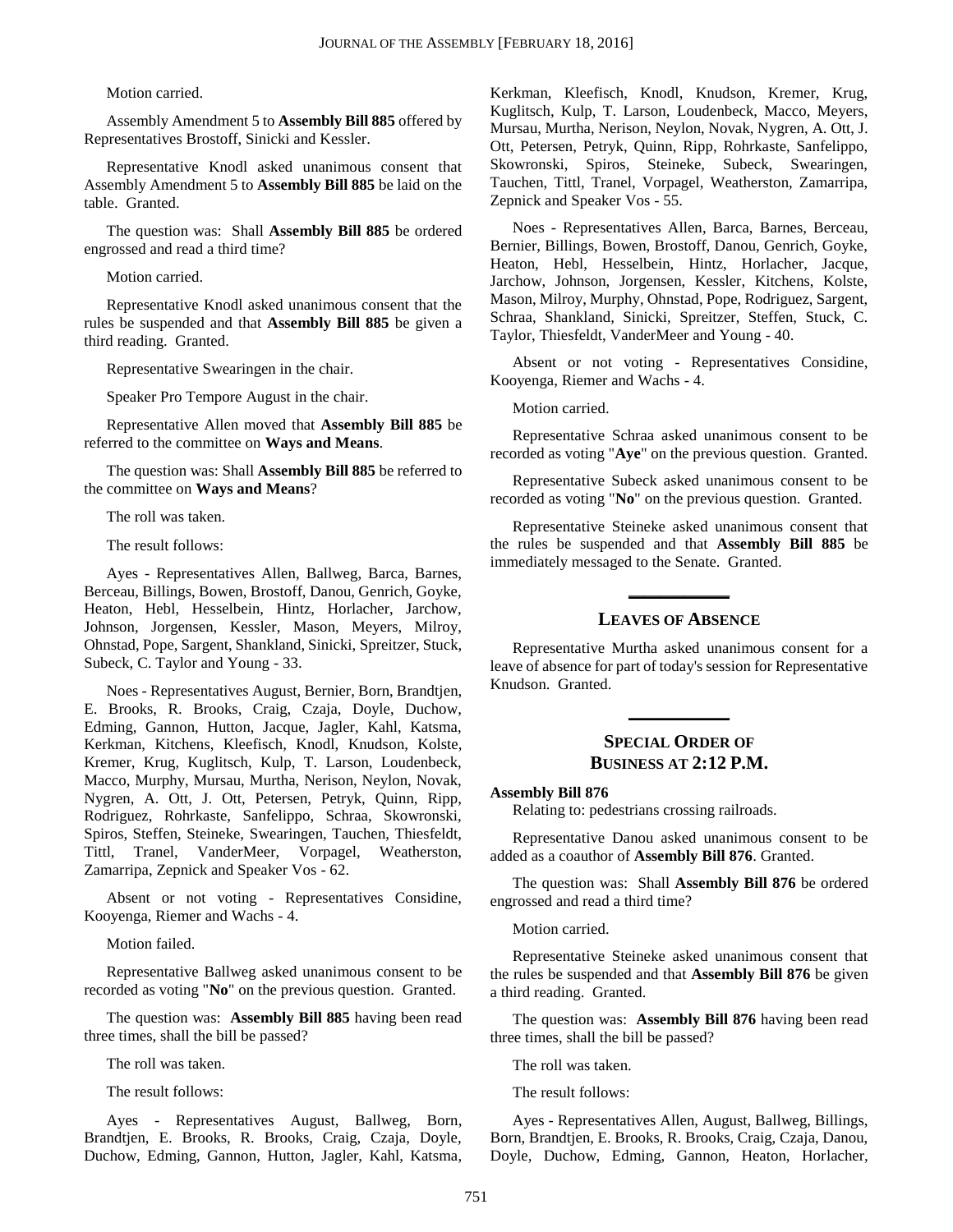Motion carried.

Assembly Amendment 5 to **Assembly Bill 885** offered by Representatives Brostoff, Sinicki and Kessler.

Representative Knodl asked unanimous consent that Assembly Amendment 5 to **Assembly Bill 885** be laid on the table. Granted.

The question was: Shall **Assembly Bill 885** be ordered engrossed and read a third time?

Motion carried.

Representative Knodl asked unanimous consent that the rules be suspended and that **Assembly Bill 885** be given a third reading. Granted.

Representative Swearingen in the chair.

Speaker Pro Tempore August in the chair.

Representative Allen moved that **Assembly Bill 885** be referred to the committee on **Ways and Means**.

The question was: Shall **Assembly Bill 885** be referred to the committee on **Ways and Means**?

The roll was taken.

The result follows:

Ayes - Representatives Allen, Ballweg, Barca, Barnes, Berceau, Billings, Bowen, Brostoff, Danou, Genrich, Goyke, Heaton, Hebl, Hesselbein, Hintz, Horlacher, Jarchow, Johnson, Jorgensen, Kessler, Mason, Meyers, Milroy, Ohnstad, Pope, Sargent, Shankland, Sinicki, Spreitzer, Stuck, Subeck, C. Taylor and Young - 33.

Noes - Representatives August, Bernier, Born, Brandtjen, E. Brooks, R. Brooks, Craig, Czaja, Doyle, Duchow, Edming, Gannon, Hutton, Jacque, Jagler, Kahl, Katsma, Kerkman, Kitchens, Kleefisch, Knodl, Knudson, Kolste, Kremer, Krug, Kuglitsch, Kulp, T. Larson, Loudenbeck, Macco, Murphy, Mursau, Murtha, Nerison, Neylon, Novak, Nygren, A. Ott, J. Ott, Petersen, Petryk, Quinn, Ripp, Rodriguez, Rohrkaste, Sanfelippo, Schraa, Skowronski, Spiros, Steffen, Steineke, Swearingen, Tauchen, Thiesfeldt, Tittl, Tranel, VanderMeer, Vorpagel, Weatherston, Zamarripa, Zepnick and Speaker Vos - 62.

Absent or not voting - Representatives Considine, Kooyenga, Riemer and Wachs - 4.

Motion failed.

Representative Ballweg asked unanimous consent to be recorded as voting "**No**" on the previous question. Granted.

The question was: **Assembly Bill 885** having been read three times, shall the bill be passed?

The roll was taken.

The result follows:

Ayes - Representatives August, Ballweg, Born, Brandtjen, E. Brooks, R. Brooks, Craig, Czaja, Doyle, Duchow, Edming, Gannon, Hutton, Jagler, Kahl, Katsma, Kerkman, Kleefisch, Knodl, Knudson, Kremer, Krug, Kuglitsch, Kulp, T. Larson, Loudenbeck, Macco, Meyers, Mursau, Murtha, Nerison, Neylon, Novak, Nygren, A. Ott, J. Ott, Petersen, Petryk, Quinn, Ripp, Rohrkaste, Sanfelippo, Skowronski, Spiros, Steineke, Subeck, Swearingen, Tauchen, Tittl, Tranel, Vorpagel, Weatherston, Zamarripa, Zepnick and Speaker Vos - 55.

Noes - Representatives Allen, Barca, Barnes, Berceau, Bernier, Billings, Bowen, Brostoff, Danou, Genrich, Goyke, Heaton, Hebl, Hesselbein, Hintz, Horlacher, Jacque, Jarchow, Johnson, Jorgensen, Kessler, Kitchens, Kolste, Mason, Milroy, Murphy, Ohnstad, Pope, Rodriguez, Sargent, Schraa, Shankland, Sinicki, Spreitzer, Steffen, Stuck, C. Taylor, Thiesfeldt, VanderMeer and Young - 40.

Absent or not voting - Representatives Considine, Kooyenga, Riemer and Wachs - 4.

Motion carried.

Representative Schraa asked unanimous consent to be recorded as voting "**Aye**" on the previous question. Granted.

Representative Subeck asked unanimous consent to be recorded as voting "**No**" on the previous question. Granted.

Representative Steineke asked unanimous consent that the rules be suspended and that **Assembly Bill 885** be immediately messaged to the Senate. Granted.

## LEAVES OF ABSENCE

Representative Murtha asked unanimous consent for a leave of absence for part of today's session for Representative Knudson. Granted.

## SPECIAL ORDER OF BUSINESS AT 2:12 P.M.

**Assembly Bill 876**

Relating to: pedestrians crossing railroads.

Representative Danou asked unanimous consent to be added as a coauthor of **Assembly Bill 876**. Granted.

The question was: Shall **Assembly Bill 876** be ordered engrossed and read a third time?

Motion carried.

Representative Steineke asked unanimous consent that the rules be suspended and that **Assembly Bill 876** be given a third reading. Granted.

The question was: **Assembly Bill 876** having been read three times, shall the bill be passed?

The roll was taken.

The result follows:

Ayes - Representatives Allen, August, Ballweg, Billings, Born, Brandtjen, E. Brooks, R. Brooks, Craig, Czaja, Danou, Doyle, Duchow, Edming, Gannon, Heaton, Horlacher,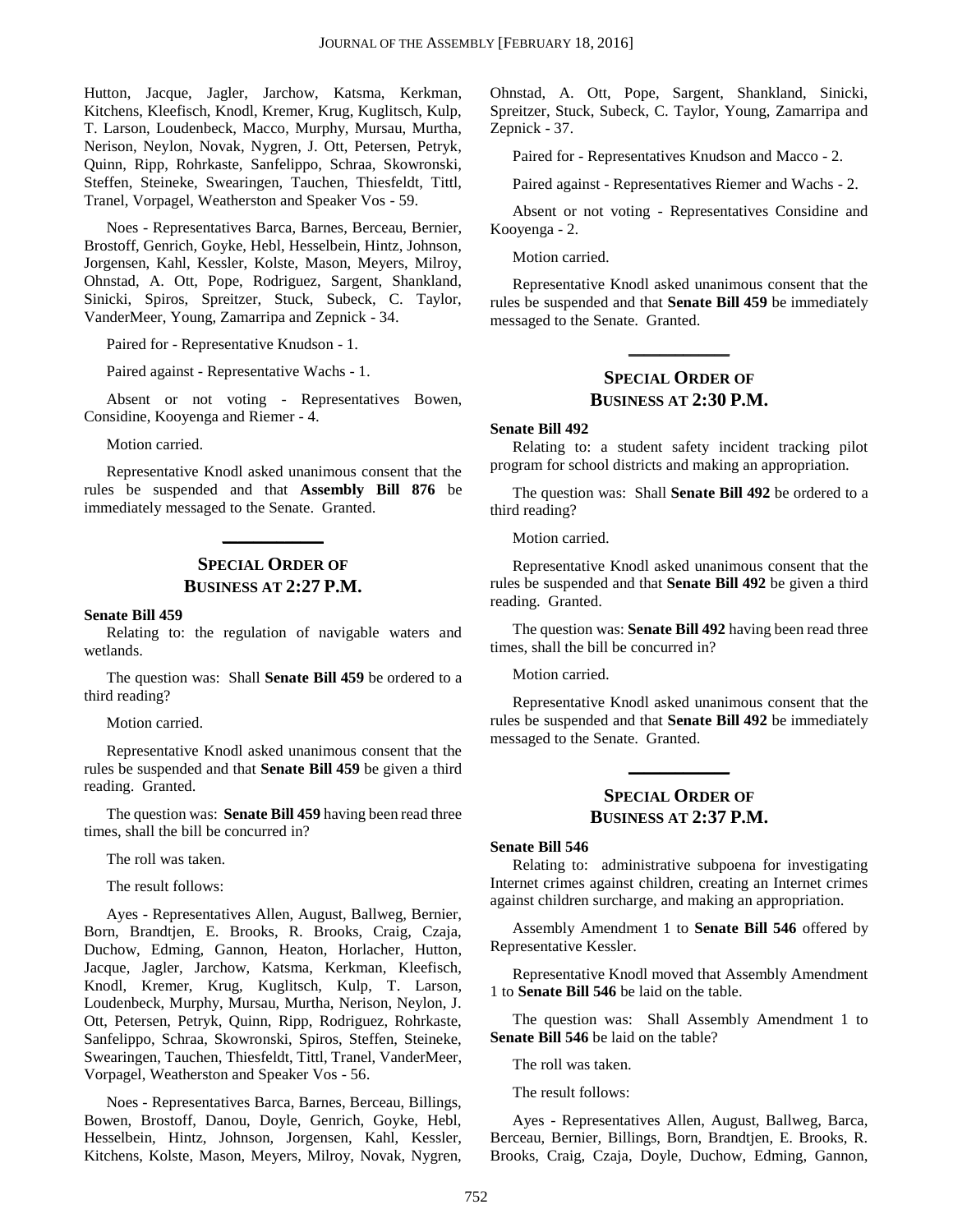Hutton, Jacque, Jagler, Jarchow, Katsma, Kerkman, Kitchens, Kleefisch, Knodl, Kremer, Krug, Kuglitsch, Kulp, T. Larson, Loudenbeck, Macco, Murphy, Mursau, Murtha, Nerison, Neylon, Novak, Nygren, J. Ott, Petersen, Petryk, Quinn, Ripp, Rohrkaste, Sanfelippo, Schraa, Skowronski, Steffen, Steineke, Swearingen, Tauchen, Thiesfeldt, Tittl, Tranel, Vorpagel, Weatherston and Speaker Vos - 59.

Noes - Representatives Barca, Barnes, Berceau, Bernier, Brostoff, Genrich, Goyke, Hebl, Hesselbein, Hintz, Johnson, Jorgensen, Kahl, Kessler, Kolste, Mason, Meyers, Milroy, Ohnstad, A. Ott, Pope, Rodriguez, Sargent, Shankland, Sinicki, Spiros, Spreitzer, Stuck, Subeck, C. Taylor, VanderMeer, Young, Zamarripa and Zepnick - 34.

Paired for - Representative Knudson - 1.

Paired against - Representative Wachs - 1.

Absent or not voting - Representatives Bowen, Considine, Kooyenga and Riemer - 4.

Motion carried.

Representative Knodl asked unanimous consent that the rules be suspended and that **Assembly Bill 876** be immediately messaged to the Senate. Granted.

## SPECIAL ORDER OF BUSINESS AT 2:27 P.M.

**Senate Bill 459**

Relating to: the regulation of navigable waters and wetlands.

The question was: Shall **Senate Bill 459** be ordered to a third reading?

Motion carried.

Representative Knodl asked unanimous consent that the rules be suspended and that **Senate Bill 459** be given a third reading. Granted.

The question was: **Senate Bill 459** having been read three times, shall the bill be concurred in?

The roll was taken.

The result follows:

Ayes - Representatives Allen, August, Ballweg, Bernier, Born, Brandtjen, E. Brooks, R. Brooks, Craig, Czaja, Duchow, Edming, Gannon, Heaton, Horlacher, Hutton, Jacque, Jagler, Jarchow, Katsma, Kerkman, Kleefisch, Knodl, Kremer, Krug, Kuglitsch, Kulp, T. Larson, Loudenbeck, Murphy, Mursau, Murtha, Nerison, Neylon, J. Ott, Petersen, Petryk, Quinn, Ripp, Rodriguez, Rohrkaste, Sanfelippo, Schraa, Skowronski, Spiros, Steffen, Steineke, Swearingen, Tauchen, Thiesfeldt, Tittl, Tranel, VanderMeer, Vorpagel, Weatherston and Speaker Vos - 56.

Noes - Representatives Barca, Barnes, Berceau, Billings, Bowen, Brostoff, Danou, Doyle, Genrich, Goyke, Hebl, Hesselbein, Hintz, Johnson, Jorgensen, Kahl, Kessler, Kitchens, Kolste, Mason, Meyers, Milroy, Novak, Nygren, Ohnstad, A. Ott, Pope, Sargent, Shankland, Sinicki, Spreitzer, Stuck, Subeck, C. Taylor, Young, Zamarripa and Zepnick - 37.

Paired for - Representatives Knudson and Macco - 2.

Paired against - Representatives Riemer and Wachs - 2.

Absent or not voting - Representatives Considine and Kooyenga - 2.

Motion carried.

Representative Knodl asked unanimous consent that the rules be suspended and that **Senate Bill 459** be immediately messaged to the Senate. Granted.

## SPECIAL ORDER OF BUSINESS AT 2:30 P.M.

**Senate Bill 492**

Relating to: a student safety incident tracking pilot program for school districts and making an appropriation.

The question was: Shall **Senate Bill 492** be ordered to a third reading?

Motion carried.

Representative Knodl asked unanimous consent that the rules be suspended and that **Senate Bill 492** be given a third reading. Granted.

The question was: **Senate Bill 492** having been read three times, shall the bill be concurred in?

Motion carried.

Representative Knodl asked unanimous consent that the rules be suspended and that **Senate Bill 492** be immediately messaged to the Senate. Granted.

## SPECIAL ORDER OF BUSINESS AT 2:37 P.M.

**Senate Bill 546**

Relating to: administrative subpoena for investigating Internet crimes against children, creating an Internet crimes against children surcharge, and making an appropriation.

Assembly Amendment 1 to **Senate Bill 546** offered by Representative Kessler.

Representative Knodl moved that Assembly Amendment 1 to **Senate Bill 546** be laid on the table.

The question was: Shall Assembly Amendment 1 to **Senate Bill 546** be laid on the table?

The roll was taken.

The result follows:

Ayes - Representatives Allen, August, Ballweg, Barca, Berceau, Bernier, Billings, Born, Brandtjen, E. Brooks, R. Brooks, Craig, Czaja, Doyle, Duchow, Edming, Gannon,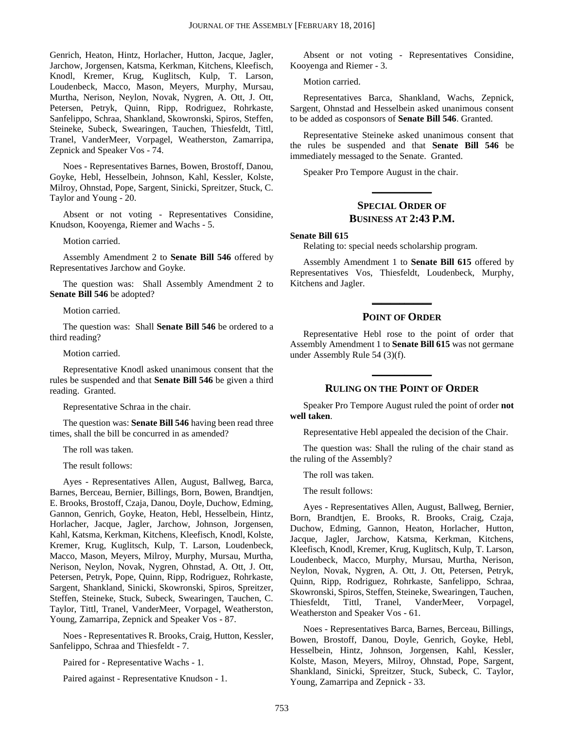Genrich, Heaton, Hintz, Horlacher, Hutton, Jacque, Jagler, Jarchow, Jorgensen, Katsma, Kerkman, Kitchens, Kleefisch, Knodl, Kremer, Krug, Kuglitsch, Kulp, T. Larson, Loudenbeck, Macco, Mason, Meyers, Murphy, Mursau, Murtha, Nerison, Neylon, Novak, Nygren, A. Ott, J. Ott, Petersen, Petryk, Quinn, Ripp, Rodriguez, Rohrkaste, Sanfelippo, Schraa, Shankland, Skowronski, Spiros, Steffen, Steineke, Subeck, Swearingen, Tauchen, Thiesfeldt, Tittl, Tranel, VanderMeer, Vorpagel, Weatherston, Zamarripa, Zepnick and Speaker Vos - 74.

Noes - Representatives Barnes, Bowen, Brostoff, Danou, Goyke, Hebl, Hesselbein, Johnson, Kahl, Kessler, Kolste, Milroy, Ohnstad, Pope, Sargent, Sinicki, Spreitzer, Stuck, C. Taylor and Young - 20.

Absent or not voting - Representatives Considine, Knudson, Kooyenga, Riemer and Wachs - 5.

Motion carried.

Assembly Amendment 2 to **Senate Bill 546** offered by Representatives Jarchow and Goyke.

The question was: Shall Assembly Amendment 2 to **Senate Bill 546** be adopted?

Motion carried.

The question was: Shall **Senate Bill 546** be ordered to a third reading?

Motion carried.

Representative Knodl asked unanimous consent that the rules be suspended and that **Senate Bill 546** be given a third reading. Granted.

Representative Schraa in the chair.

The question was: **Senate Bill 546** having been read three times, shall the bill be concurred in as amended?

The roll was taken.

The result follows:

Ayes - Representatives Allen, August, Ballweg, Barca, Barnes, Berceau, Bernier, Billings, Born, Bowen, Brandtjen, E. Brooks, Brostoff, Czaja, Danou, Doyle, Duchow, Edming, Gannon, Genrich, Goyke, Heaton, Hebl, Hesselbein, Hintz, Horlacher, Jacque, Jagler, Jarchow, Johnson, Jorgensen, Kahl, Katsma, Kerkman, Kitchens, Kleefisch, Knodl, Kolste, Kremer, Krug, Kuglitsch, Kulp, T. Larson, Loudenbeck, Macco, Mason, Meyers, Milroy, Murphy, Mursau, Murtha, Nerison, Neylon, Novak, Nygren, Ohnstad, A. Ott, J. Ott, Petersen, Petryk, Pope, Quinn, Ripp, Rodriguez, Rohrkaste, Sargent, Shankland, Sinicki, Skowronski, Spiros, Spreitzer, Steffen, Steineke, Stuck, Subeck, Swearingen, Tauchen, C. Taylor, Tittl, Tranel, VanderMeer, Vorpagel, Weatherston, Young, Zamarripa, Zepnick and Speaker Vos - 87.

Noes - Representatives R. Brooks, Craig, Hutton, Kessler, Sanfelippo, Schraa and Thiesfeldt - 7.

Paired for - Representative Wachs - 1.

Paired against - Representative Knudson - 1.

Absent or not voting - Representatives Considine, Kooyenga and Riemer - 3.

Motion carried.

Representatives Barca, Shankland, Wachs, Zepnick, Sargent, Ohnstad and Hesselbein asked unanimous consent to be added as cosponsors of **Senate Bill 546**. Granted.

Representative Steineke asked unanimous consent that the rules be suspended and that **Senate Bill 546** be immediately messaged to the Senate. Granted.

Speaker Pro Tempore August in the chair.

## SPECIAL ORDER OF BUSINESS AT 2:43 P.M.

**Senate Bill 615**

Relating to: special needs scholarship program.

Assembly Amendment 1 to **Senate Bill 615** offered by Representatives Vos, Thiesfeldt, Loudenbeck, Murphy, Kitchens and Jagler.

## POINT OF ORDER

Representative Hebl rose to the point of order that Assembly Amendment 1 to **Senate Bill 615** was not germane under Assembly Rule 54 (3)(f).

## RULING ON THE POINT OF ORDER

Speaker Pro Tempore August ruled the point of order **not well taken**.

Representative Hebl appealed the decision of the Chair.

The question was: Shall the ruling of the chair stand as the ruling of the Assembly?

The roll was taken.

The result follows:

Ayes - Representatives Allen, August, Ballweg, Bernier, Born, Brandtjen, E. Brooks, R. Brooks, Craig, Czaja, Duchow, Edming, Gannon, Heaton, Horlacher, Hutton, Jacque, Jagler, Jarchow, Katsma, Kerkman, Kitchens, Kleefisch, Knodl, Kremer, Krug, Kuglitsch, Kulp, T. Larson, Loudenbeck, Macco, Murphy, Mursau, Murtha, Nerison, Neylon, Novak, Nygren, A. Ott, J. Ott, Petersen, Petryk, Quinn, Ripp, Rodriguez, Rohrkaste, Sanfelippo, Schraa, Skowronski, Spiros, Steffen, Steineke, Swearingen, Tauchen, Thiesfeldt, Tittl, Tranel, VanderMeer, Vorpagel, Weatherston and Speaker Vos - 61.

Noes - Representatives Barca, Barnes, Berceau, Billings, Bowen, Brostoff, Danou, Doyle, Genrich, Goyke, Hebl, Hesselbein, Hintz, Johnson, Jorgensen, Kahl, Kessler, Kolste, Mason, Meyers, Milroy, Ohnstad, Pope, Sargent, Shankland, Sinicki, Spreitzer, Stuck, Subeck, C. Taylor, Young, Zamarripa and Zepnick - 33.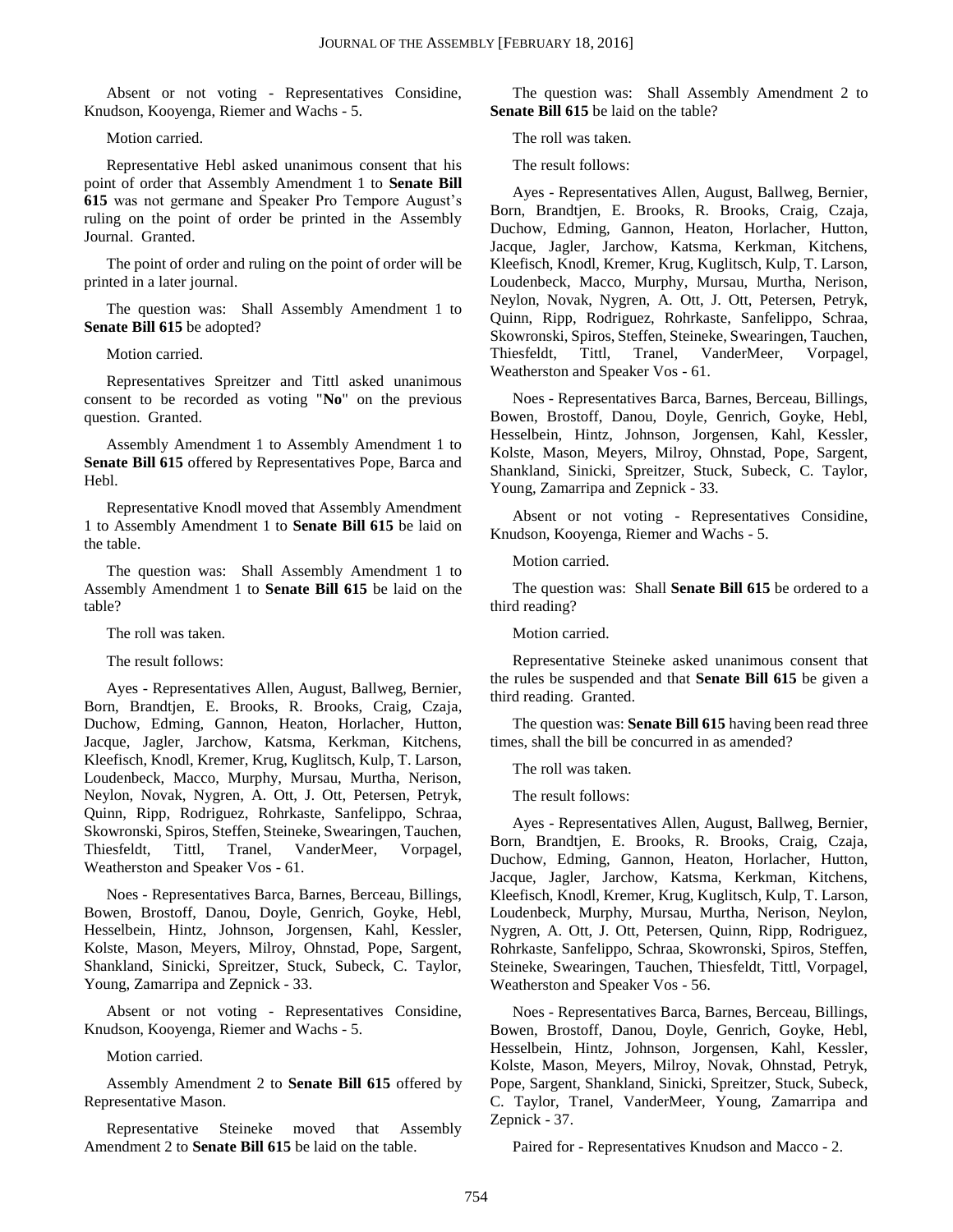Absent or not voting - Representatives Considine, Knudson, Kooyenga, Riemer and Wachs - 5.

Motion carried.

Representative Hebl asked unanimous consent that his point of order that Assembly Amendment 1 to **Senate Bill 615** was not germane and Speaker Pro Tempore August's ruling on the point of order be printed in the Assembly Journal. Granted.

The point of order and ruling on the point of order will be printed in a later journal.

The question was: Shall Assembly Amendment 1 to **Senate Bill 615** be adopted?

Motion carried.

Representatives Spreitzer and Tittl asked unanimous consent to be recorded as voting "**No**" on the previous question. Granted.

Assembly Amendment 1 to Assembly Amendment 1 to **Senate Bill 615** offered by Representatives Pope, Barca and Hebl.

Representative Knodl moved that Assembly Amendment 1 to Assembly Amendment 1 to **Senate Bill 615** be laid on the table.

The question was: Shall Assembly Amendment 1 to Assembly Amendment 1 to **Senate Bill 615** be laid on the table?

The roll was taken.

The result follows:

Ayes - Representatives Allen, August, Ballweg, Bernier, Born, Brandtjen, E. Brooks, R. Brooks, Craig, Czaja, Duchow, Edming, Gannon, Heaton, Horlacher, Hutton, Jacque, Jagler, Jarchow, Katsma, Kerkman, Kitchens, Kleefisch, Knodl, Kremer, Krug, Kuglitsch, Kulp, T. Larson, Loudenbeck, Macco, Murphy, Mursau, Murtha, Nerison, Neylon, Novak, Nygren, A. Ott, J. Ott, Petersen, Petryk, Quinn, Ripp, Rodriguez, Rohrkaste, Sanfelippo, Schraa, Skowronski, Spiros, Steffen, Steineke, Swearingen, Tauchen, Thiesfeldt, Tittl, Tranel, VanderMeer, Vorpagel, Weatherston and Speaker Vos - 61.

Noes - Representatives Barca, Barnes, Berceau, Billings, Bowen, Brostoff, Danou, Doyle, Genrich, Goyke, Hebl, Hesselbein, Hintz, Johnson, Jorgensen, Kahl, Kessler, Kolste, Mason, Meyers, Milroy, Ohnstad, Pope, Sargent, Shankland, Sinicki, Spreitzer, Stuck, Subeck, C. Taylor, Young, Zamarripa and Zepnick - 33.

Absent or not voting - Representatives Considine, Knudson, Kooyenga, Riemer and Wachs - 5.

Motion carried.

Assembly Amendment 2 to **Senate Bill 615** offered by Representative Mason.

Representative Steineke moved that Assembly Amendment 2 to **Senate Bill 615** be laid on the table.

The question was: Shall Assembly Amendment 2 to **Senate Bill 615** be laid on the table?

The roll was taken.

The result follows:

Ayes - Representatives Allen, August, Ballweg, Bernier, Born, Brandtjen, E. Brooks, R. Brooks, Craig, Czaja, Duchow, Edming, Gannon, Heaton, Horlacher, Hutton, Jacque, Jagler, Jarchow, Katsma, Kerkman, Kitchens, Kleefisch, Knodl, Kremer, Krug, Kuglitsch, Kulp, T. Larson, Loudenbeck, Macco, Murphy, Mursau, Murtha, Nerison, Neylon, Novak, Nygren, A. Ott, J. Ott, Petersen, Petryk, Quinn, Ripp, Rodriguez, Rohrkaste, Sanfelippo, Schraa, Skowronski, Spiros, Steffen, Steineke, Swearingen, Tauchen, Thiesfeldt, Tittl, Tranel, VanderMeer, Vorpagel, Weatherston and Speaker Vos - 61.

Noes - Representatives Barca, Barnes, Berceau, Billings, Bowen, Brostoff, Danou, Doyle, Genrich, Goyke, Hebl, Hesselbein, Hintz, Johnson, Jorgensen, Kahl, Kessler, Kolste, Mason, Meyers, Milroy, Ohnstad, Pope, Sargent, Shankland, Sinicki, Spreitzer, Stuck, Subeck, C. Taylor, Young, Zamarripa and Zepnick - 33.

Absent or not voting - Representatives Considine, Knudson, Kooyenga, Riemer and Wachs - 5.

Motion carried.

The question was: Shall **Senate Bill 615** be ordered to a third reading?

Motion carried.

Representative Steineke asked unanimous consent that the rules be suspended and that **Senate Bill 615** be given a third reading. Granted.

The question was: **Senate Bill 615** having been read three times, shall the bill be concurred in as amended?

The roll was taken.

The result follows:

Ayes - Representatives Allen, August, Ballweg, Bernier, Born, Brandtjen, E. Brooks, R. Brooks, Craig, Czaja, Duchow, Edming, Gannon, Heaton, Horlacher, Hutton, Jacque, Jagler, Jarchow, Katsma, Kerkman, Kitchens, Kleefisch, Knodl, Kremer, Krug, Kuglitsch, Kulp, T. Larson, Loudenbeck, Murphy, Mursau, Murtha, Nerison, Neylon, Nygren, A. Ott, J. Ott, Petersen, Quinn, Ripp, Rodriguez, Rohrkaste, Sanfelippo, Schraa, Skowronski, Spiros, Steffen, Steineke, Swearingen, Tauchen, Thiesfeldt, Tittl, Vorpagel, Weatherston and Speaker Vos - 56.

Noes - Representatives Barca, Barnes, Berceau, Billings, Bowen, Brostoff, Danou, Doyle, Genrich, Goyke, Hebl, Hesselbein, Hintz, Johnson, Jorgensen, Kahl, Kessler, Kolste, Mason, Meyers, Milroy, Novak, Ohnstad, Petryk, Pope, Sargent, Shankland, Sinicki, Spreitzer, Stuck, Subeck, C. Taylor, Tranel, VanderMeer, Young, Zamarripa and Zepnick - 37.

Paired for - Representatives Knudson and Macco - 2.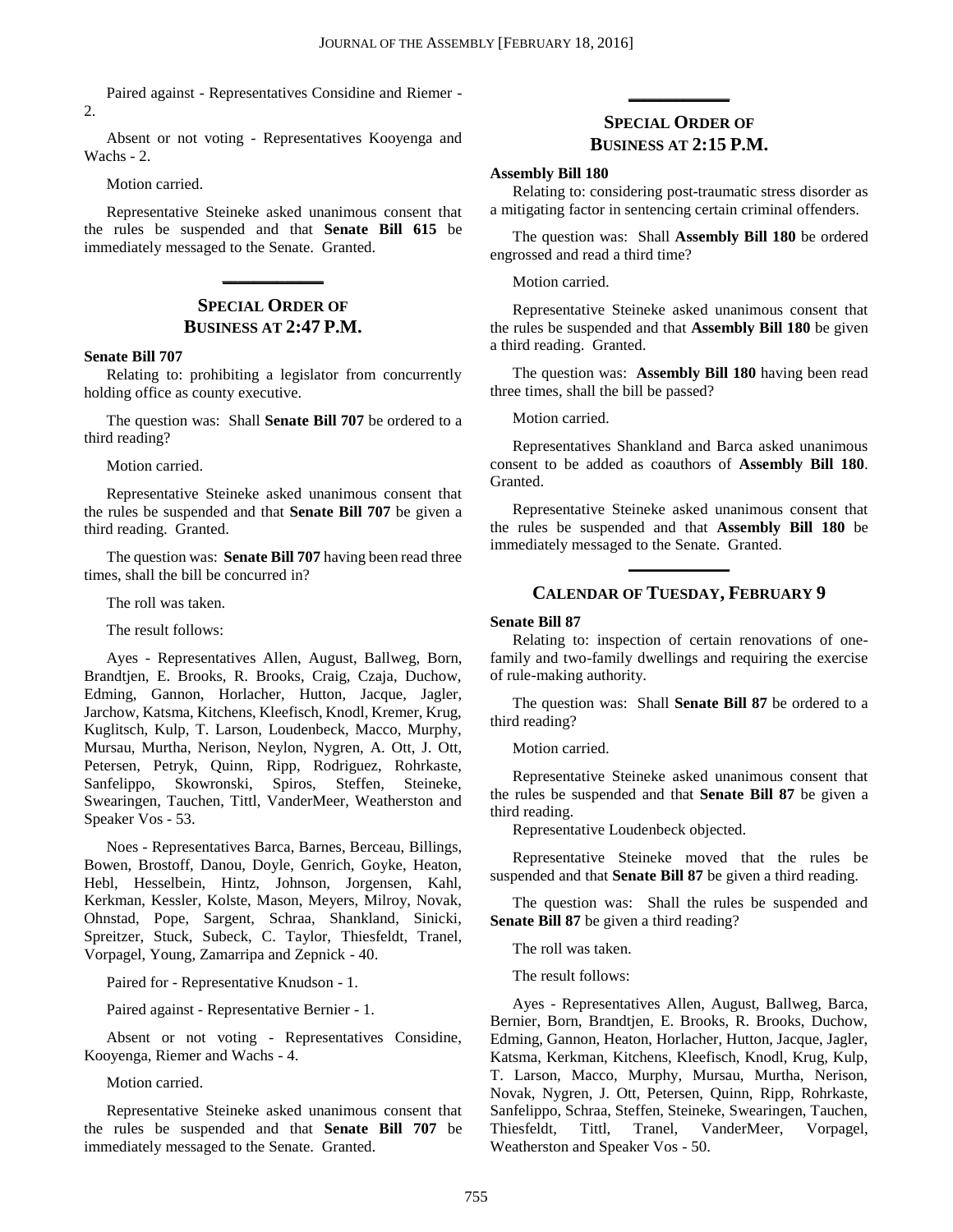Paired against - Representatives Considine and Riemer - 2.

Absent or not voting - Representatives Kooyenga and Wachs - 2.

Motion carried.

Representative Steineke asked unanimous consent that the rules be suspended and that **Senate Bill 615** be immediately messaged to the Senate. Granted.

## SPECIAL ORDER OF BUSINESS AT 2:47 P.M.

**Senate Bill 707**

Relating to: prohibiting a legislator from concurrently holding office as county executive.

The question was: Shall **Senate Bill 707** be ordered to a third reading?

Motion carried.

Representative Steineke asked unanimous consent that the rules be suspended and that **Senate Bill 707** be given a third reading. Granted.

The question was: **Senate Bill 707** having been read three times, shall the bill be concurred in?

The roll was taken.

The result follows:

Ayes - Representatives Allen, August, Ballweg, Born, Brandtjen, E. Brooks, R. Brooks, Craig, Czaja, Duchow, Edming, Gannon, Horlacher, Hutton, Jacque, Jagler, Jarchow, Katsma, Kitchens, Kleefisch, Knodl, Kremer, Krug, Kuglitsch, Kulp, T. Larson, Loudenbeck, Macco, Murphy, Mursau, Murtha, Nerison, Neylon, Nygren, A. Ott, J. Ott, Petersen, Petryk, Quinn, Ripp, Rodriguez, Rohrkaste, Sanfelippo, Skowronski, Spiros, Steffen, Steineke, Swearingen, Tauchen, Tittl, VanderMeer, Weatherston and Speaker Vos - 53.

Noes - Representatives Barca, Barnes, Berceau, Billings, Bowen, Brostoff, Danou, Doyle, Genrich, Goyke, Heaton, Hebl, Hesselbein, Hintz, Johnson, Jorgensen, Kahl, Kerkman, Kessler, Kolste, Mason, Meyers, Milroy, Novak, Ohnstad, Pope, Sargent, Schraa, Shankland, Sinicki, Spreitzer, Stuck, Subeck, C. Taylor, Thiesfeldt, Tranel, Vorpagel, Young, Zamarripa and Zepnick - 40.

Paired for - Representative Knudson - 1.

Paired against - Representative Bernier - 1.

Absent or not voting - Representatives Considine, Kooyenga, Riemer and Wachs - 4.

Motion carried.

Representative Steineke asked unanimous consent that the rules be suspended and that **Senate Bill 707** be immediately messaged to the Senate. Granted.

## SPECIAL ORDER OF BUSINESS AT 2:15 P.M.

**Assembly Bill 180**

Relating to: considering post-traumatic stress disorder as a mitigating factor in sentencing certain criminal offenders.

The question was: Shall **Assembly Bill 180** be ordered engrossed and read a third time?

Motion carried.

Representative Steineke asked unanimous consent that the rules be suspended and that **Assembly Bill 180** be given a third reading. Granted.

The question was: **Assembly Bill 180** having been read three times, shall the bill be passed?

Motion carried.

Representatives Shankland and Barca asked unanimous consent to be added as coauthors of **Assembly Bill 180**. Granted.

Representative Steineke asked unanimous consent that the rules be suspended and that **Assembly Bill 180** be immediately messaged to the Senate. Granted.

## CALENDAR OF TUESDAY, FEBRUARY 9

**Senate Bill 87**

Relating to: inspection of certain renovations of one-family and two-family dwellings and requiring the exercise of rule-making authority.

The question was: Shall **Senate Bill 87** be ordered to a third reading?

Motion carried.

Representative Steineke asked unanimous consent that the rules be suspended and that **Senate Bill 87** be given a third reading.

Representative Loudenbeck objected.

Representative Steineke moved that the rules be suspended and that **Senate Bill 87** be given a third reading.

The question was: Shall the rules be suspended and **Senate Bill 87** be given a third reading?

The roll was taken.

The result follows:

Ayes - Representatives Allen, August, Ballweg, Barca, Bernier, Born, Brandtjen, E. Brooks, R. Brooks, Duchow, Edming, Gannon, Heaton, Horlacher, Hutton, Jacque, Jagler, Katsma, Kerkman, Kitchens, Kleefisch, Knodl, Krug, Kulp, T. Larson, Macco, Murphy, Mursau, Murtha, Nerison, Novak, Nygren, J. Ott, Petersen, Quinn, Ripp, Rohrkaste, Sanfelippo, Schraa, Steffen, Steineke, Swearingen, Tauchen, Thiesfeldt, Tittl, Tranel, VanderMeer, Vorpagel, Weatherston and Speaker Vos - 50.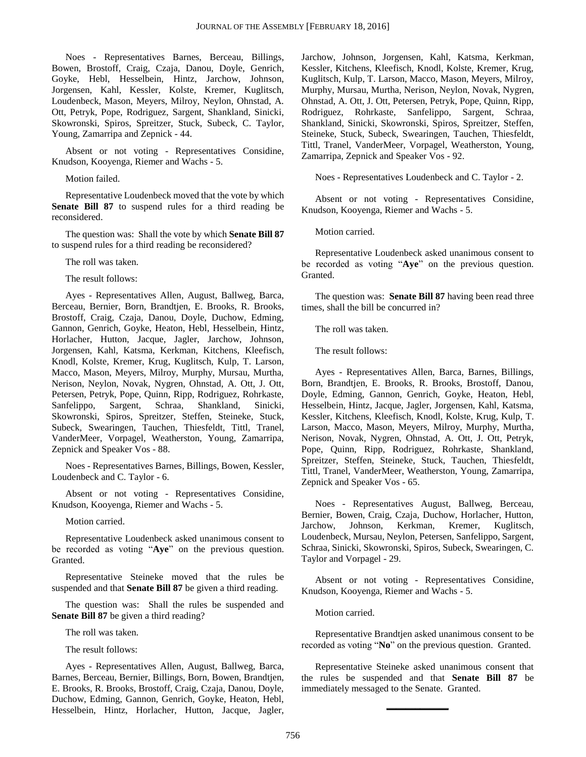Noes - Representatives Barnes, Berceau, Billings, Bowen, Brostoff, Craig, Czaja, Danou, Doyle, Genrich, Goyke, Hebl, Hesselbein, Hintz, Jarchow, Johnson, Jorgensen, Kahl, Kessler, Kolste, Kremer, Kuglitsch, Loudenbeck, Mason, Meyers, Milroy, Neylon, Ohnstad, A. Ott, Petryk, Pope, Rodriguez, Sargent, Shankland, Sinicki, Skowronski, Spiros, Spreitzer, Stuck, Subeck, C. Taylor, Young, Zamarripa and Zepnick - 44.

Absent or not voting - Representatives Considine, Knudson, Kooyenga, Riemer and Wachs - 5.

Motion failed.

Representative Loudenbeck moved that the vote by which **Senate Bill 87** to suspend rules for a third reading be reconsidered.

The question was: Shall the vote by which **Senate Bill 87** to suspend rules for a third reading be reconsidered?

The roll was taken.

The result follows:

Ayes - Representatives Allen, August, Ballweg, Barca, Berceau, Bernier, Born, Brandtjen, E. Brooks, R. Brooks, Brostoff, Craig, Czaja, Danou, Doyle, Duchow, Edming, Gannon, Genrich, Goyke, Heaton, Hebl, Hesselbein, Hintz, Horlacher, Hutton, Jacque, Jagler, Jarchow, Johnson, Jorgensen, Kahl, Katsma, Kerkman, Kitchens, Kleefisch, Knodl, Kolste, Kremer, Krug, Kuglitsch, Kulp, T. Larson, Macco, Mason, Meyers, Milroy, Murphy, Mursau, Murtha, Nerison, Neylon, Novak, Nygren, Ohnstad, A. Ott, J. Ott, Petersen, Petryk, Pope, Quinn, Ripp, Rodriguez, Rohrkaste, Sanfelippo, Sargent, Schraa, Shankland, Sinicki, Skowronski, Spiros, Spreitzer, Steffen, Steineke, Stuck, Subeck, Swearingen, Tauchen, Thiesfeldt, Tittl, Tranel, VanderMeer, Vorpagel, Weatherston, Young, Zamarripa, Zepnick and Speaker Vos - 88.

Noes - Representatives Barnes, Billings, Bowen, Kessler, Loudenbeck and C. Taylor - 6.

Absent or not voting - Representatives Considine, Knudson, Kooyenga, Riemer and Wachs - 5.

Motion carried.

Representative Loudenbeck asked unanimous consent to be recorded as voting "**Aye**" on the previous question. Granted.

Representative Steineke moved that the rules be suspended and that **Senate Bill 87** be given a third reading.

The question was: Shall the rules be suspended and **Senate Bill 87** be given a third reading?

The roll was taken.

The result follows:

Ayes - Representatives Allen, August, Ballweg, Barca, Barnes, Berceau, Bernier, Billings, Born, Bowen, Brandtjen, E. Brooks, R. Brooks, Brostoff, Craig, Czaja, Danou, Doyle, Duchow, Edming, Gannon, Genrich, Goyke, Heaton, Hebl, Hesselbein, Hintz, Horlacher, Hutton, Jacque, Jagler, Jarchow, Johnson, Jorgensen, Kahl, Katsma, Kerkman, Kessler, Kitchens, Kleefisch, Knodl, Kolste, Kremer, Krug, Kuglitsch, Kulp, T. Larson, Macco, Mason, Meyers, Milroy, Murphy, Mursau, Murtha, Nerison, Neylon, Novak, Nygren, Ohnstad, A. Ott, J. Ott, Petersen, Petryk, Pope, Quinn, Ripp, Rodriguez, Rohrkaste, Sanfelippo, Sargent, Schraa, Shankland, Sinicki, Skowronski, Spiros, Spreitzer, Steffen, Steineke, Stuck, Subeck, Swearingen, Tauchen, Thiesfeldt, Tittl, Tranel, VanderMeer, Vorpagel, Weatherston, Young, Zamarripa, Zepnick and Speaker Vos - 92.

Noes - Representatives Loudenbeck and C. Taylor - 2.

Absent or not voting - Representatives Considine, Knudson, Kooyenga, Riemer and Wachs - 5.

Motion carried.

Representative Loudenbeck asked unanimous consent to be recorded as voting "**Aye**" on the previous question. Granted.

The question was: **Senate Bill 87** having been read three times, shall the bill be concurred in?

The roll was taken.

The result follows:

Ayes - Representatives Allen, Barca, Barnes, Billings, Born, Brandtjen, E. Brooks, R. Brooks, Brostoff, Danou, Doyle, Edming, Gannon, Genrich, Goyke, Heaton, Hebl, Hesselbein, Hintz, Jacque, Jagler, Jorgensen, Kahl, Katsma, Kessler, Kitchens, Kleefisch, Knodl, Kolste, Krug, Kulp, T. Larson, Macco, Mason, Meyers, Milroy, Murphy, Murtha, Nerison, Novak, Nygren, Ohnstad, A. Ott, J. Ott, Petryk, Pope, Quinn, Ripp, Rodriguez, Rohrkaste, Shankland, Spreitzer, Steffen, Steineke, Stuck, Tauchen, Thiesfeldt, Tittl, Tranel, VanderMeer, Weatherston, Young, Zamarripa, Zepnick and Speaker Vos - 65.

Noes - Representatives August, Ballweg, Berceau, Bernier, Bowen, Craig, Czaja, Duchow, Horlacher, Hutton, Jarchow, Johnson, Kerkman, Kremer, Kuglitsch, Loudenbeck, Mursau, Neylon, Petersen, Sanfelippo, Sargent, Schraa, Sinicki, Skowronski, Spiros, Subeck, Swearingen, C. Taylor and Vorpagel - 29.

Absent or not voting - Representatives Considine, Knudson, Kooyenga, Riemer and Wachs - 5.

Motion carried.

Representative Brandtjen asked unanimous consent to be recorded as voting "**No**" on the previous question. Granted.

Representative Steineke asked unanimous consent that the rules be suspended and that **Senate Bill 87** be immediately messaged to the Senate. Granted.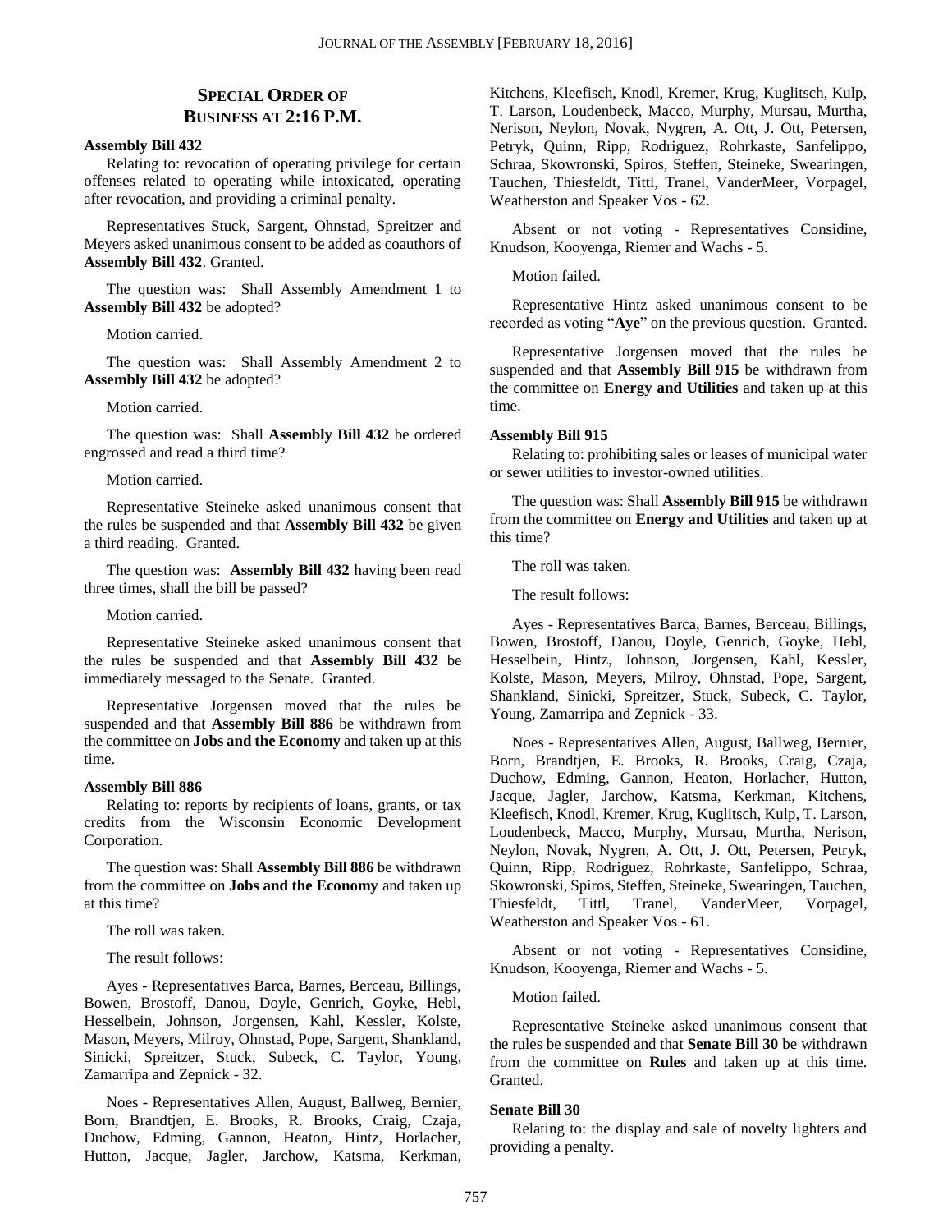## Special Order of Business at 2:16 P.M.

**Assembly Bill 432**

Relating to: revocation of operating privilege for certain offenses related to operating while intoxicated, operating after revocation, and providing a criminal penalty.

Representatives Stuck, Sargent, Ohnstad, Spreitzer and Meyers asked unanimous consent to be added as coauthors of **Assembly Bill 432**. Granted.

The question was: Shall Assembly Amendment 1 to **Assembly Bill 432** be adopted?

Motion carried.

The question was: Shall Assembly Amendment 2 to **Assembly Bill 432** be adopted?

Motion carried.

The question was: Shall **Assembly Bill 432** be ordered engrossed and read a third time?

Motion carried.

Representative Steineke asked unanimous consent that the rules be suspended and that **Assembly Bill 432** be given a third reading. Granted.

The question was: **Assembly Bill 432** having been read three times, shall the bill be passed?

Motion carried.

Representative Steineke asked unanimous consent that the rules be suspended and that **Assembly Bill 432** be immediately messaged to the Senate. Granted.

Representative Jorgensen moved that the rules be suspended and that **Assembly Bill 886** be withdrawn from the committee on **Jobs and the Economy** and taken up at this time.

**Assembly Bill 886**

Relating to: reports by recipients of loans, grants, or tax credits from the Wisconsin Economic Development Corporation.

The question was: Shall **Assembly Bill 886** be withdrawn from the committee on **Jobs and the Economy** and taken up at this time?

The roll was taken.

The result follows:

Ayes - Representatives Barca, Barnes, Berceau, Billings, Bowen, Brostoff, Danou, Doyle, Genrich, Goyke, Hebl, Hesselbein, Johnson, Jorgensen, Kahl, Kessler, Kolste, Mason, Meyers, Milroy, Ohnstad, Pope, Sargent, Shankland, Sinicki, Spreitzer, Stuck, Subeck, C. Taylor, Young, Zamarripa and Zepnick - 32.

Noes - Representatives Allen, August, Ballweg, Bernier, Born, Brandtjen, E. Brooks, R. Brooks, Craig, Czaja, Duchow, Edming, Gannon, Heaton, Hintz, Horlacher, Hutton, Jacque, Jagler, Jarchow, Katsma, Kerkman, Kitchens, Kleefisch, Knodl, Kremer, Krug, Kuglitsch, Kulp, T. Larson, Loudenbeck, Macco, Murphy, Mursau, Murtha, Nerison, Neylon, Novak, Nygren, A. Ott, J. Ott, Petersen, Petryk, Quinn, Ripp, Rodriguez, Rohrkaste, Sanfelippo, Schraa, Skowronski, Spiros, Steffen, Steineke, Swearingen, Tauchen, Thiesfeldt, Tittl, Tranel, VanderMeer, Vorpagel, Weatherston and Speaker Vos - 62.

Absent or not voting - Representatives Considine, Knudson, Kooyenga, Riemer and Wachs - 5.

Motion failed.

Representative Hintz asked unanimous consent to be recorded as voting "**Aye**" on the previous question. Granted.

Representative Jorgensen moved that the rules be suspended and that **Assembly Bill 915** be withdrawn from the committee on **Energy and Utilities** and taken up at this time.

**Assembly Bill 915**

Relating to: prohibiting sales or leases of municipal water or sewer utilities to investor-owned utilities.

The question was: Shall **Assembly Bill 915** be withdrawn from the committee on **Energy and Utilities** and taken up at this time?

The roll was taken.

The result follows:

Ayes - Representatives Barca, Barnes, Berceau, Billings, Bowen, Brostoff, Danou, Doyle, Genrich, Goyke, Hebl, Hesselbein, Hintz, Johnson, Jorgensen, Kahl, Kessler, Kolste, Mason, Meyers, Milroy, Ohnstad, Pope, Sargent, Shankland, Sinicki, Spreitzer, Stuck, Subeck, C. Taylor, Young, Zamarripa and Zepnick - 33.

Noes - Representatives Allen, August, Ballweg, Bernier, Born, Brandtjen, E. Brooks, R. Brooks, Craig, Czaja, Duchow, Edming, Gannon, Heaton, Horlacher, Hutton, Jacque, Jagler, Jarchow, Katsma, Kerkman, Kitchens, Kleefisch, Knodl, Kremer, Krug, Kuglitsch, Kulp, T. Larson, Loudenbeck, Macco, Murphy, Mursau, Murtha, Nerison, Neylon, Novak, Nygren, A. Ott, J. Ott, Petersen, Petryk, Quinn, Ripp, Rodriguez, Rohrkaste, Sanfelippo, Schraa, Skowronski, Spiros, Steffen, Steineke, Swearingen, Tauchen, Thiesfeldt, Tittl, Tranel, VanderMeer, Vorpagel, Weatherston and Speaker Vos - 61.

Absent or not voting - Representatives Considine, Knudson, Kooyenga, Riemer and Wachs - 5.

Motion failed.

Representative Steineke asked unanimous consent that the rules be suspended and that **Senate Bill 30** be withdrawn from the committee on **Rules** and taken up at this time. Granted.

**Senate Bill 30**

Relating to: the display and sale of novelty lighters and providing a penalty.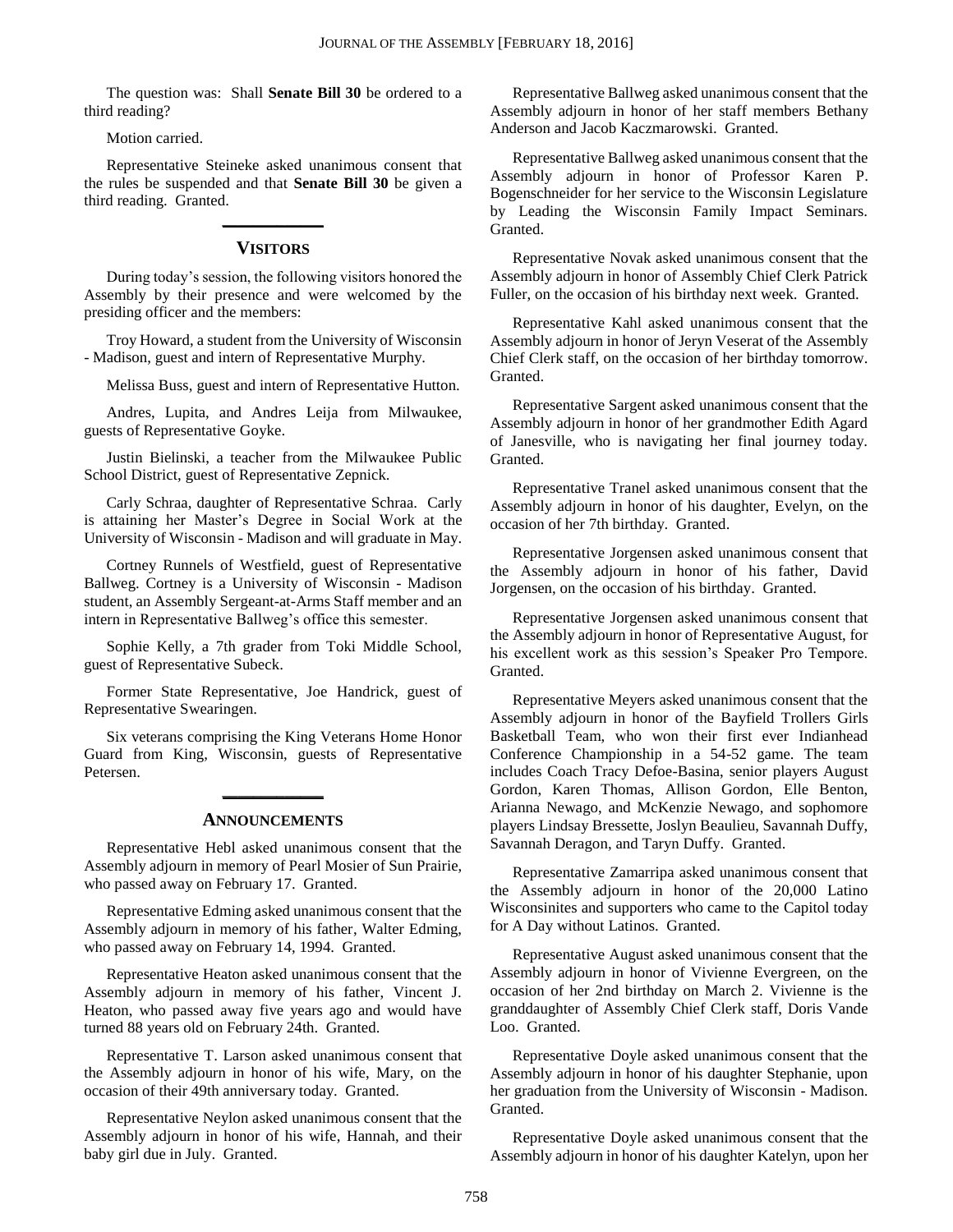The question was: Shall **Senate Bill 30** be ordered to a third reading?

Motion carried.

Representative Steineke asked unanimous consent that the rules be suspended and that **Senate Bill 30** be given a third reading. Granted.

## VISITORS

During today's session, the following visitors honored the Assembly by their presence and were welcomed by the presiding officer and the members:

Troy Howard, a student from the University of Wisconsin - Madison, guest and intern of Representative Murphy.

Melissa Buss, guest and intern of Representative Hutton.

Andres, Lupita, and Andres Leija from Milwaukee, guests of Representative Goyke.

Justin Bielinski, a teacher from the Milwaukee Public School District, guest of Representative Zepnick.

Carly Schraa, daughter of Representative Schraa. Carly is attaining her Master's Degree in Social Work at the University of Wisconsin - Madison and will graduate in May.

Cortney Runnels of Westfield, guest of Representative Ballweg. Cortney is a University of Wisconsin - Madison student, an Assembly Sergeant-at-Arms Staff member and an intern in Representative Ballweg's office this semester.

Sophie Kelly, a 7th grader from Toki Middle School, guest of Representative Subeck.

Former State Representative, Joe Handrick, guest of Representative Swearingen.

Six veterans comprising the King Veterans Home Honor Guard from King, Wisconsin, guests of Representative Petersen.

## ANNOUNCEMENTS

Representative Hebl asked unanimous consent that the Assembly adjourn in memory of Pearl Mosier of Sun Prairie, who passed away on February 17. Granted.

Representative Edming asked unanimous consent that the Assembly adjourn in memory of his father, Walter Edming, who passed away on February 14, 1994. Granted.

Representative Heaton asked unanimous consent that the Assembly adjourn in memory of his father, Vincent J. Heaton, who passed away five years ago and would have turned 88 years old on February 24th. Granted.

Representative T. Larson asked unanimous consent that the Assembly adjourn in honor of his wife, Mary, on the occasion of their 49th anniversary today. Granted.

Representative Neylon asked unanimous consent that the Assembly adjourn in honor of his wife, Hannah, and their baby girl due in July. Granted.

Representative Ballweg asked unanimous consent that the Assembly adjourn in honor of her staff members Bethany Anderson and Jacob Kaczmarowski. Granted.

Representative Ballweg asked unanimous consent that the Assembly adjourn in honor of Professor Karen P. Bogenschneider for her service to the Wisconsin Legislature by Leading the Wisconsin Family Impact Seminars. Granted.

Representative Novak asked unanimous consent that the Assembly adjourn in honor of Assembly Chief Clerk Patrick Fuller, on the occasion of his birthday next week. Granted.

Representative Kahl asked unanimous consent that the Assembly adjourn in honor of Jeryn Veserat of the Assembly Chief Clerk staff, on the occasion of her birthday tomorrow. Granted.

Representative Sargent asked unanimous consent that the Assembly adjourn in honor of her grandmother Edith Agard of Janesville, who is navigating her final journey today. Granted.

Representative Tranel asked unanimous consent that the Assembly adjourn in honor of his daughter, Evelyn, on the occasion of her 7th birthday. Granted.

Representative Jorgensen asked unanimous consent that the Assembly adjourn in honor of his father, David Jorgensen, on the occasion of his birthday. Granted.

Representative Jorgensen asked unanimous consent that the Assembly adjourn in honor of Representative August, for his excellent work as this session's Speaker Pro Tempore. Granted.

Representative Meyers asked unanimous consent that the Assembly adjourn in honor of the Bayfield Trollers Girls Basketball Team, who won their first ever Indianhead Conference Championship in a 54-52 game. The team includes Coach Tracy Defoe-Basina, senior players August Gordon, Karen Thomas, Allison Gordon, Elle Benton, Arianna Newago, and McKenzie Newago, and sophomore players Lindsay Bressette, Joslyn Beaulieu, Savannah Duffy, Savannah Deragon, and Taryn Duffy. Granted.

Representative Zamarripa asked unanimous consent that the Assembly adjourn in honor of the 20,000 Latino Wisconsinites and supporters who came to the Capitol today for A Day without Latinos. Granted.

Representative August asked unanimous consent that the Assembly adjourn in honor of Vivienne Evergreen, on the occasion of her 2nd birthday on March 2. Vivienne is the granddaughter of Assembly Chief Clerk staff, Doris Vande Loo. Granted.

Representative Doyle asked unanimous consent that the Assembly adjourn in honor of his daughter Stephanie, upon her graduation from the University of Wisconsin - Madison. Granted.

Representative Doyle asked unanimous consent that the Assembly adjourn in honor of his daughter Katelyn, upon her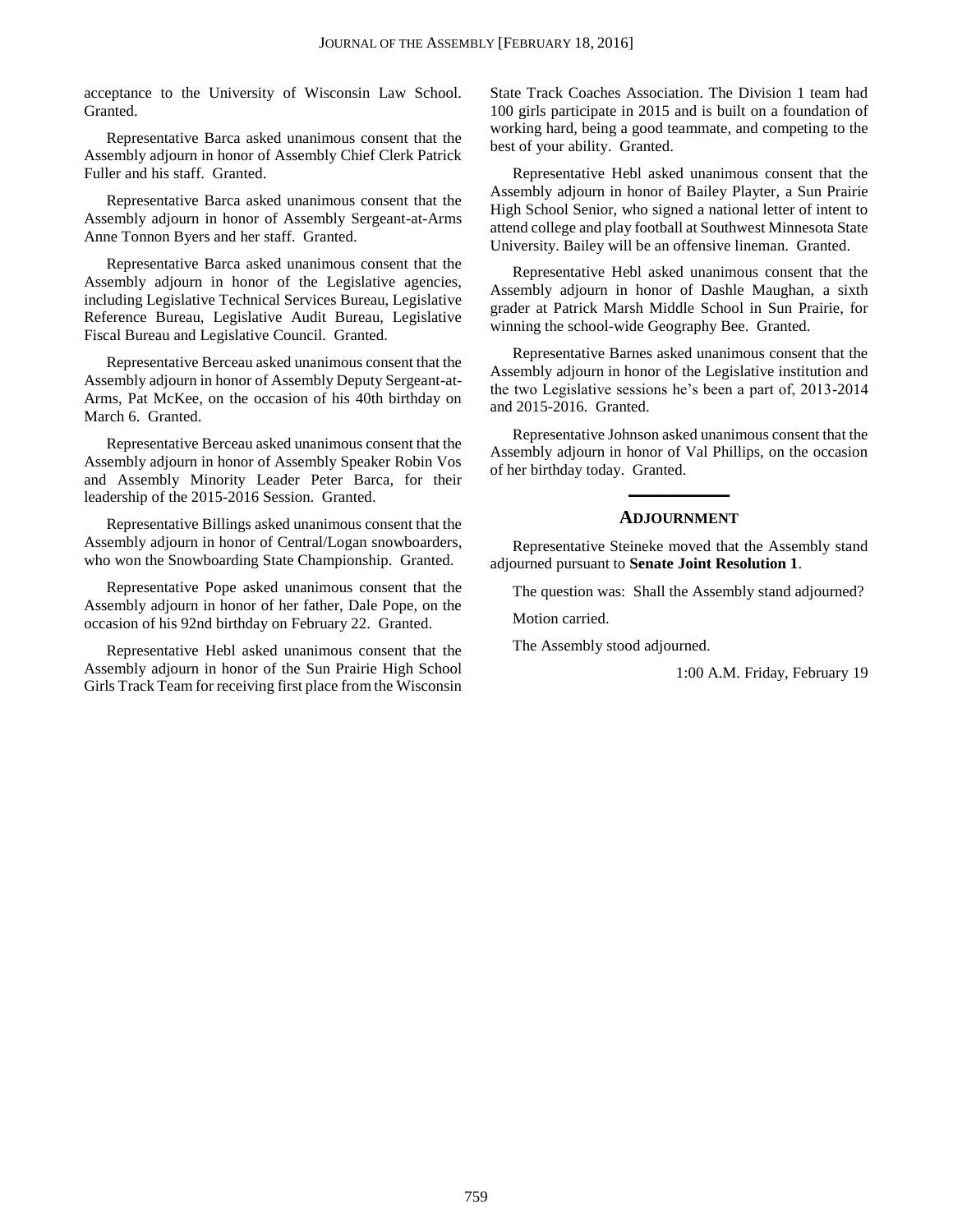acceptance to the University of Wisconsin Law School. Granted.

Representative Barca asked unanimous consent that the Assembly adjourn in honor of Assembly Chief Clerk Patrick Fuller and his staff. Granted.

Representative Barca asked unanimous consent that the Assembly adjourn in honor of Assembly Sergeant-at-Arms Anne Tonnon Byers and her staff. Granted.

Representative Barca asked unanimous consent that the Assembly adjourn in honor of the Legislative agencies, including Legislative Technical Services Bureau, Legislative Reference Bureau, Legislative Audit Bureau, Legislative Fiscal Bureau and Legislative Council. Granted.

Representative Berceau asked unanimous consent that the Assembly adjourn in honor of Assembly Deputy Sergeant-at-Arms, Pat McKee, on the occasion of his 40th birthday on March 6. Granted.

Representative Berceau asked unanimous consent that the Assembly adjourn in honor of Assembly Speaker Robin Vos and Assembly Minority Leader Peter Barca, for their leadership of the 2015-2016 Session. Granted.

Representative Billings asked unanimous consent that the Assembly adjourn in honor of Central/Logan snowboarders, who won the Snowboarding State Championship. Granted.

Representative Pope asked unanimous consent that the Assembly adjourn in honor of her father, Dale Pope, on the occasion of his 92nd birthday on February 22. Granted.

Representative Hebl asked unanimous consent that the Assembly adjourn in honor of the Sun Prairie High School Girls Track Team for receiving first place from the Wisconsin State Track Coaches Association. The Division 1 team had 100 girls participate in 2015 and is built on a foundation of working hard, being a good teammate, and competing to the best of your ability. Granted.

Representative Hebl asked unanimous consent that the Assembly adjourn in honor of Bailey Playter, a Sun Prairie High School Senior, who signed a national letter of intent to attend college and play football at Southwest Minnesota State University. Bailey will be an offensive lineman. Granted.

Representative Hebl asked unanimous consent that the Assembly adjourn in honor of Dashle Maughan, a sixth grader at Patrick Marsh Middle School in Sun Prairie, for winning the school-wide Geography Bee. Granted.

Representative Barnes asked unanimous consent that the Assembly adjourn in honor of the Legislative institution and the two Legislative sessions he's been a part of, 2013-2014 and 2015-2016. Granted.

Representative Johnson asked unanimous consent that the Assembly adjourn in honor of Val Phillips, on the occasion of her birthday today. Granted.

## ADJOURNMENT

Representative Steineke moved that the Assembly stand adjourned pursuant to **Senate Joint Resolution 1**.

The question was: Shall the Assembly stand adjourned?

Motion carried.

The Assembly stood adjourned.

1:00 A.M. Friday, February 19